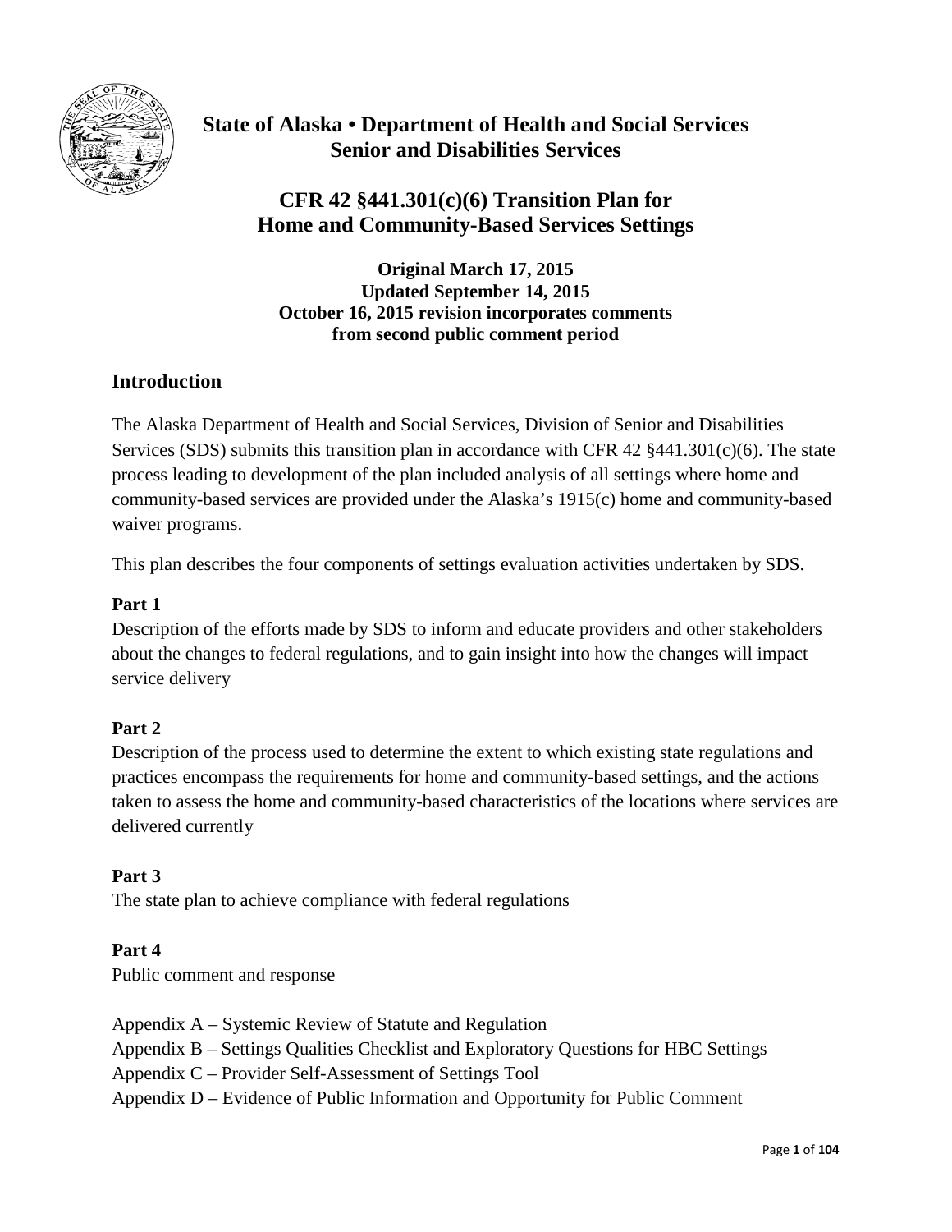# State of Alaska • Department of Health and Social Services
## Senior and Disabilities Services

## CFR 42 §441.301(c)(6) Transition Plan for Home and Community-Based Services Settings

**Original March 17, 2015**
**Updated September 14, 2015**
**October 16, 2015 revision incorporates comments from second public comment period**

## Introduction

The Alaska Department of Health and Social Services, Division of Senior and Disabilities Services (SDS) submits this transition plan in accordance with CFR 42 §441.301(c)(6). The state process leading to development of the plan included analysis of all settings where home and community-based services are provided under the Alaska's 1915(c) home and community-based waiver programs.

This plan describes the four components of settings evaluation activities undertaken by SDS.

### Part 1

Description of the efforts made by SDS to inform and educate providers and other stakeholders about the changes to federal regulations, and to gain insight into how the changes will impact service delivery

### Part 2

Description of the process used to determine the extent to which existing state regulations and practices encompass the requirements for home and community-based settings, and the actions taken to assess the home and community-based characteristics of the locations where services are delivered currently

### Part 3

The state plan to achieve compliance with federal regulations

### Part 4

Public comment and response

Appendix A – Systemic Review of Statute and Regulation
Appendix B – Settings Qualities Checklist and Exploratory Questions for HBC Settings
Appendix C – Provider Self-Assessment of Settings Tool
Appendix D – Evidence of Public Information and Opportunity for Public Comment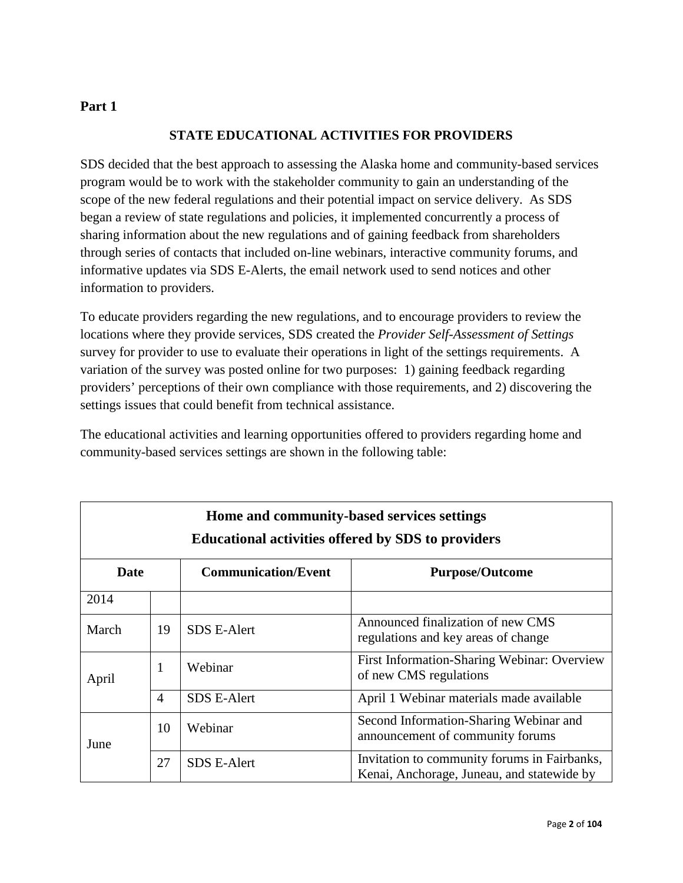**Part 1**

**STATE EDUCATIONAL ACTIVITIES FOR PROVIDERS**

SDS decided that the best approach to assessing the Alaska home and community-based services program would be to work with the stakeholder community to gain an understanding of the scope of the new federal regulations and their potential impact on service delivery. As SDS began a review of state regulations and policies, it implemented concurrently a process of sharing information about the new regulations and of gaining feedback from shareholders through series of contacts that included on-line webinars, interactive community forums, and informative updates via SDS E-Alerts, the email network used to send notices and other information to providers.

To educate providers regarding the new regulations, and to encourage providers to review the locations where they provide services, SDS created the *Provider Self-Assessment of Settings* survey for provider to use to evaluate their operations in light of the settings requirements. A variation of the survey was posted online for two purposes: 1) gaining feedback regarding providers' perceptions of their own compliance with those requirements, and 2) discovering the settings issues that could benefit from technical assistance.

The educational activities and learning opportunities offered to providers regarding home and community-based services settings are shown in the following table:

| **Home and community-based services settings<br>Educational activities offered by SDS to providers** | | | |
|---|---|---|---|
| **Date** | | **Communication/Event** | **Purpose/Outcome** |
| 2014 | | | |
| March | 19 | SDS E-Alert | Announced finalization of new CMS regulations and key areas of change |
| April | 1 | Webinar | First Information-Sharing Webinar: Overview of new CMS regulations |
| | 4 | SDS E-Alert | April 1 Webinar materials made available |
| June | 10 | Webinar | Second Information-Sharing Webinar and announcement of community forums |
| | 27 | SDS E-Alert | Invitation to community forums in Fairbanks, Kenai, Anchorage, Juneau, and statewide by |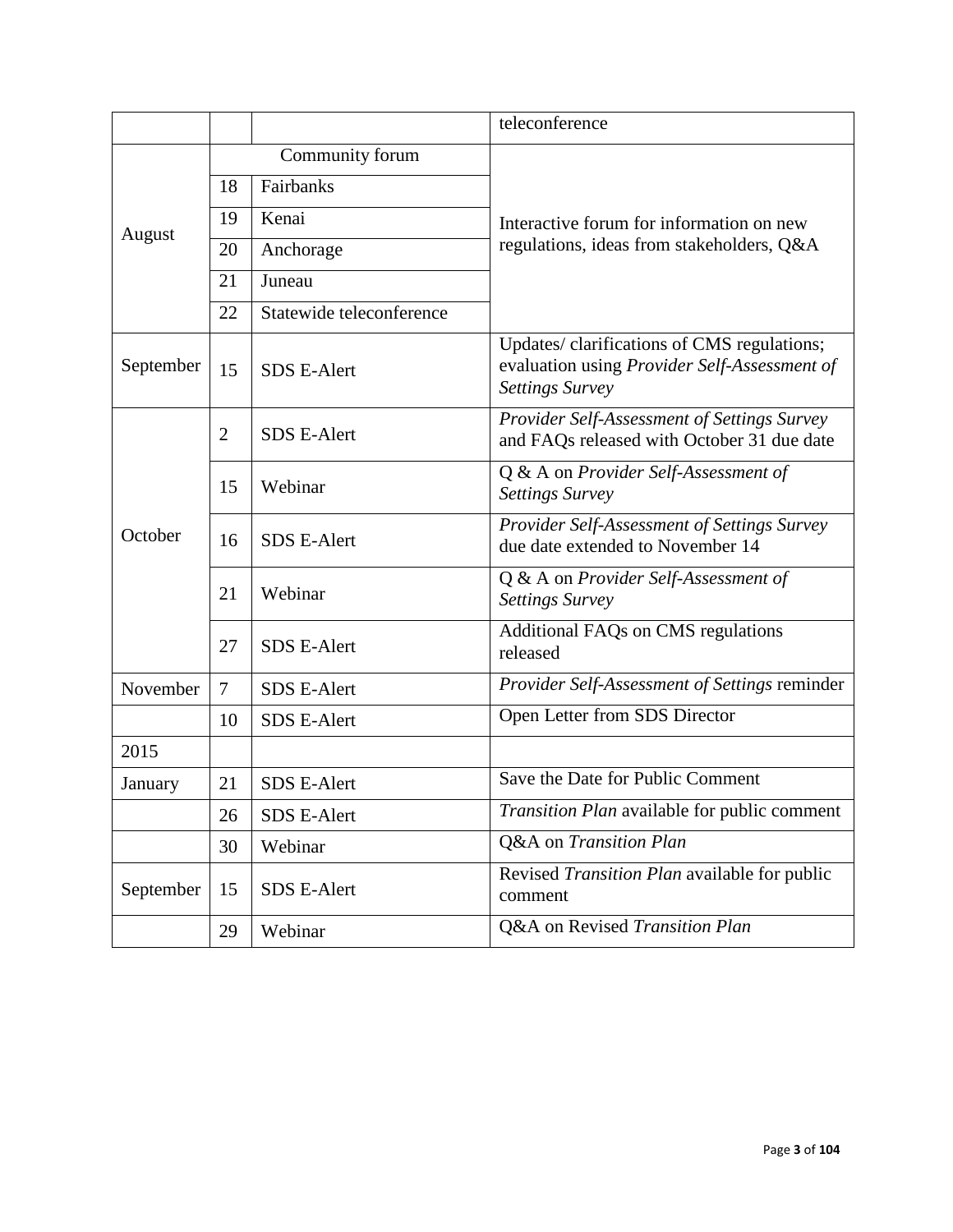| | | | teleconference |
|---|---|---|---|
| August | Community forum | | Interactive forum for information on new regulations, ideas from stakeholders, Q&A |
| | 18 | Fairbanks | |
| | 19 | Kenai | |
| | 20 | Anchorage | |
| | 21 | Juneau | |
| | 22 | Statewide teleconference | |
| September | 15 | SDS E-Alert | Updates/ clarifications of CMS regulations; evaluation using *Provider Self-Assessment of Settings Survey* |
| October | 2 | SDS E-Alert | *Provider Self-Assessment of Settings Survey* and FAQs released with October 31 due date |
| | 15 | Webinar | Q & A on *Provider Self-Assessment of Settings Survey* |
| | 16 | SDS E-Alert | *Provider Self-Assessment of Settings Survey* due date extended to November 14 |
| | 21 | Webinar | Q & A on *Provider Self-Assessment of Settings Survey* |
| | 27 | SDS E-Alert | Additional FAQs on CMS regulations released |
| November | 7 | SDS E-Alert | *Provider Self-Assessment of Settings* reminder |
| | 10 | SDS E-Alert | Open Letter from SDS Director |
| 2015 | | | |
| January | 21 | SDS E-Alert | Save the Date for Public Comment |
| | 26 | SDS E-Alert | *Transition Plan* available for public comment |
| | 30 | Webinar | Q&A on *Transition Plan* |
| September | 15 | SDS E-Alert | Revised *Transition Plan* available for public comment |
| | 29 | Webinar | Q&A on Revised *Transition Plan* |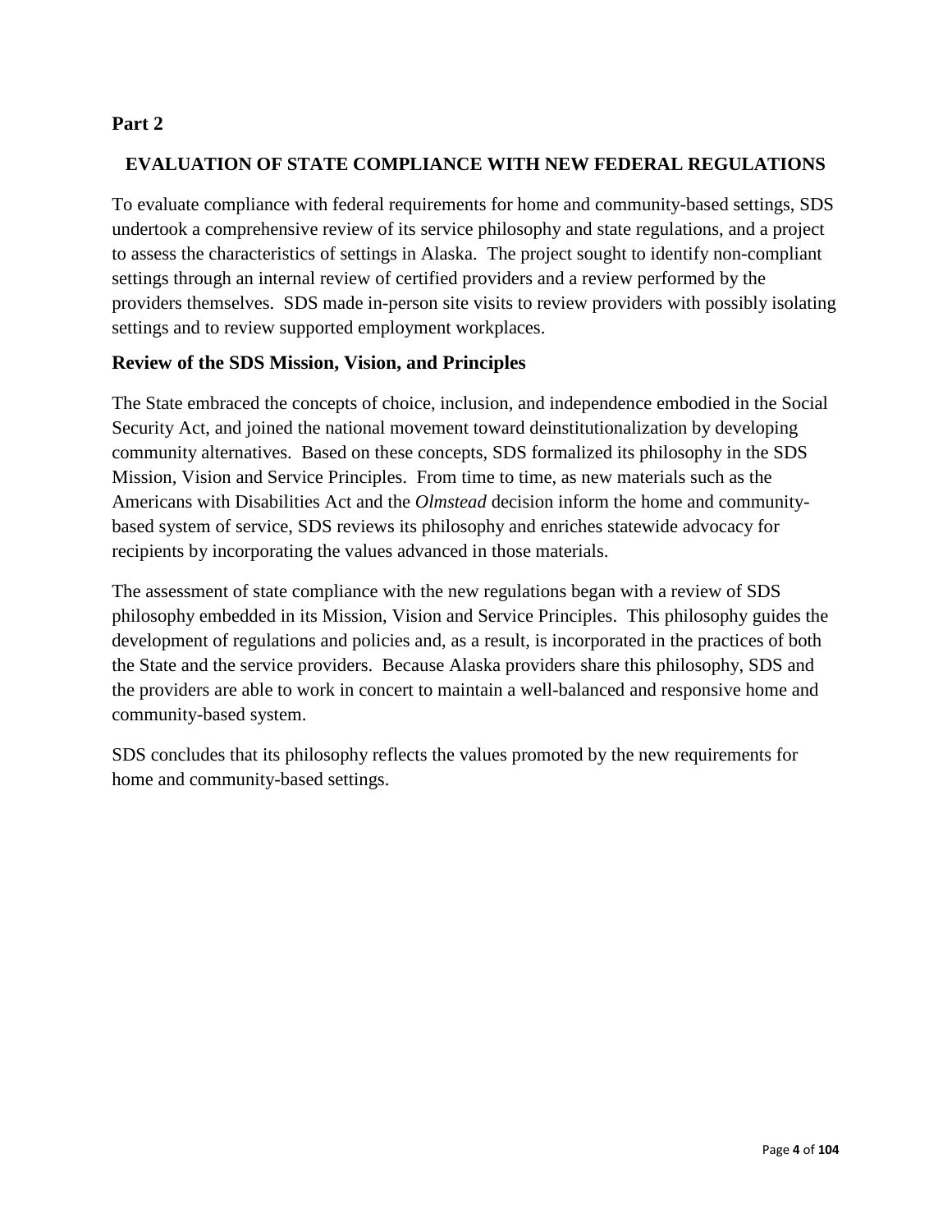**Part 2**

## EVALUATION OF STATE COMPLIANCE WITH NEW FEDERAL REGULATIONS

To evaluate compliance with federal requirements for home and community-based settings, SDS undertook a comprehensive review of its service philosophy and state regulations, and a project to assess the characteristics of settings in Alaska. The project sought to identify non-compliant settings through an internal review of certified providers and a review performed by the providers themselves. SDS made in-person site visits to review providers with possibly isolating settings and to review supported employment workplaces.

### Review of the SDS Mission, Vision, and Principles

The State embraced the concepts of choice, inclusion, and independence embodied in the Social Security Act, and joined the national movement toward deinstitutionalization by developing community alternatives. Based on these concepts, SDS formalized its philosophy in the SDS Mission, Vision and Service Principles. From time to time, as new materials such as the Americans with Disabilities Act and the *Olmstead* decision inform the home and community-based system of service, SDS reviews its philosophy and enriches statewide advocacy for recipients by incorporating the values advanced in those materials.

The assessment of state compliance with the new regulations began with a review of SDS philosophy embedded in its Mission, Vision and Service Principles. This philosophy guides the development of regulations and policies and, as a result, is incorporated in the practices of both the State and the service providers. Because Alaska providers share this philosophy, SDS and the providers are able to work in concert to maintain a well-balanced and responsive home and community-based system.

SDS concludes that its philosophy reflects the values promoted by the new requirements for home and community-based settings.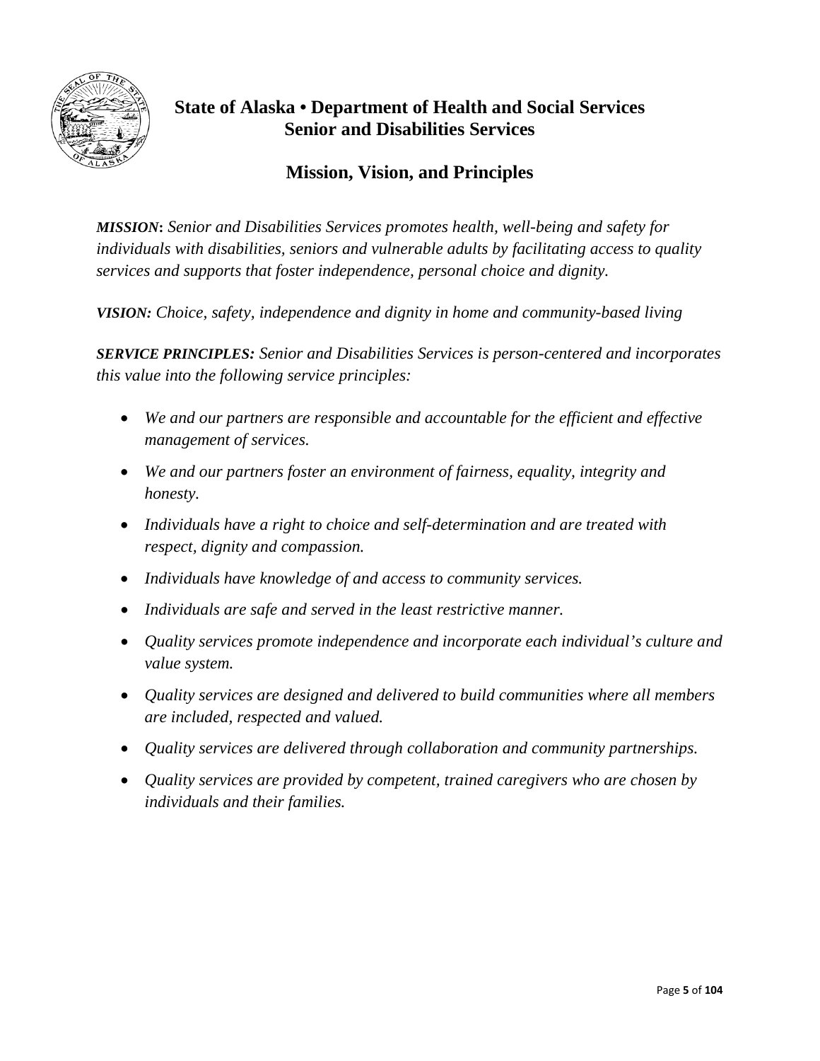# State of Alaska • Department of Health and Social Services
## Senior and Disabilities Services

## Mission, Vision, and Principles

***MISSION*****:** *Senior and Disabilities Services promotes health, well-being and safety for individuals with disabilities, seniors and vulnerable adults by facilitating access to quality services and supports that foster independence, personal choice and dignity.*

***VISION:*** *Choice, safety, independence and dignity in home and community-based living*

***SERVICE PRINCIPLES:*** *Senior and Disabilities Services is person-centered and incorporates this value into the following service principles:*

- *We and our partners are responsible and accountable for the efficient and effective management of services.*
- *We and our partners foster an environment of fairness, equality, integrity and honesty.*
- *Individuals have a right to choice and self-determination and are treated with respect, dignity and compassion.*
- *Individuals have knowledge of and access to community services.*
- *Individuals are safe and served in the least restrictive manner.*
- *Quality services promote independence and incorporate each individual's culture and value system.*
- *Quality services are designed and delivered to build communities where all members are included, respected and valued.*
- *Quality services are delivered through collaboration and community partnerships.*
- *Quality services are provided by competent, trained caregivers who are chosen by individuals and their families.*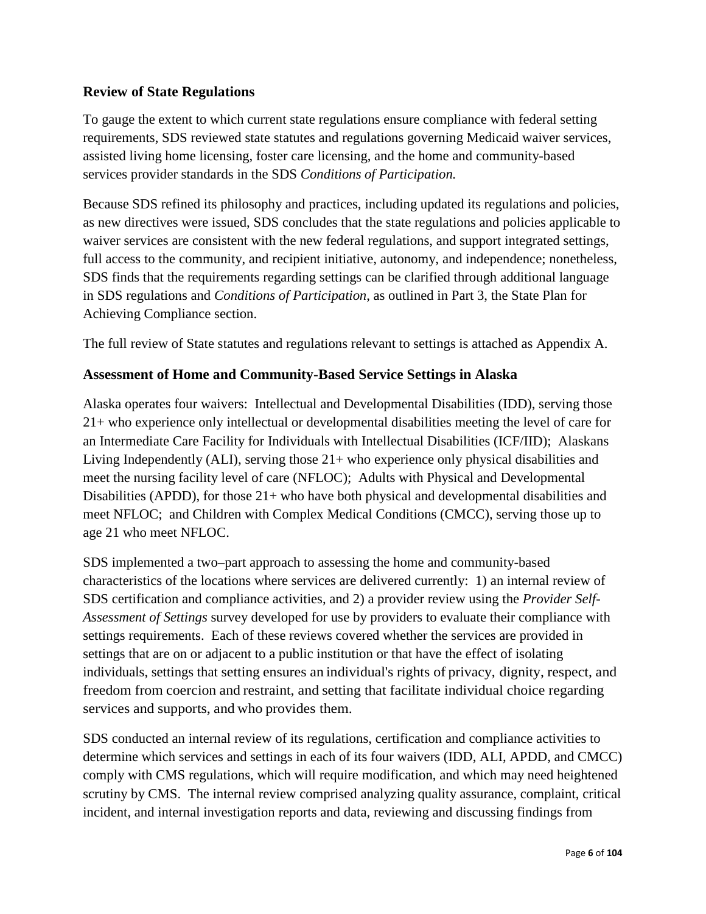### Review of State Regulations

To gauge the extent to which current state regulations ensure compliance with federal setting requirements, SDS reviewed state statutes and regulations governing Medicaid waiver services, assisted living home licensing, foster care licensing, and the home and community-based services provider standards in the SDS *Conditions of Participation.*

Because SDS refined its philosophy and practices, including updated its regulations and policies, as new directives were issued, SDS concludes that the state regulations and policies applicable to waiver services are consistent with the new federal regulations, and support integrated settings, full access to the community, and recipient initiative, autonomy, and independence; nonetheless, SDS finds that the requirements regarding settings can be clarified through additional language in SDS regulations and *Conditions of Participation*, as outlined in Part 3, the State Plan for Achieving Compliance section.

The full review of State statutes and regulations relevant to settings is attached as Appendix A.

### Assessment of Home and Community-Based Service Settings in Alaska

Alaska operates four waivers: Intellectual and Developmental Disabilities (IDD), serving those 21+ who experience only intellectual or developmental disabilities meeting the level of care for an Intermediate Care Facility for Individuals with Intellectual Disabilities (ICF/IID); Alaskans Living Independently (ALI), serving those 21+ who experience only physical disabilities and meet the nursing facility level of care (NFLOC); Adults with Physical and Developmental Disabilities (APDD), for those 21+ who have both physical and developmental disabilities and meet NFLOC; and Children with Complex Medical Conditions (CMCC), serving those up to age 21 who meet NFLOC.

SDS implemented a two–part approach to assessing the home and community-based characteristics of the locations where services are delivered currently: 1) an internal review of SDS certification and compliance activities, and 2) a provider review using the *Provider Self-Assessment of Settings* survey developed for use by providers to evaluate their compliance with settings requirements. Each of these reviews covered whether the services are provided in settings that are on or adjacent to a public institution or that have the effect of isolating individuals, settings that setting ensures an individual's rights of privacy, dignity, respect, and freedom from coercion and restraint, and setting that facilitate individual choice regarding services and supports, and who provides them.

SDS conducted an internal review of its regulations, certification and compliance activities to determine which services and settings in each of its four waivers (IDD, ALI, APDD, and CMCC) comply with CMS regulations, which will require modification, and which may need heightened scrutiny by CMS. The internal review comprised analyzing quality assurance, complaint, critical incident, and internal investigation reports and data, reviewing and discussing findings from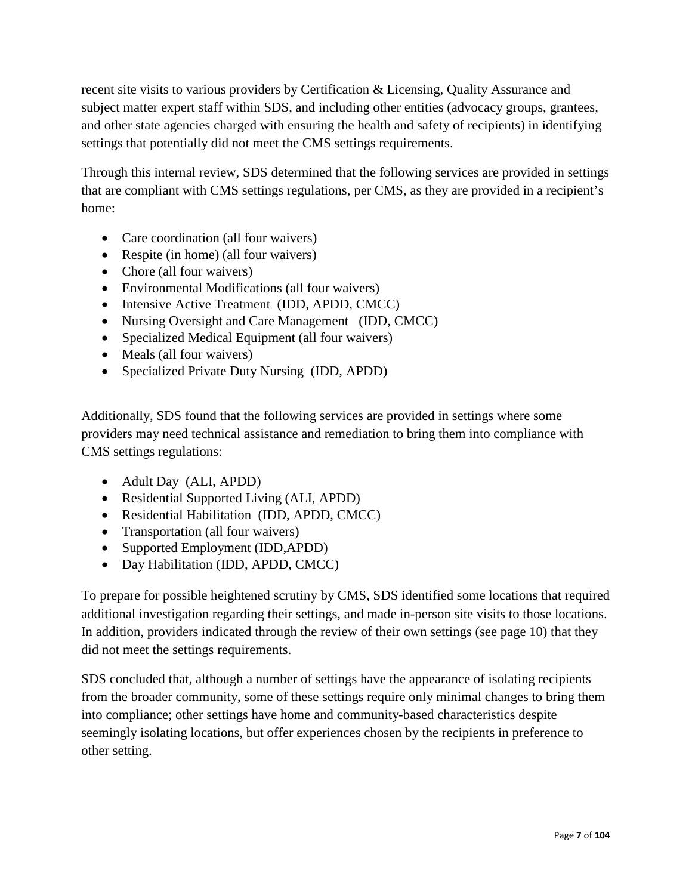recent site visits to various providers by Certification & Licensing, Quality Assurance and subject matter expert staff within SDS, and including other entities (advocacy groups, grantees, and other state agencies charged with ensuring the health and safety of recipients) in identifying settings that potentially did not meet the CMS settings requirements.

Through this internal review, SDS determined that the following services are provided in settings that are compliant with CMS settings regulations, per CMS, as they are provided in a recipient's home:

- Care coordination (all four waivers)
- Respite (in home) (all four waivers)
- Chore (all four waivers)
- Environmental Modifications (all four waivers)
- Intensive Active Treatment (IDD, APDD, CMCC)
- Nursing Oversight and Care Management (IDD, CMCC)
- Specialized Medical Equipment (all four waivers)
- Meals (all four waivers)
- Specialized Private Duty Nursing (IDD, APDD)

Additionally, SDS found that the following services are provided in settings where some providers may need technical assistance and remediation to bring them into compliance with CMS settings regulations:

- Adult Day (ALI, APDD)
- Residential Supported Living (ALI, APDD)
- Residential Habilitation (IDD, APDD, CMCC)
- Transportation (all four waivers)
- Supported Employment (IDD,APDD)
- Day Habilitation (IDD, APDD, CMCC)

To prepare for possible heightened scrutiny by CMS, SDS identified some locations that required additional investigation regarding their settings, and made in-person site visits to those locations. In addition, providers indicated through the review of their own settings (see page 10) that they did not meet the settings requirements.

SDS concluded that, although a number of settings have the appearance of isolating recipients from the broader community, some of these settings require only minimal changes to bring them into compliance; other settings have home and community-based characteristics despite seemingly isolating locations, but offer experiences chosen by the recipients in preference to other setting.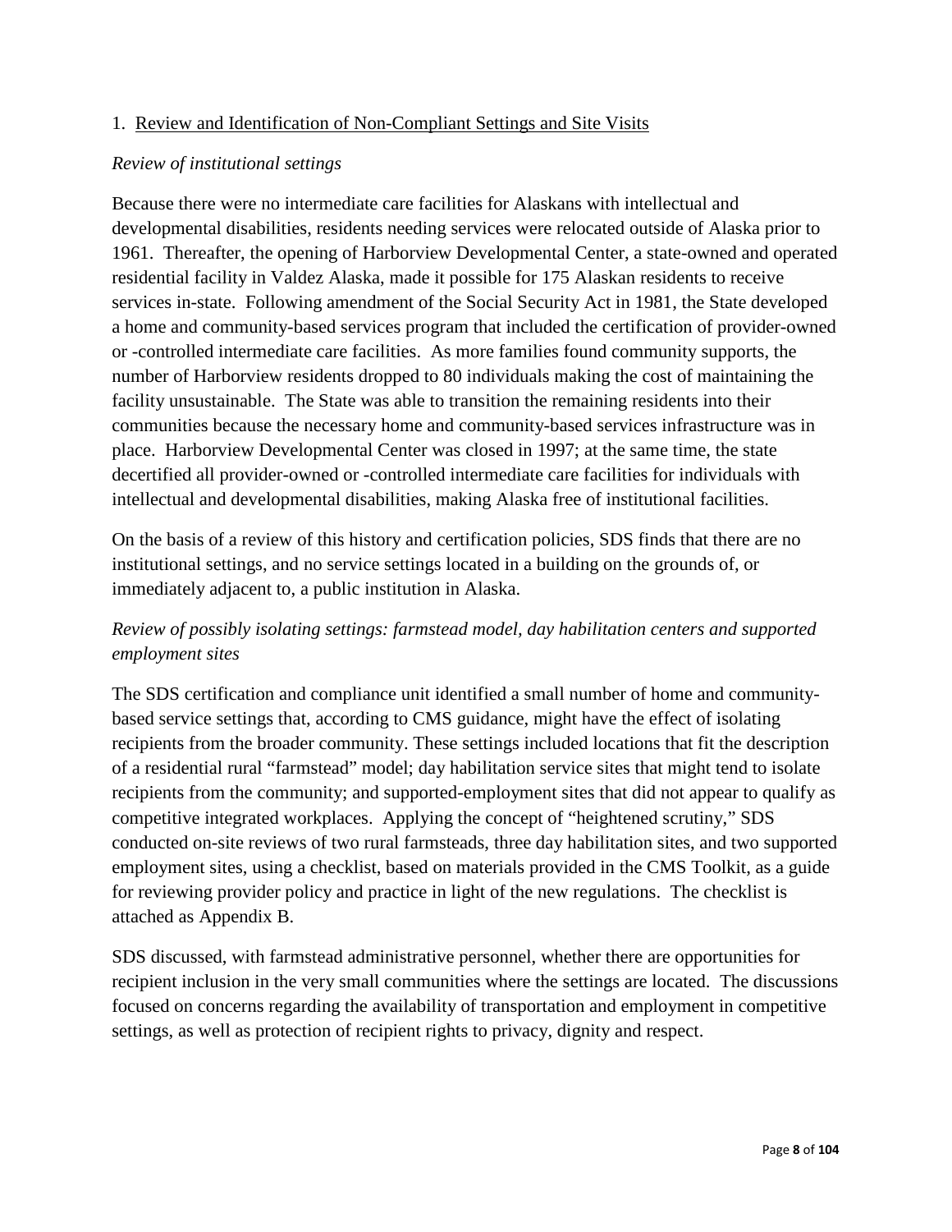1. <u>Review and Identification of Non-Compliant Settings and Site Visits</u>

*Review of institutional settings*

Because there were no intermediate care facilities for Alaskans with intellectual and developmental disabilities, residents needing services were relocated outside of Alaska prior to 1961. Thereafter, the opening of Harborview Developmental Center, a state-owned and operated residential facility in Valdez Alaska, made it possible for 175 Alaskan residents to receive services in-state. Following amendment of the Social Security Act in 1981, the State developed a home and community-based services program that included the certification of provider-owned or -controlled intermediate care facilities. As more families found community supports, the number of Harborview residents dropped to 80 individuals making the cost of maintaining the facility unsustainable. The State was able to transition the remaining residents into their communities because the necessary home and community-based services infrastructure was in place. Harborview Developmental Center was closed in 1997; at the same time, the state decertified all provider-owned or -controlled intermediate care facilities for individuals with intellectual and developmental disabilities, making Alaska free of institutional facilities.

On the basis of a review of this history and certification policies, SDS finds that there are no institutional settings, and no service settings located in a building on the grounds of, or immediately adjacent to, a public institution in Alaska.

*Review of possibly isolating settings: farmstead model, day habilitation centers and supported employment sites*

The SDS certification and compliance unit identified a small number of home and community-based service settings that, according to CMS guidance, might have the effect of isolating recipients from the broader community. These settings included locations that fit the description of a residential rural "farmstead" model; day habilitation service sites that might tend to isolate recipients from the community; and supported-employment sites that did not appear to qualify as competitive integrated workplaces. Applying the concept of "heightened scrutiny," SDS conducted on-site reviews of two rural farmsteads, three day habilitation sites, and two supported employment sites, using a checklist, based on materials provided in the CMS Toolkit, as a guide for reviewing provider policy and practice in light of the new regulations. The checklist is attached as Appendix B.

SDS discussed, with farmstead administrative personnel, whether there are opportunities for recipient inclusion in the very small communities where the settings are located. The discussions focused on concerns regarding the availability of transportation and employment in competitive settings, as well as protection of recipient rights to privacy, dignity and respect.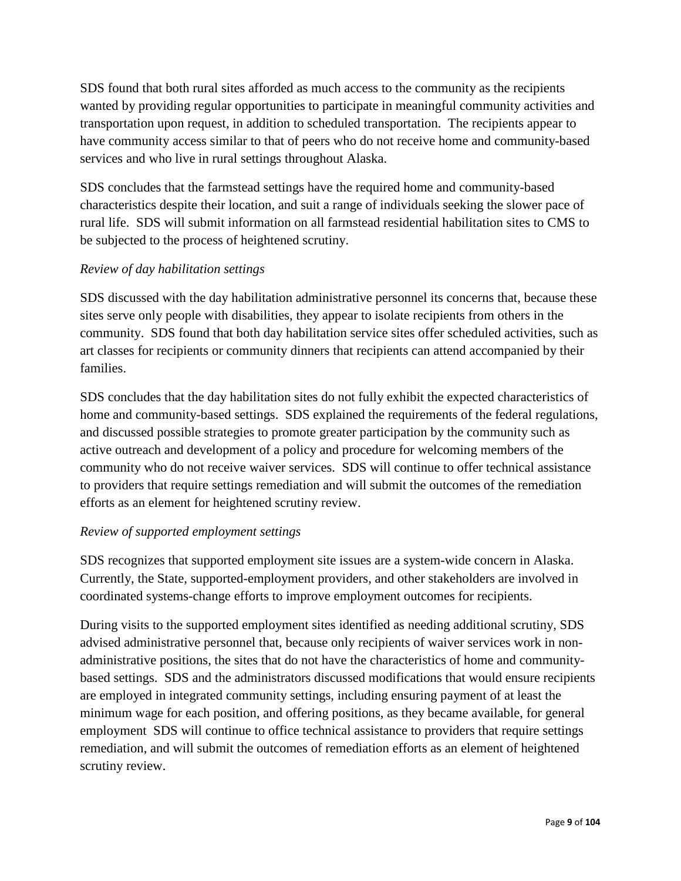SDS found that both rural sites afforded as much access to the community as the recipients wanted by providing regular opportunities to participate in meaningful community activities and transportation upon request, in addition to scheduled transportation. The recipients appear to have community access similar to that of peers who do not receive home and community-based services and who live in rural settings throughout Alaska.

SDS concludes that the farmstead settings have the required home and community-based characteristics despite their location, and suit a range of individuals seeking the slower pace of rural life. SDS will submit information on all farmstead residential habilitation sites to CMS to be subjected to the process of heightened scrutiny.

*Review of day habilitation settings*

SDS discussed with the day habilitation administrative personnel its concerns that, because these sites serve only people with disabilities, they appear to isolate recipients from others in the community. SDS found that both day habilitation service sites offer scheduled activities, such as art classes for recipients or community dinners that recipients can attend accompanied by their families.

SDS concludes that the day habilitation sites do not fully exhibit the expected characteristics of home and community-based settings. SDS explained the requirements of the federal regulations, and discussed possible strategies to promote greater participation by the community such as active outreach and development of a policy and procedure for welcoming members of the community who do not receive waiver services. SDS will continue to offer technical assistance to providers that require settings remediation and will submit the outcomes of the remediation efforts as an element for heightened scrutiny review.

*Review of supported employment settings*

SDS recognizes that supported employment site issues are a system-wide concern in Alaska. Currently, the State, supported-employment providers, and other stakeholders are involved in coordinated systems-change efforts to improve employment outcomes for recipients.

During visits to the supported employment sites identified as needing additional scrutiny, SDS advised administrative personnel that, because only recipients of waiver services work in non-administrative positions, the sites that do not have the characteristics of home and community-based settings. SDS and the administrators discussed modifications that would ensure recipients are employed in integrated community settings, including ensuring payment of at least the minimum wage for each position, and offering positions, as they became available, for general employment SDS will continue to office technical assistance to providers that require settings remediation, and will submit the outcomes of remediation efforts as an element of heightened scrutiny review.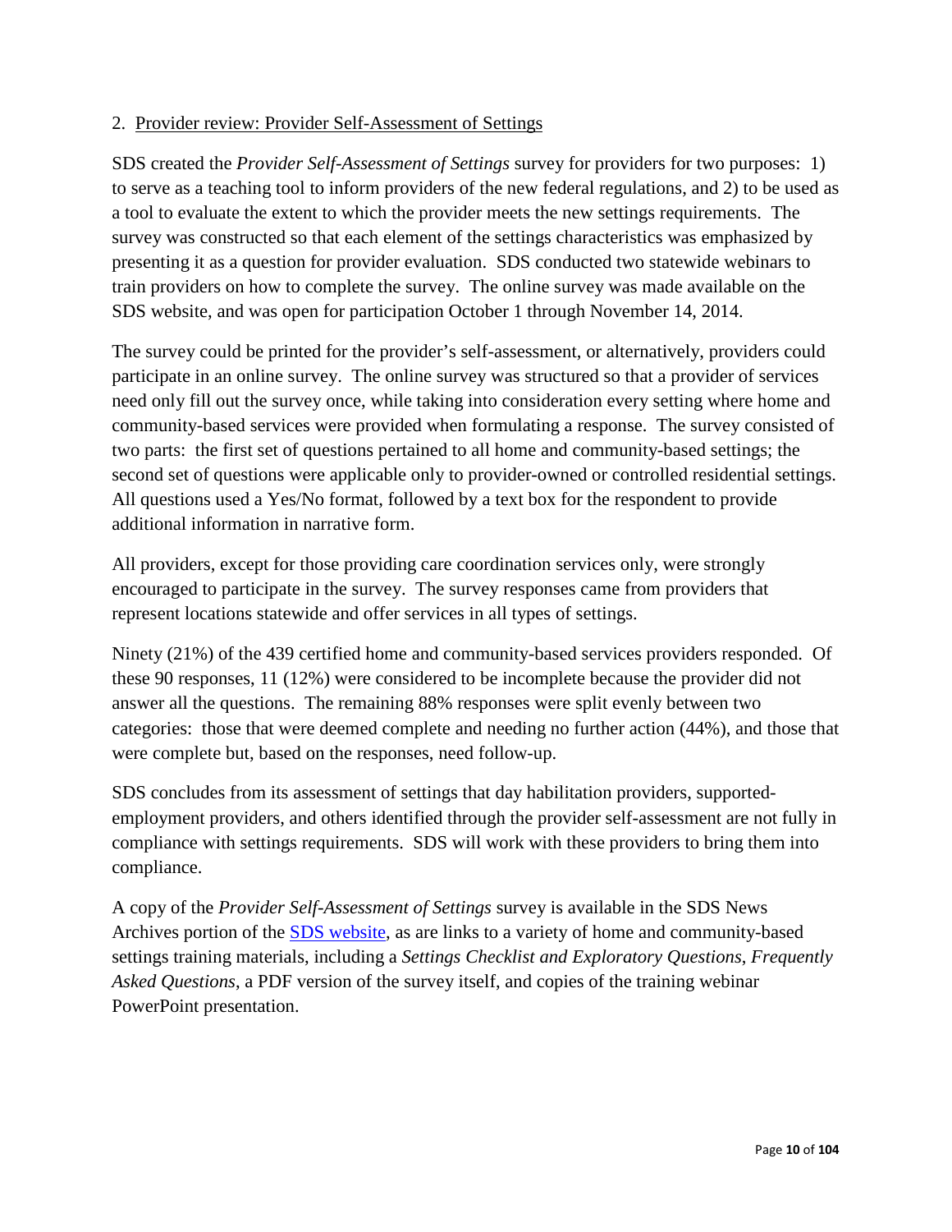2. Provider review: Provider Self-Assessment of Settings

SDS created the *Provider Self-Assessment of Settings* survey for providers for two purposes: 1) to serve as a teaching tool to inform providers of the new federal regulations, and 2) to be used as a tool to evaluate the extent to which the provider meets the new settings requirements. The survey was constructed so that each element of the settings characteristics was emphasized by presenting it as a question for provider evaluation. SDS conducted two statewide webinars to train providers on how to complete the survey. The online survey was made available on the SDS website, and was open for participation October 1 through November 14, 2014.

The survey could be printed for the provider's self-assessment, or alternatively, providers could participate in an online survey. The online survey was structured so that a provider of services need only fill out the survey once, while taking into consideration every setting where home and community-based services were provided when formulating a response. The survey consisted of two parts: the first set of questions pertained to all home and community-based settings; the second set of questions were applicable only to provider-owned or controlled residential settings. All questions used a Yes/No format, followed by a text box for the respondent to provide additional information in narrative form.

All providers, except for those providing care coordination services only, were strongly encouraged to participate in the survey. The survey responses came from providers that represent locations statewide and offer services in all types of settings.

Ninety (21%) of the 439 certified home and community-based services providers responded. Of these 90 responses, 11 (12%) were considered to be incomplete because the provider did not answer all the questions. The remaining 88% responses were split evenly between two categories: those that were deemed complete and needing no further action (44%), and those that were complete but, based on the responses, need follow-up.

SDS concludes from its assessment of settings that day habilitation providers, supported-employment providers, and others identified through the provider self-assessment are not fully in compliance with settings requirements. SDS will work with these providers to bring them into compliance.

A copy of the *Provider Self-Assessment of Settings* survey is available in the SDS News Archives portion of the SDS website, as are links to a variety of home and community-based settings training materials, including a *Settings Checklist and Exploratory Questions*, *Frequently Asked Questions*, a PDF version of the survey itself, and copies of the training webinar PowerPoint presentation.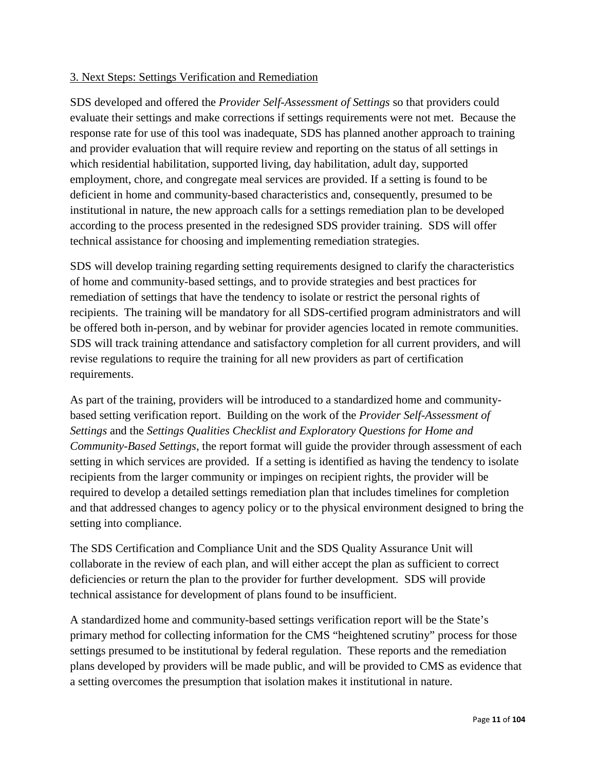### 3. Next Steps: Settings Verification and Remediation

SDS developed and offered the *Provider Self-Assessment of Settings* so that providers could evaluate their settings and make corrections if settings requirements were not met. Because the response rate for use of this tool was inadequate, SDS has planned another approach to training and provider evaluation that will require review and reporting on the status of all settings in which residential habilitation, supported living, day habilitation, adult day, supported employment, chore, and congregate meal services are provided. If a setting is found to be deficient in home and community-based characteristics and, consequently, presumed to be institutional in nature, the new approach calls for a settings remediation plan to be developed according to the process presented in the redesigned SDS provider training. SDS will offer technical assistance for choosing and implementing remediation strategies.

SDS will develop training regarding setting requirements designed to clarify the characteristics of home and community-based settings, and to provide strategies and best practices for remediation of settings that have the tendency to isolate or restrict the personal rights of recipients. The training will be mandatory for all SDS-certified program administrators and will be offered both in-person, and by webinar for provider agencies located in remote communities. SDS will track training attendance and satisfactory completion for all current providers, and will revise regulations to require the training for all new providers as part of certification requirements.

As part of the training, providers will be introduced to a standardized home and community-based setting verification report. Building on the work of the *Provider Self-Assessment of Settings* and the *Settings Qualities Checklist and Exploratory Questions for Home and Community-Based Settings*, the report format will guide the provider through assessment of each setting in which services are provided. If a setting is identified as having the tendency to isolate recipients from the larger community or impinges on recipient rights, the provider will be required to develop a detailed settings remediation plan that includes timelines for completion and that addressed changes to agency policy or to the physical environment designed to bring the setting into compliance.

The SDS Certification and Compliance Unit and the SDS Quality Assurance Unit will collaborate in the review of each plan, and will either accept the plan as sufficient to correct deficiencies or return the plan to the provider for further development. SDS will provide technical assistance for development of plans found to be insufficient.

A standardized home and community-based settings verification report will be the State's primary method for collecting information for the CMS "heightened scrutiny" process for those settings presumed to be institutional by federal regulation. These reports and the remediation plans developed by providers will be made public, and will be provided to CMS as evidence that a setting overcomes the presumption that isolation makes it institutional in nature.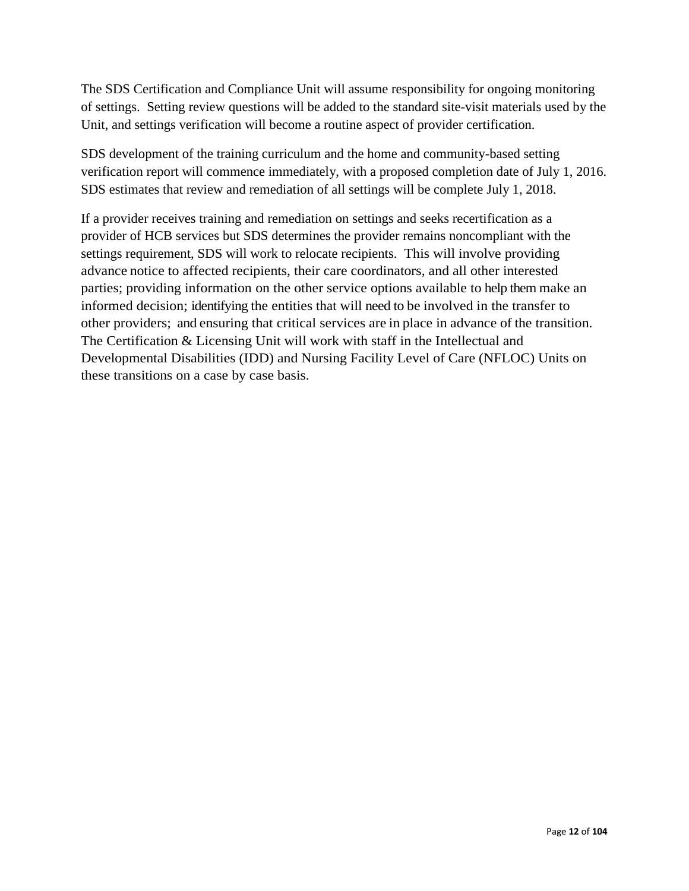The SDS Certification and Compliance Unit will assume responsibility for ongoing monitoring of settings. Setting review questions will be added to the standard site-visit materials used by the Unit, and settings verification will become a routine aspect of provider certification.

SDS development of the training curriculum and the home and community-based setting verification report will commence immediately, with a proposed completion date of July 1, 2016. SDS estimates that review and remediation of all settings will be complete July 1, 2018.

If a provider receives training and remediation on settings and seeks recertification as a provider of HCB services but SDS determines the provider remains noncompliant with the settings requirement, SDS will work to relocate recipients. This will involve providing advance notice to affected recipients, their care coordinators, and all other interested parties; providing information on the other service options available to help them make an informed decision; identifying the entities that will need to be involved in the transfer to other providers; and ensuring that critical services are in place in advance of the transition. The Certification & Licensing Unit will work with staff in the Intellectual and Developmental Disabilities (IDD) and Nursing Facility Level of Care (NFLOC) Units on these transitions on a case by case basis.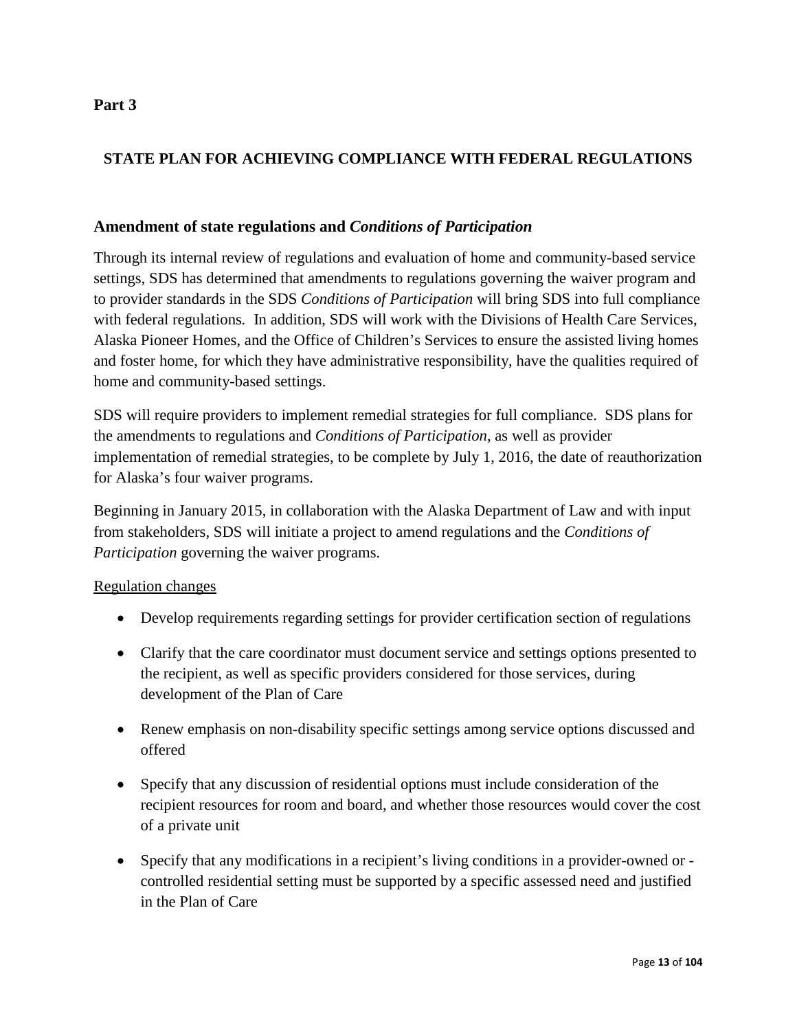**Part 3**

## STATE PLAN FOR ACHIEVING COMPLIANCE WITH FEDERAL REGULATIONS

### Amendment of state regulations and *Conditions of Participation*

Through its internal review of regulations and evaluation of home and community-based service settings, SDS has determined that amendments to regulations governing the waiver program and to provider standards in the SDS *Conditions of Participation* will bring SDS into full compliance with federal regulations. In addition, SDS will work with the Divisions of Health Care Services, Alaska Pioneer Homes, and the Office of Children's Services to ensure the assisted living homes and foster home, for which they have administrative responsibility, have the qualities required of home and community-based settings.

SDS will require providers to implement remedial strategies for full compliance. SDS plans for the amendments to regulations and *Conditions of Participation*, as well as provider implementation of remedial strategies, to be complete by July 1, 2016, the date of reauthorization for Alaska's four waiver programs.

Beginning in January 2015, in collaboration with the Alaska Department of Law and with input from stakeholders, SDS will initiate a project to amend regulations and the *Conditions of Participation* governing the waiver programs.

<u>Regulation changes</u>

- Develop requirements regarding settings for provider certification section of regulations
- Clarify that the care coordinator must document service and settings options presented to the recipient, as well as specific providers considered for those services, during development of the Plan of Care
- Renew emphasis on non-disability specific settings among service options discussed and offered
- Specify that any discussion of residential options must include consideration of the recipient resources for room and board, and whether those resources would cover the cost of a private unit
- Specify that any modifications in a recipient's living conditions in a provider-owned or -controlled residential setting must be supported by a specific assessed need and justified in the Plan of Care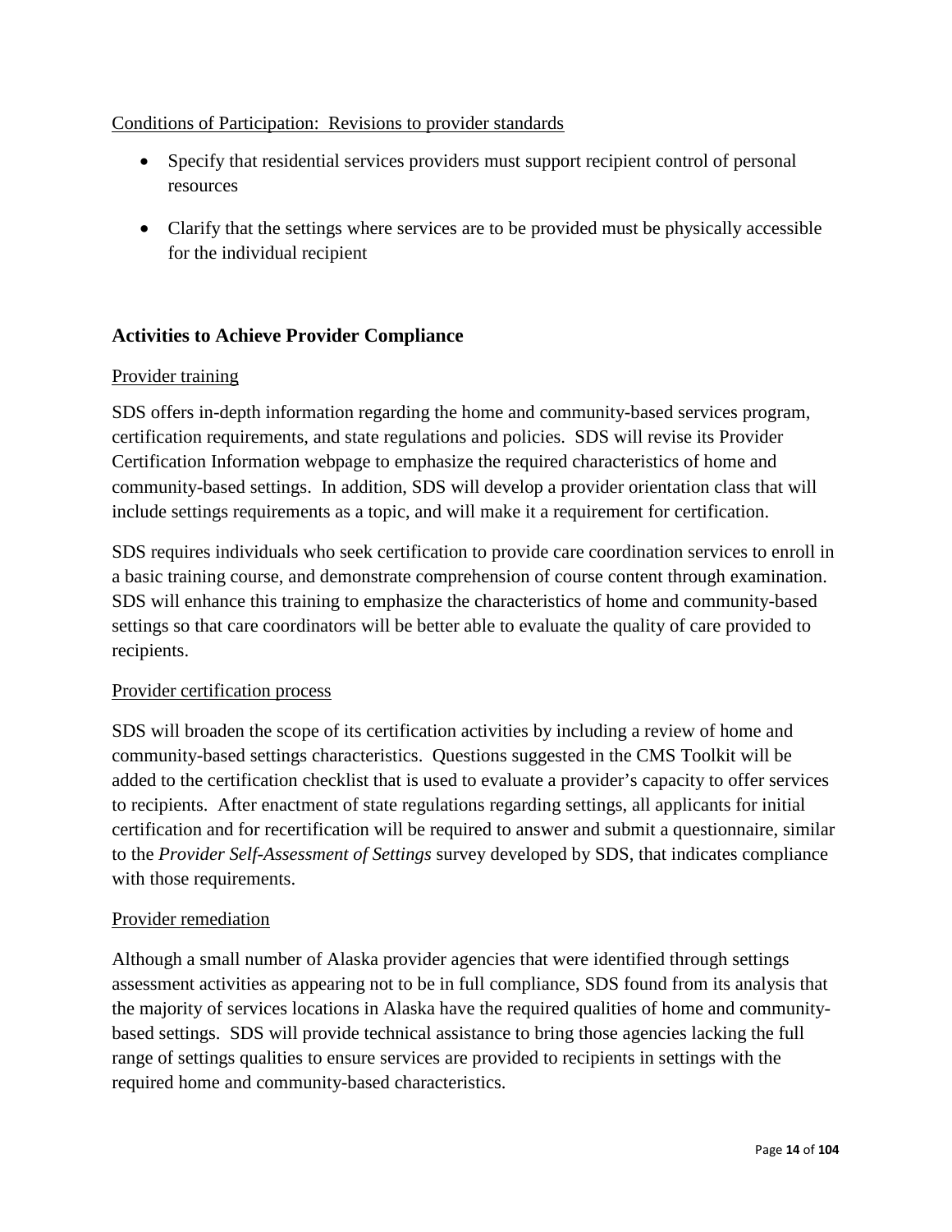Conditions of Participation: Revisions to provider standards

- Specify that residential services providers must support recipient control of personal resources
- Clarify that the settings where services are to be provided must be physically accessible for the individual recipient

### Activities to Achieve Provider Compliance

Provider training

SDS offers in-depth information regarding the home and community-based services program, certification requirements, and state regulations and policies. SDS will revise its Provider Certification Information webpage to emphasize the required characteristics of home and community-based settings. In addition, SDS will develop a provider orientation class that will include settings requirements as a topic, and will make it a requirement for certification.

SDS requires individuals who seek certification to provide care coordination services to enroll in a basic training course, and demonstrate comprehension of course content through examination. SDS will enhance this training to emphasize the characteristics of home and community-based settings so that care coordinators will be better able to evaluate the quality of care provided to recipients.

Provider certification process

SDS will broaden the scope of its certification activities by including a review of home and community-based settings characteristics. Questions suggested in the CMS Toolkit will be added to the certification checklist that is used to evaluate a provider's capacity to offer services to recipients. After enactment of state regulations regarding settings, all applicants for initial certification and for recertification will be required to answer and submit a questionnaire, similar to the *Provider Self-Assessment of Settings* survey developed by SDS, that indicates compliance with those requirements.

Provider remediation

Although a small number of Alaska provider agencies that were identified through settings assessment activities as appearing not to be in full compliance, SDS found from its analysis that the majority of services locations in Alaska have the required qualities of home and community-based settings. SDS will provide technical assistance to bring those agencies lacking the full range of settings qualities to ensure services are provided to recipients in settings with the required home and community-based characteristics.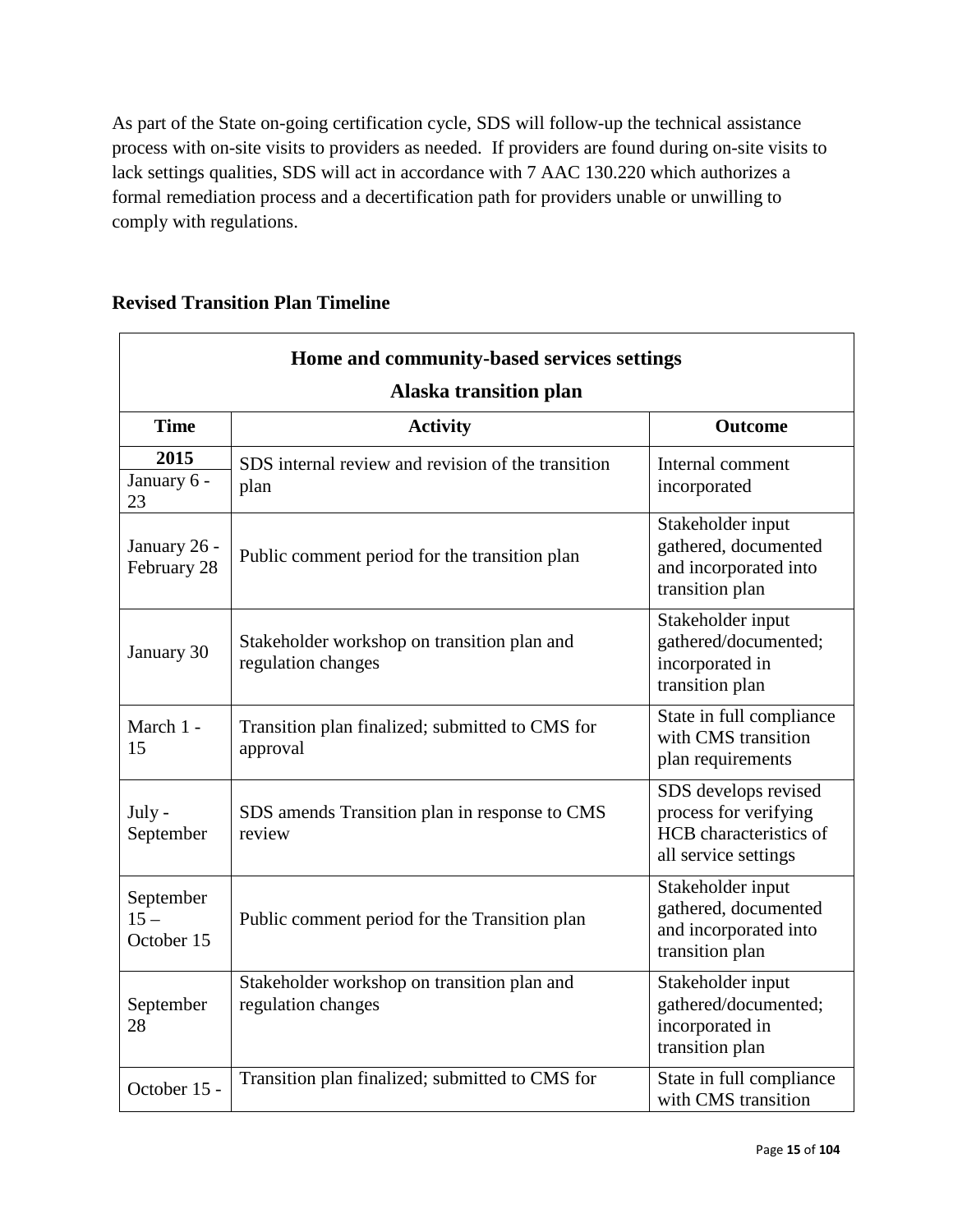As part of the State on-going certification cycle, SDS will follow-up the technical assistance process with on-site visits to providers as needed. If providers are found during on-site visits to lack settings qualities, SDS will act in accordance with 7 AAC 130.220 which authorizes a formal remediation process and a decertification path for providers unable or unwilling to comply with regulations.

**Revised Transition Plan Timeline**

| Home and community-based services settings Alaska transition plan | | |
|---|---|---|
| **Time** | **Activity** | **Outcome** |
| **2015** January 6 - 23 | SDS internal review and revision of the transition plan | Internal comment incorporated |
| January 26 - February 28 | Public comment period for the transition plan | Stakeholder input gathered, documented and incorporated into transition plan |
| January 30 | Stakeholder workshop on transition plan and regulation changes | Stakeholder input gathered/documented; incorporated in transition plan |
| March 1 - 15 | Transition plan finalized; submitted to CMS for approval | State in full compliance with CMS transition plan requirements |
| July - September | SDS amends Transition plan in response to CMS review | SDS develops revised process for verifying HCB characteristics of all service settings |
| September 15 – October 15 | Public comment period for the Transition plan | Stakeholder input gathered, documented and incorporated into transition plan |
| September 28 | Stakeholder workshop on transition plan and regulation changes | Stakeholder input gathered/documented; incorporated in transition plan |
| October 15 - | Transition plan finalized; submitted to CMS for | State in full compliance with CMS transition |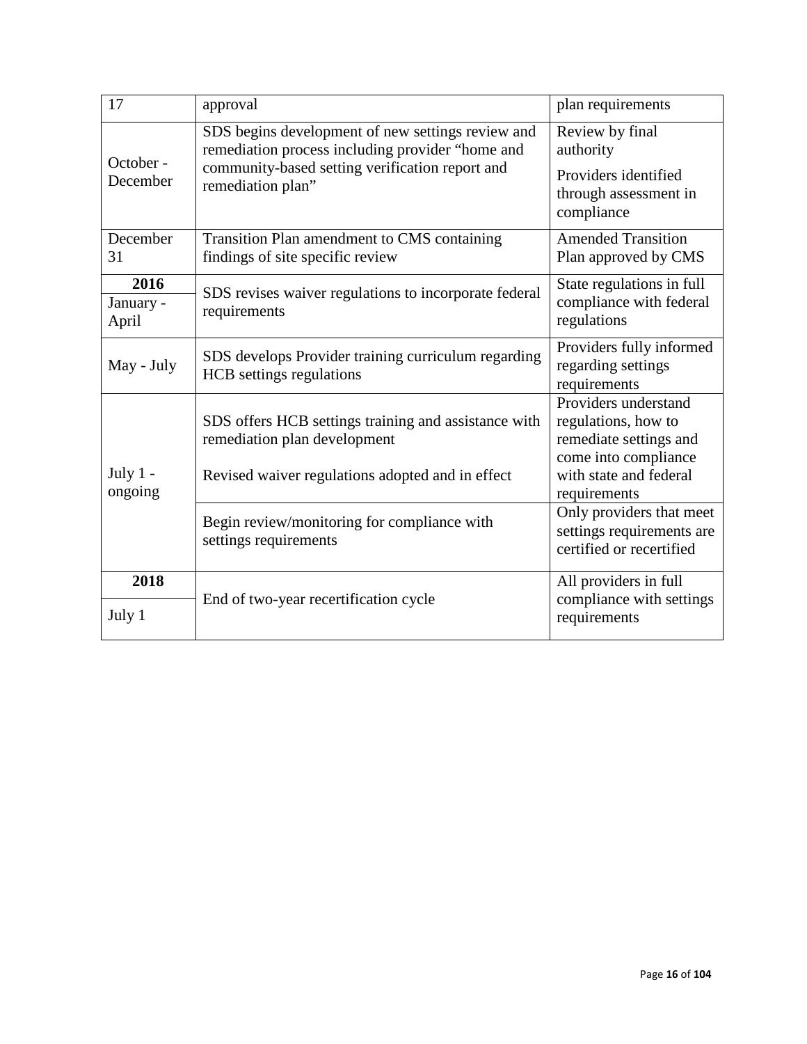| 17 | approval | plan requirements |
|---|---|---|
| October - December | SDS begins development of new settings review and remediation process including provider "home and community-based setting verification report and remediation plan" | Review by final authority<br>Providers identified through assessment in compliance |
| December 31 | Transition Plan amendment to CMS containing findings of site specific review | Amended Transition Plan approved by CMS |
| **2016**<br>January - April | SDS revises waiver regulations to incorporate federal requirements | State regulations in full compliance with federal regulations |
| May - July | SDS develops Provider training curriculum regarding HCB settings regulations | Providers fully informed regarding settings requirements |
| July 1 - ongoing | SDS offers HCB settings training and assistance with remediation plan development<br>Revised waiver regulations adopted and in effect | Providers understand regulations, how to remediate settings and come into compliance with state and federal requirements |
| | Begin review/monitoring for compliance with settings requirements | Only providers that meet settings requirements are certified or recertified |
| **2018**<br>July 1 | End of two-year recertification cycle | All providers in full compliance with settings requirements |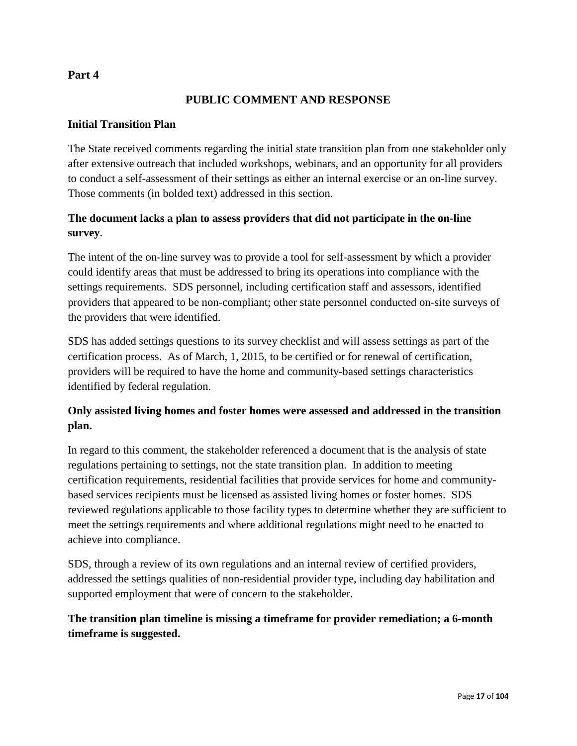**Part 4**

## PUBLIC COMMENT AND RESPONSE

### Initial Transition Plan

The State received comments regarding the initial state transition plan from one stakeholder only after extensive outreach that included workshops, webinars, and an opportunity for all providers to conduct a self-assessment of their settings as either an internal exercise or an on-line survey. Those comments (in bolded text) addressed in this section.

**The document lacks a plan to assess providers that did not participate in the on-line survey**.

The intent of the on-line survey was to provide a tool for self-assessment by which a provider could identify areas that must be addressed to bring its operations into compliance with the settings requirements. SDS personnel, including certification staff and assessors, identified providers that appeared to be non-compliant; other state personnel conducted on-site surveys of the providers that were identified.

SDS has added settings questions to its survey checklist and will assess settings as part of the certification process. As of March, 1, 2015, to be certified or for renewal of certification, providers will be required to have the home and community-based settings characteristics identified by federal regulation.

**Only assisted living homes and foster homes were assessed and addressed in the transition plan.**

In regard to this comment, the stakeholder referenced a document that is the analysis of state regulations pertaining to settings, not the state transition plan. In addition to meeting certification requirements, residential facilities that provide services for home and community-based services recipients must be licensed as assisted living homes or foster homes. SDS reviewed regulations applicable to those facility types to determine whether they are sufficient to meet the settings requirements and where additional regulations might need to be enacted to achieve into compliance.

SDS, through a review of its own regulations and an internal review of certified providers, addressed the settings qualities of non-residential provider type, including day habilitation and supported employment that were of concern to the stakeholder.

**The transition plan timeline is missing a timeframe for provider remediation; a 6-month timeframe is suggested.**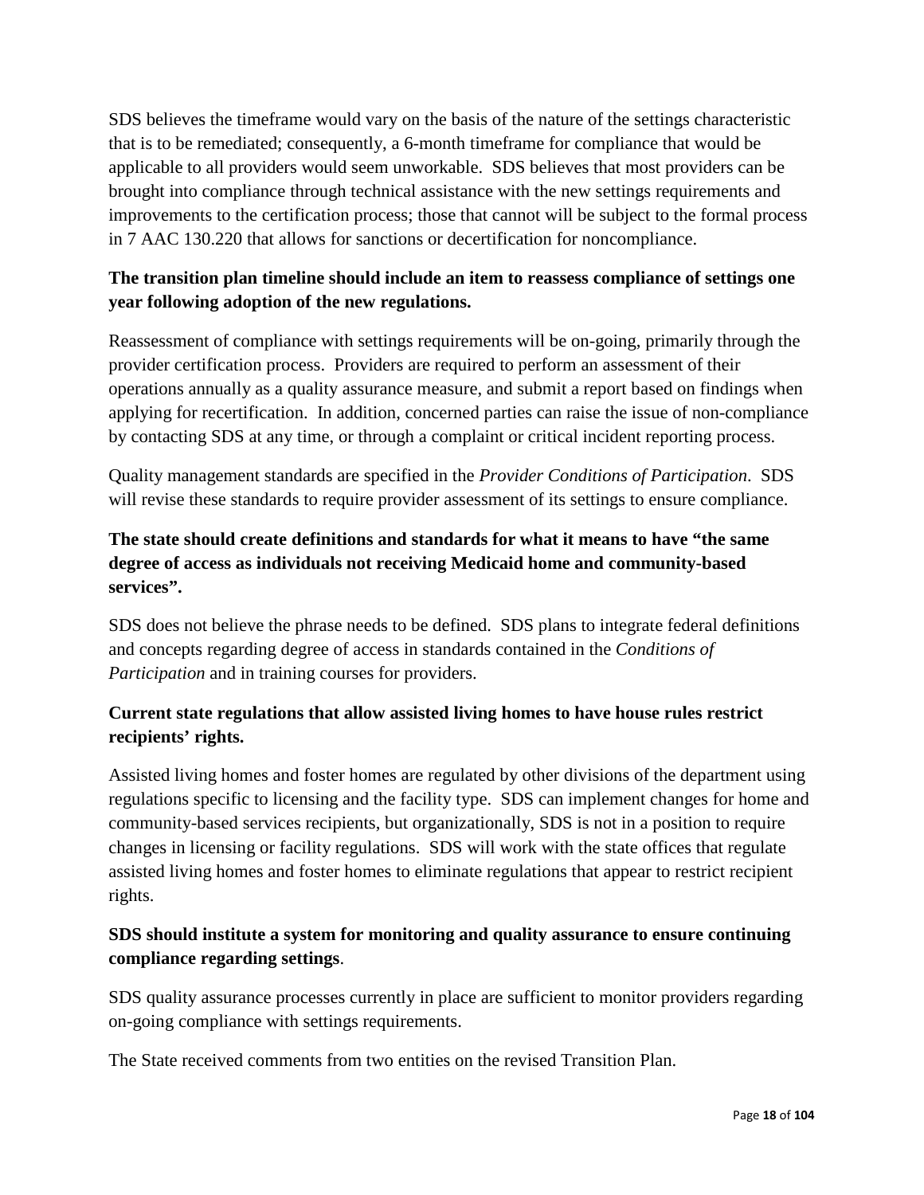SDS believes the timeframe would vary on the basis of the nature of the settings characteristic that is to be remediated; consequently, a 6-month timeframe for compliance that would be applicable to all providers would seem unworkable. SDS believes that most providers can be brought into compliance through technical assistance with the new settings requirements and improvements to the certification process; those that cannot will be subject to the formal process in 7 AAC 130.220 that allows for sanctions or decertification for noncompliance.

**The transition plan timeline should include an item to reassess compliance of settings one year following adoption of the new regulations.**

Reassessment of compliance with settings requirements will be on-going, primarily through the provider certification process. Providers are required to perform an assessment of their operations annually as a quality assurance measure, and submit a report based on findings when applying for recertification. In addition, concerned parties can raise the issue of non-compliance by contacting SDS at any time, or through a complaint or critical incident reporting process.

Quality management standards are specified in the *Provider Conditions of Participation*. SDS will revise these standards to require provider assessment of its settings to ensure compliance.

**The state should create definitions and standards for what it means to have "the same degree of access as individuals not receiving Medicaid home and community-based services".**

SDS does not believe the phrase needs to be defined. SDS plans to integrate federal definitions and concepts regarding degree of access in standards contained in the *Conditions of Participation* and in training courses for providers.

**Current state regulations that allow assisted living homes to have house rules restrict recipients' rights.**

Assisted living homes and foster homes are regulated by other divisions of the department using regulations specific to licensing and the facility type. SDS can implement changes for home and community-based services recipients, but organizationally, SDS is not in a position to require changes in licensing or facility regulations. SDS will work with the state offices that regulate assisted living homes and foster homes to eliminate regulations that appear to restrict recipient rights.

**SDS should institute a system for monitoring and quality assurance to ensure continuing compliance regarding settings**.

SDS quality assurance processes currently in place are sufficient to monitor providers regarding on-going compliance with settings requirements.

The State received comments from two entities on the revised Transition Plan.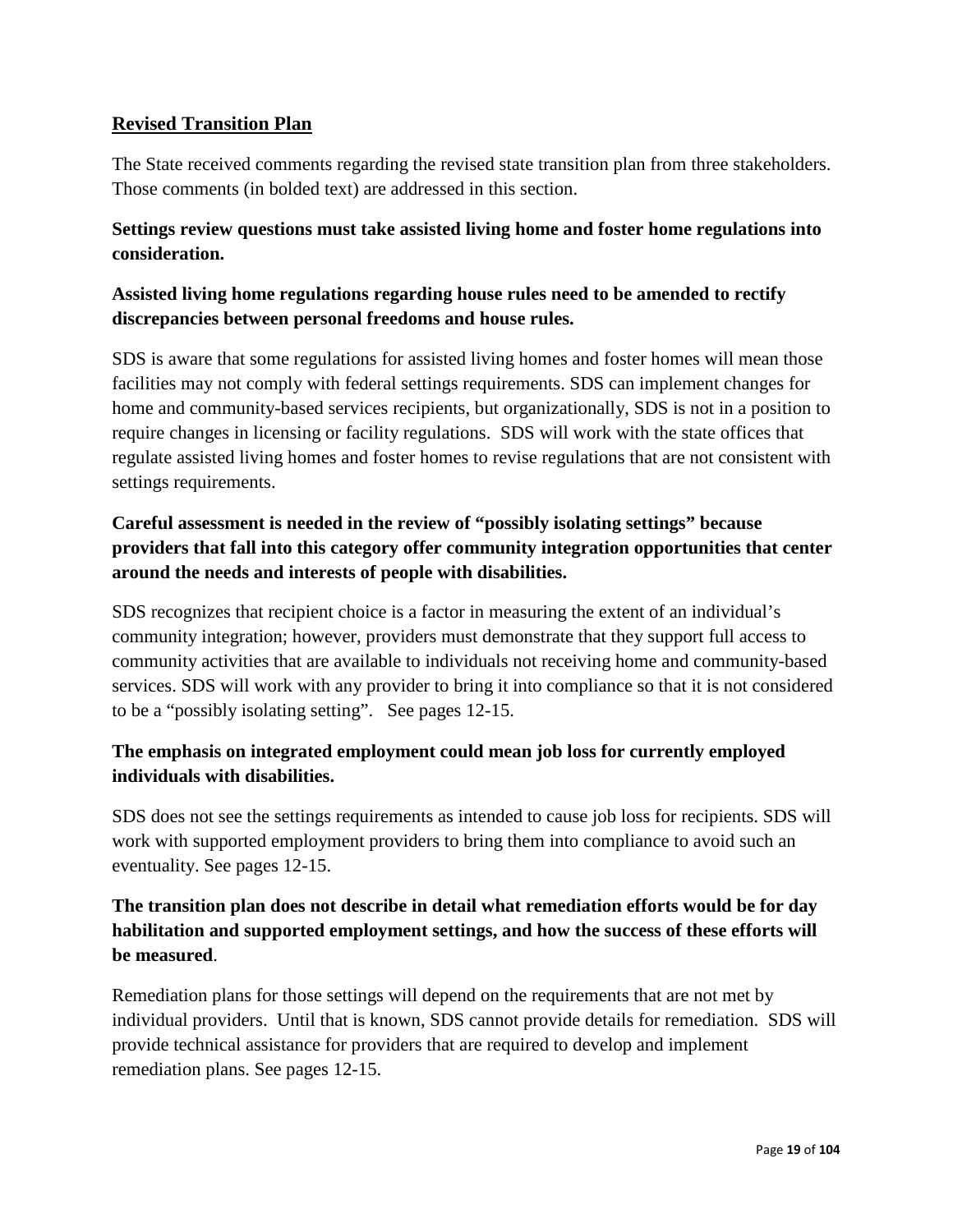## Revised Transition Plan

The State received comments regarding the revised state transition plan from three stakeholders. Those comments (in bolded text) are addressed in this section.

**Settings review questions must take assisted living home and foster home regulations into consideration.**

**Assisted living home regulations regarding house rules need to be amended to rectify discrepancies between personal freedoms and house rules.**

SDS is aware that some regulations for assisted living homes and foster homes will mean those facilities may not comply with federal settings requirements. SDS can implement changes for home and community-based services recipients, but organizationally, SDS is not in a position to require changes in licensing or facility regulations. SDS will work with the state offices that regulate assisted living homes and foster homes to revise regulations that are not consistent with settings requirements.

**Careful assessment is needed in the review of "possibly isolating settings" because providers that fall into this category offer community integration opportunities that center around the needs and interests of people with disabilities.**

SDS recognizes that recipient choice is a factor in measuring the extent of an individual's community integration; however, providers must demonstrate that they support full access to community activities that are available to individuals not receiving home and community-based services. SDS will work with any provider to bring it into compliance so that it is not considered to be a "possibly isolating setting". See pages 12-15.

**The emphasis on integrated employment could mean job loss for currently employed individuals with disabilities.**

SDS does not see the settings requirements as intended to cause job loss for recipients. SDS will work with supported employment providers to bring them into compliance to avoid such an eventuality. See pages 12-15.

**The transition plan does not describe in detail what remediation efforts would be for day habilitation and supported employment settings, and how the success of these efforts will be measured**.

Remediation plans for those settings will depend on the requirements that are not met by individual providers. Until that is known, SDS cannot provide details for remediation. SDS will provide technical assistance for providers that are required to develop and implement remediation plans. See pages 12-15.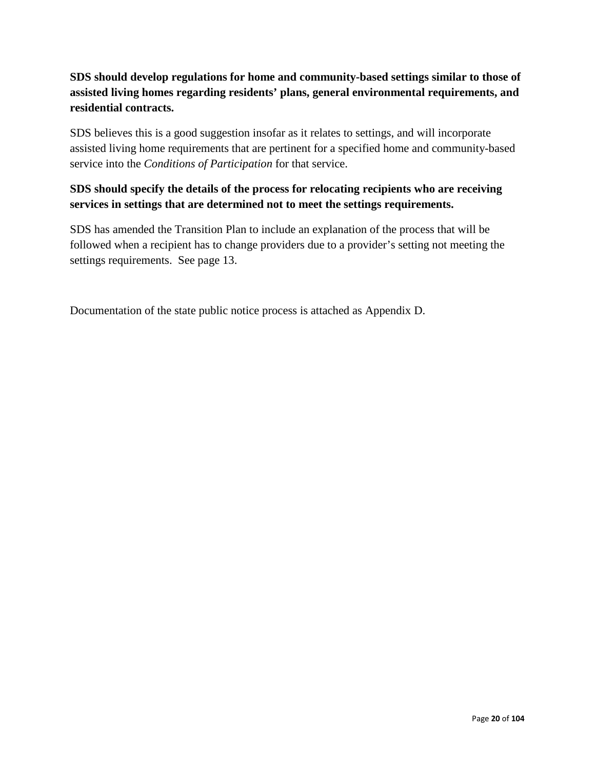**SDS should develop regulations for home and community-based settings similar to those of assisted living homes regarding residents' plans, general environmental requirements, and residential contracts.**

SDS believes this is a good suggestion insofar as it relates to settings, and will incorporate assisted living home requirements that are pertinent for a specified home and community-based service into the *Conditions of Participation* for that service.

**SDS should specify the details of the process for relocating recipients who are receiving services in settings that are determined not to meet the settings requirements.**

SDS has amended the Transition Plan to include an explanation of the process that will be followed when a recipient has to change providers due to a provider's setting not meeting the settings requirements. See page 13.

Documentation of the state public notice process is attached as Appendix D.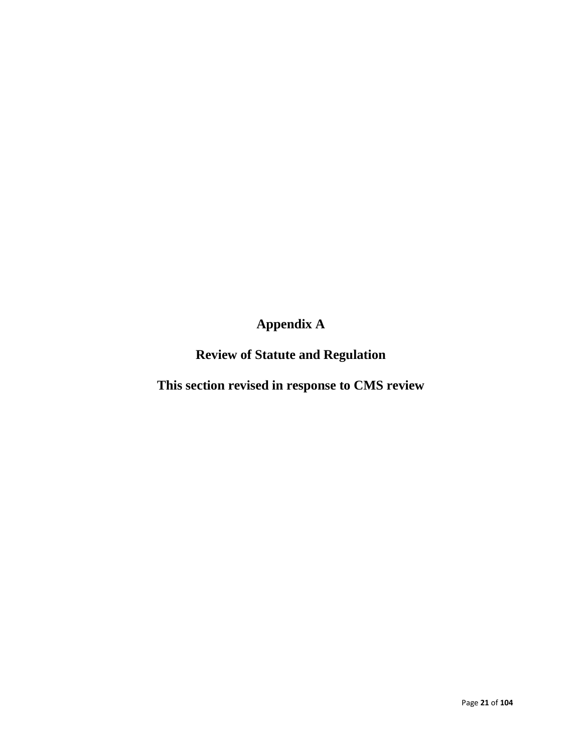# Appendix A

## Review of Statute and Regulation

**This section revised in response to CMS review**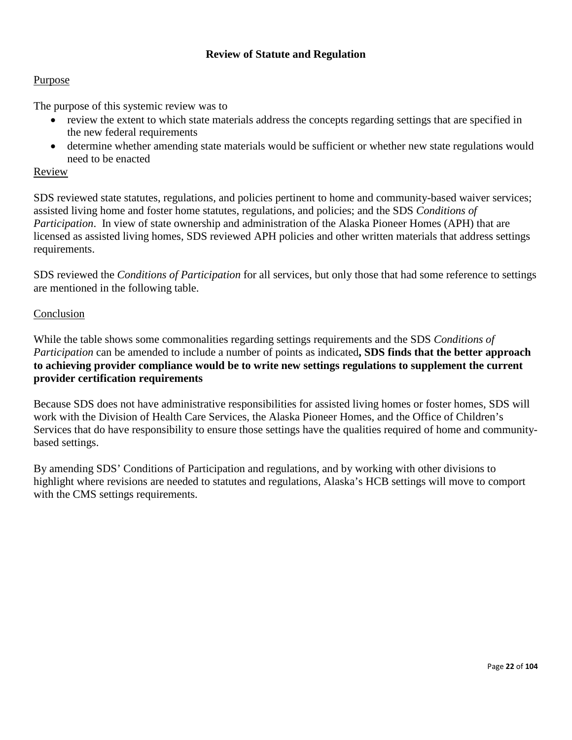## Review of Statute and Regulation

Purpose

The purpose of this systemic review was to

- review the extent to which state materials address the concepts regarding settings that are specified in the new federal requirements
- determine whether amending state materials would be sufficient or whether new state regulations would need to be enacted

Review

SDS reviewed state statutes, regulations, and policies pertinent to home and community-based waiver services; assisted living home and foster home statutes, regulations, and policies; and the SDS *Conditions of Participation*. In view of state ownership and administration of the Alaska Pioneer Homes (APH) that are licensed as assisted living homes, SDS reviewed APH policies and other written materials that address settings requirements.

SDS reviewed the *Conditions of Participation* for all services, but only those that had some reference to settings are mentioned in the following table.

Conclusion

While the table shows some commonalities regarding settings requirements and the SDS *Conditions of Participation* can be amended to include a number of points as indicated**, SDS finds that the better approach to achieving provider compliance would be to write new settings regulations to supplement the current provider certification requirements**

Because SDS does not have administrative responsibilities for assisted living homes or foster homes, SDS will work with the Division of Health Care Services, the Alaska Pioneer Homes, and the Office of Children's Services that do have responsibility to ensure those settings have the qualities required of home and community-based settings.

By amending SDS' Conditions of Participation and regulations, and by working with other divisions to highlight where revisions are needed to statutes and regulations, Alaska's HCB settings will move to comport with the CMS settings requirements.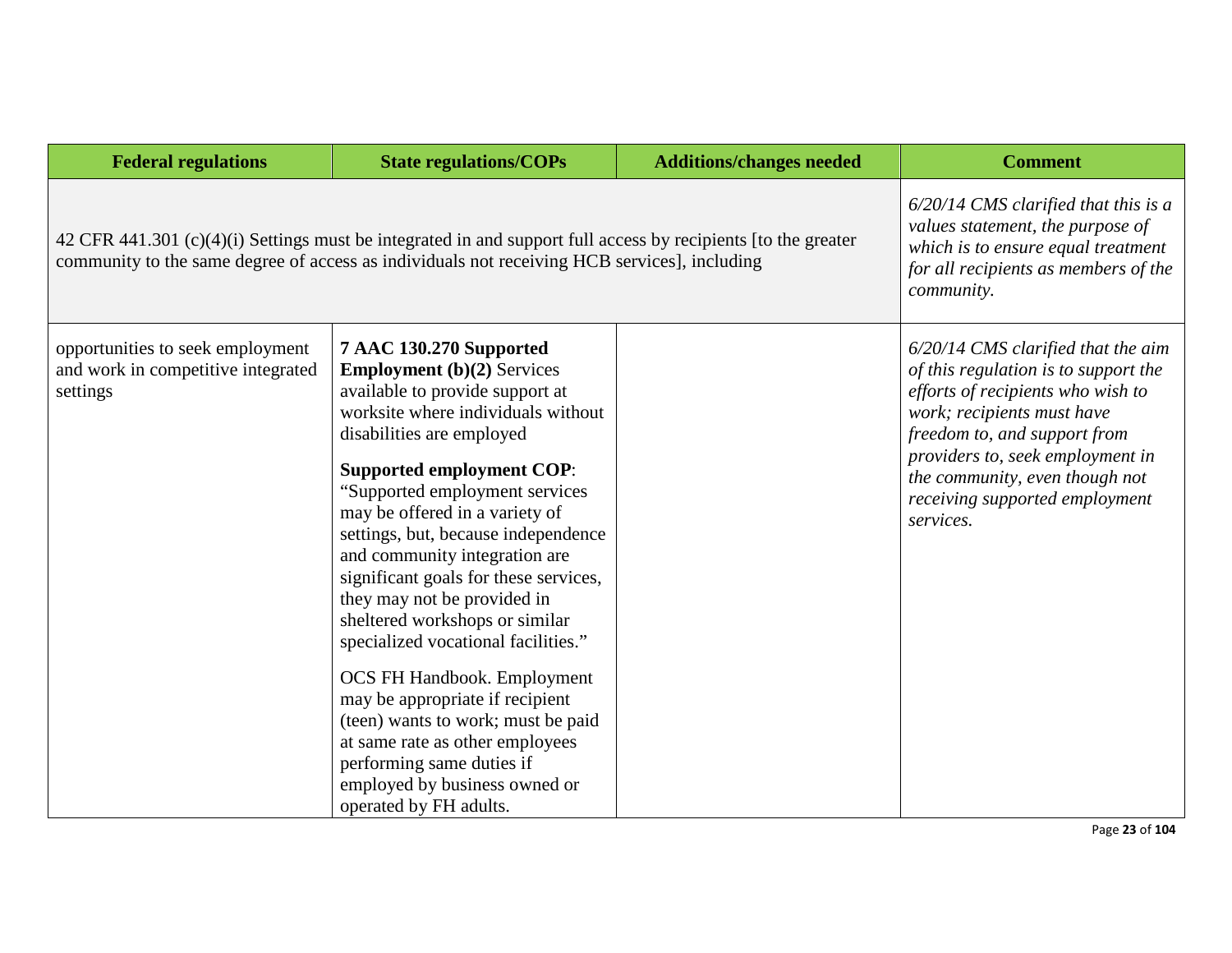| Federal regulations | State regulations/COPs | Additions/changes needed | Comment |
|---|---|---|---|
| 42 CFR 441.301 (c)(4)(i) Settings must be integrated in and support full access by recipients [to the greater community to the same degree of access as individuals not receiving HCB services], including | | | *6/20/14 CMS clarified that this is a values statement, the purpose of which is to ensure equal treatment for all recipients as members of the community.* |
| opportunities to seek employment and work in competitive integrated settings | **7 AAC 130.270 Supported Employment (b)(2)** Services available to provide support at worksite where individuals without disabilities are employed<br><br>**Supported employment COP**: "Supported employment services may be offered in a variety of settings, but, because independence and community integration are significant goals for these services, they may not be provided in sheltered workshops or similar specialized vocational facilities."<br><br>OCS FH Handbook. Employment may be appropriate if recipient (teen) wants to work; must be paid at same rate as other employees performing same duties if employed by business owned or operated by FH adults. | | *6/20/14 CMS clarified that the aim of this regulation is to support the efforts of recipients who wish to work; recipients must have freedom to, and support from providers to, seek employment in the community, even though not receiving supported employment services.* |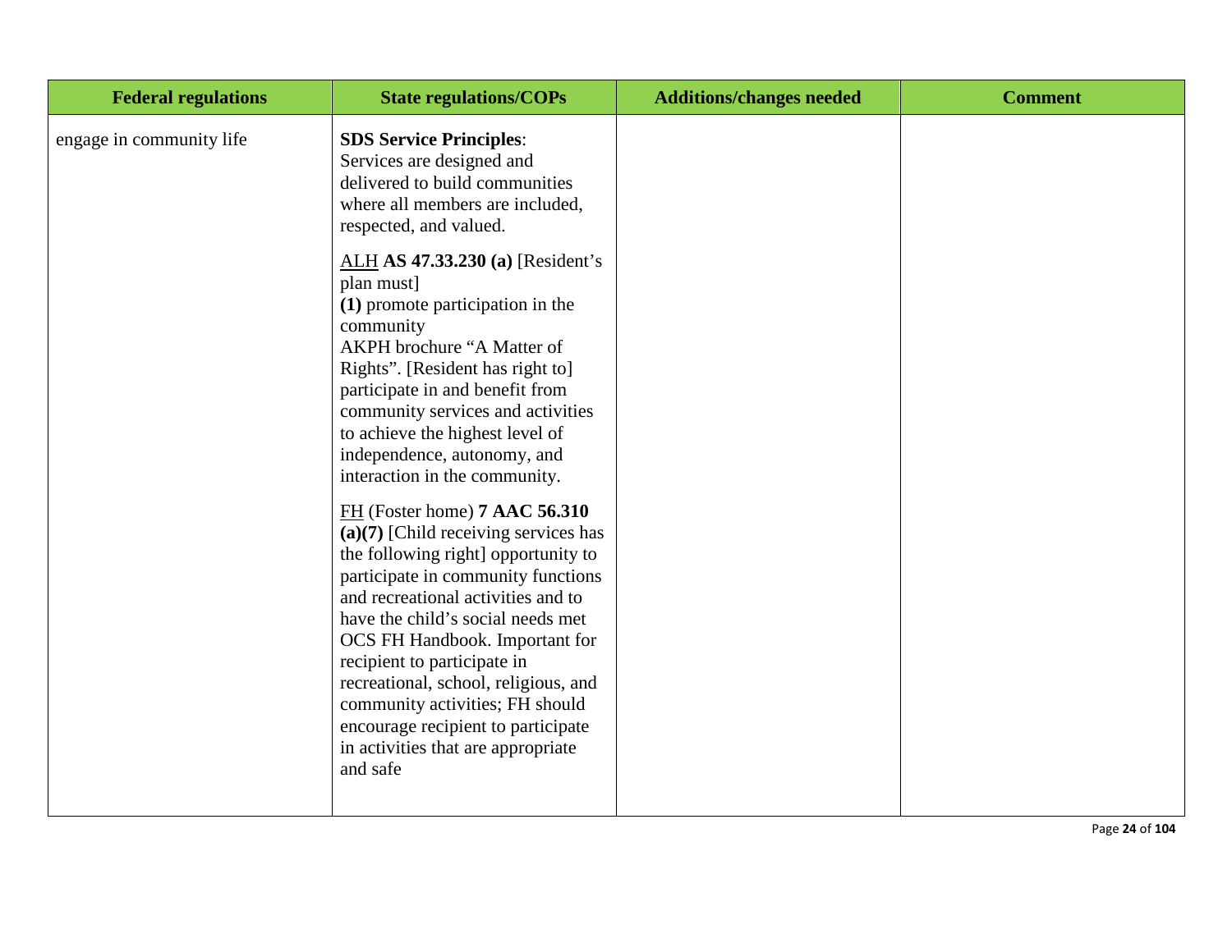| Federal regulations | State regulations/COPs | Additions/changes needed | Comment |
|---|---|---|---|
| engage in community life | **SDS Service Principles**: Services are designed and delivered to build communities where all members are included, respected, and valued.<br><br>ALH **AS 47.33.230 (a)** [Resident's plan must] **(1)** promote participation in the community AKPH brochure "A Matter of Rights". [Resident has right to] participate in and benefit from community services and activities to achieve the highest level of independence, autonomy, and interaction in the community.<br><br>FH (Foster home) **7 AAC 56.310 (a)(7)** [Child receiving services has the following right] opportunity to participate in community functions and recreational activities and to have the child's social needs met OCS FH Handbook. Important for recipient to participate in recreational, school, religious, and community activities; FH should encourage recipient to participate in activities that are appropriate and safe | | |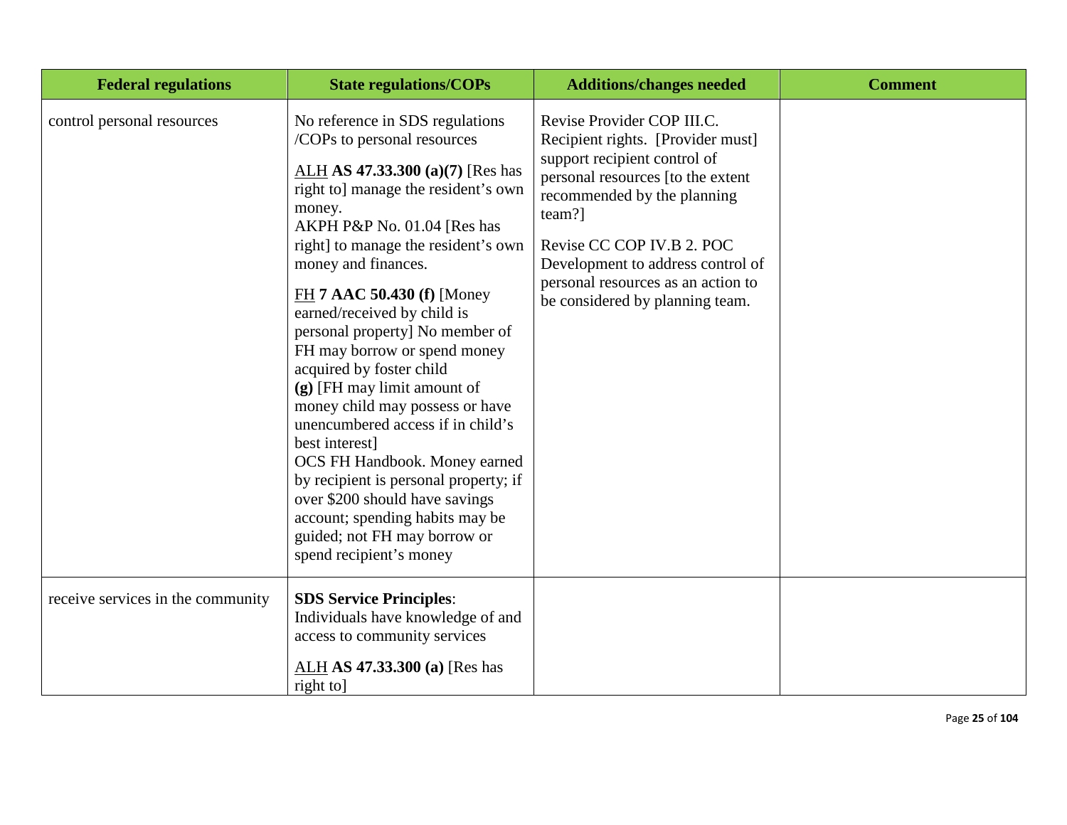| Federal regulations | State regulations/COPs | Additions/changes needed | Comment |
|---|---|---|---|
| control personal resources | No reference in SDS regulations /COPs to personal resources<br><br><u>ALH</u> **AS 47.33.300 (a)(7)** [Res has right to] manage the resident's own money.<br>AKPH P&P No. 01.04 [Res has right] to manage the resident's own money and finances.<br><br><u>FH</u> **7 AAC 50.430 (f)** [Money earned/received by child is personal property] No member of FH may borrow or spend money acquired by foster child<br>**(g)** [FH may limit amount of money child may possess or have unencumbered access if in child's best interest]<br>OCS FH Handbook. Money earned by recipient is personal property; if over $200 should have savings account; spending habits may be guided; not FH may borrow or spend recipient's money | Revise Provider COP III.C. Recipient rights. [Provider must] support recipient control of personal resources [to the extent recommended by the planning team?]<br><br>Revise CC COP IV.B 2. POC Development to address control of personal resources as an action to be considered by planning team. | |
| receive services in the community | **SDS Service Principles**: Individuals have knowledge of and access to community services<br><br><u>ALH</u> **AS 47.33.300 (a)** [Res has right to] | | |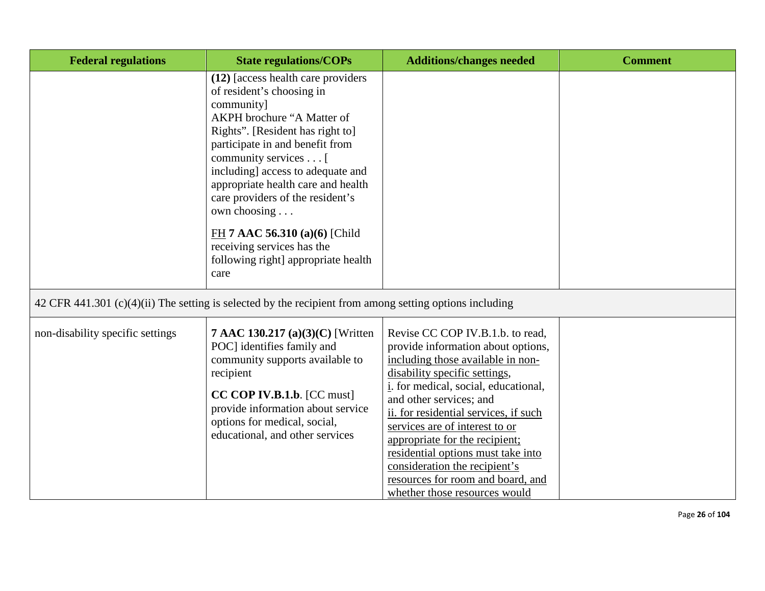| Federal regulations | State regulations/COPs | Additions/changes needed | Comment |
|---|---|---|---|
| | **(12)** [access health care providers of resident's choosing in community]<br>AKPH brochure "A Matter of Rights". [Resident has right to] participate in and benefit from community services . . . [ including] access to adequate and appropriate health care and health care providers of the resident's own choosing . . .<br><br><u>FH</u> **7 AAC 56.310 (a)(6)** [Child receiving services has the following right] appropriate health care | | |
| 42 CFR 441.301 (c)(4)(ii) The setting is selected by the recipient from among setting options including | | | |
| non-disability specific settings | **7 AAC 130.217 (a)(3)(C)** [Written POC] identifies family and community supports available to recipient<br><br>**CC COP IV.B.1.b**. [CC must] provide information about service options for medical, social, educational, and other services | Revise CC COP IV.B.1.b. to read, provide information about options, <u>including those available in non-disability specific settings</u>,<br><u>i</u>. for medical, social, educational, and other services; and<br><u>ii. for residential services, if such services are of interest to or appropriate for the recipient; residential options must take into consideration the recipient's resources for room and board, and whether those resources would</u> | |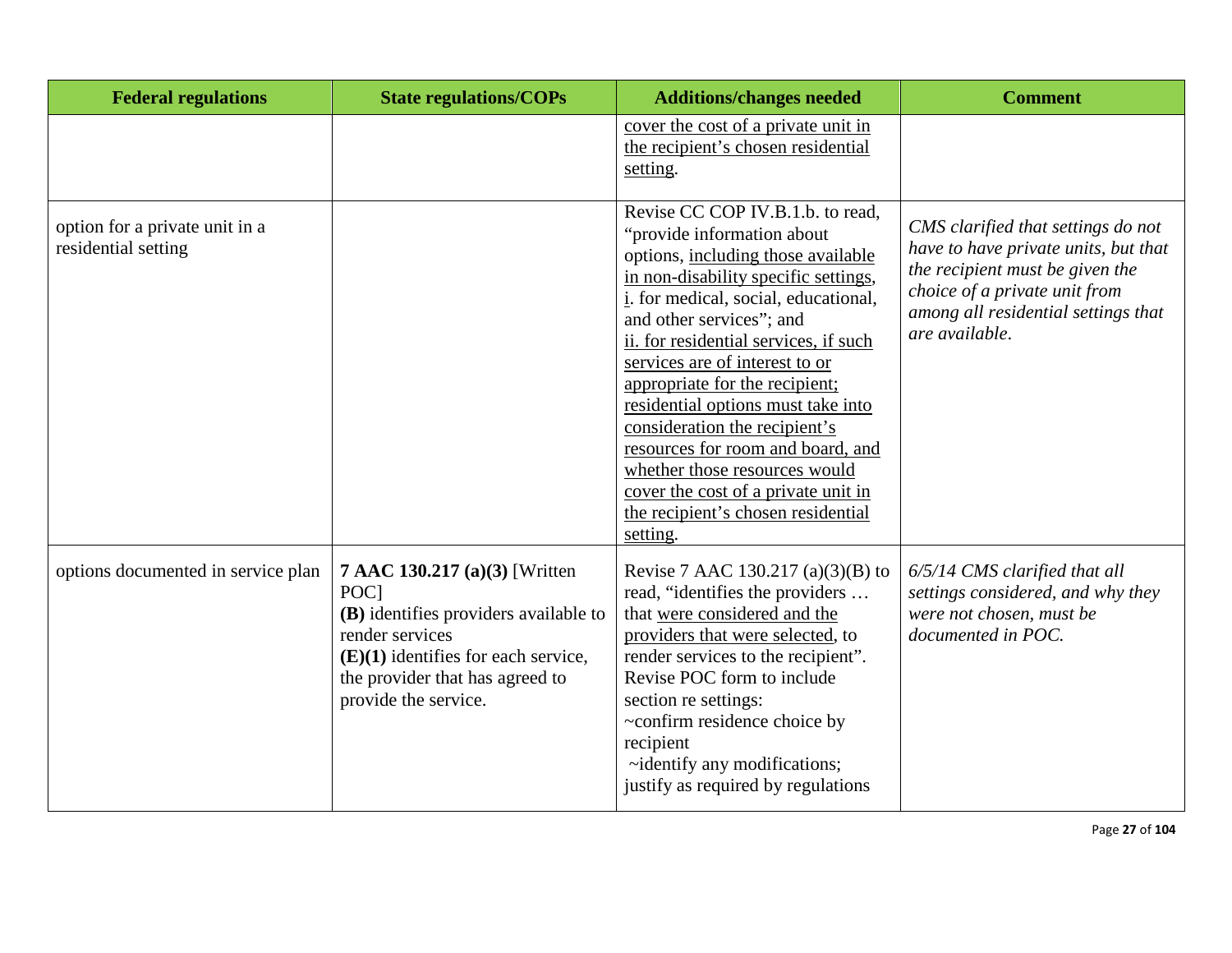| Federal regulations | State regulations/COPs | Additions/changes needed | Comment |
|---|---|---|---|
| | | <u>cover the cost of a private unit in the recipient's chosen residential setting</u>. | |
| option for a private unit in a residential setting | | Revise CC COP IV.B.1.b. to read, "provide information about options, <u>including those available in non-disability specific settings</u>, <u>i</u>. for medical, social, educational, and other services"; and <u>ii. for residential services, if such services are of interest to or appropriate for the recipient; residential options must take into consideration the recipient's resources for room and board, and whether those resources would cover the cost of a private unit in the recipient's chosen residential setting</u>. | *CMS clarified that settings do not have to have private units, but that the recipient must be given the choice of a private unit from among all residential settings that are available.* |
| options documented in service plan | **7 AAC 130.217 (a)(3)** [Written POC]<br>**(B)** identifies providers available to render services<br>**(E)(1)** identifies for each service, the provider that has agreed to provide the service. | Revise 7 AAC 130.217 (a)(3)(B) to read, "identifies the providers … that <u>were considered and the providers that were selected</u>, to render services to the recipient".<br>Revise POC form to include section re settings:<br>~confirm residence choice by recipient<br>~identify any modifications; justify as required by regulations | *6/5/14 CMS clarified that all settings considered, and why they were not chosen, must be documented in POC.* |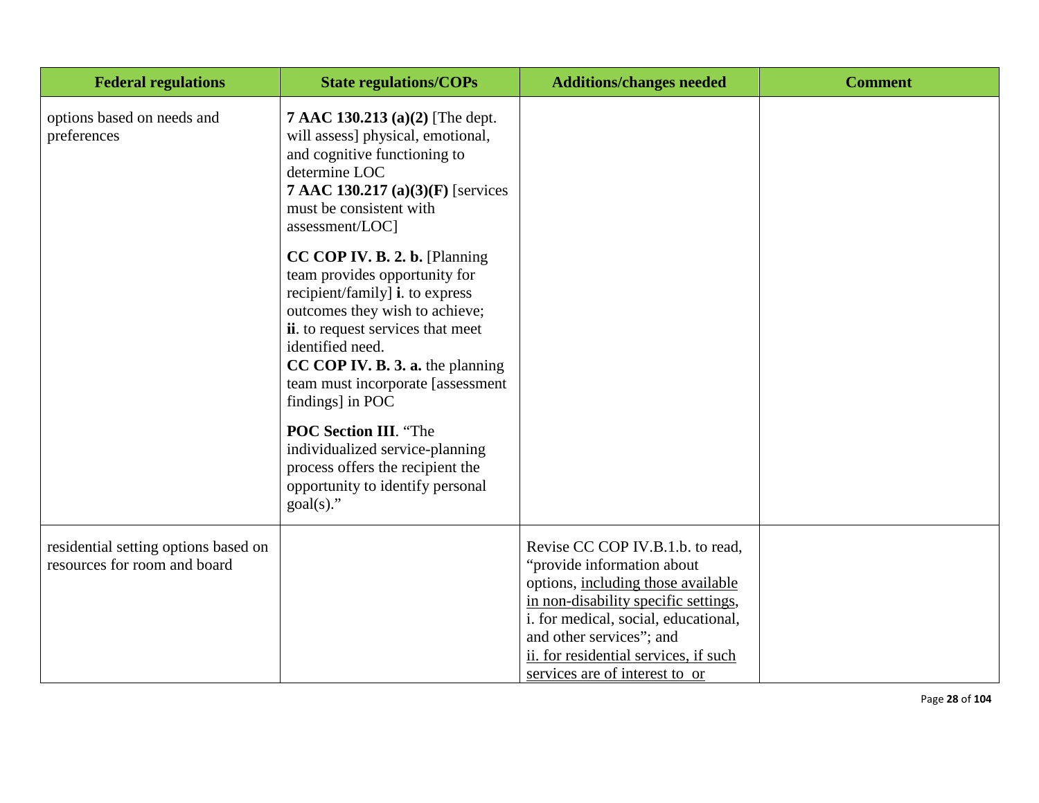| Federal regulations | State regulations/COPs | Additions/changes needed | Comment |
|---|---|---|---|
| options based on needs and preferences | **7 AAC 130.213 (a)(2)** [The dept. will assess] physical, emotional, and cognitive functioning to determine LOC<br>**7 AAC 130.217 (a)(3)(F)** [services must be consistent with assessment/LOC]<br><br>**CC COP IV. B. 2. b.** [Planning team provides opportunity for recipient/family] **i**. to express outcomes they wish to achieve;<br>**ii**. to request services that meet identified need.<br>**CC COP IV. B. 3. a.** the planning team must incorporate [assessment findings] in POC<br><br>**POC Section III**. "The individualized service-planning process offers the recipient the opportunity to identify personal goal(s)." | | |
| residential setting options based on resources for room and board | | Revise CC COP IV.B.1.b. to read, "provide information about options, <u>including those available in non-disability specific settings</u>, i. for medical, social, educational, and other services"; and<br><u>ii. for residential services, if such services are of interest to or</u> | |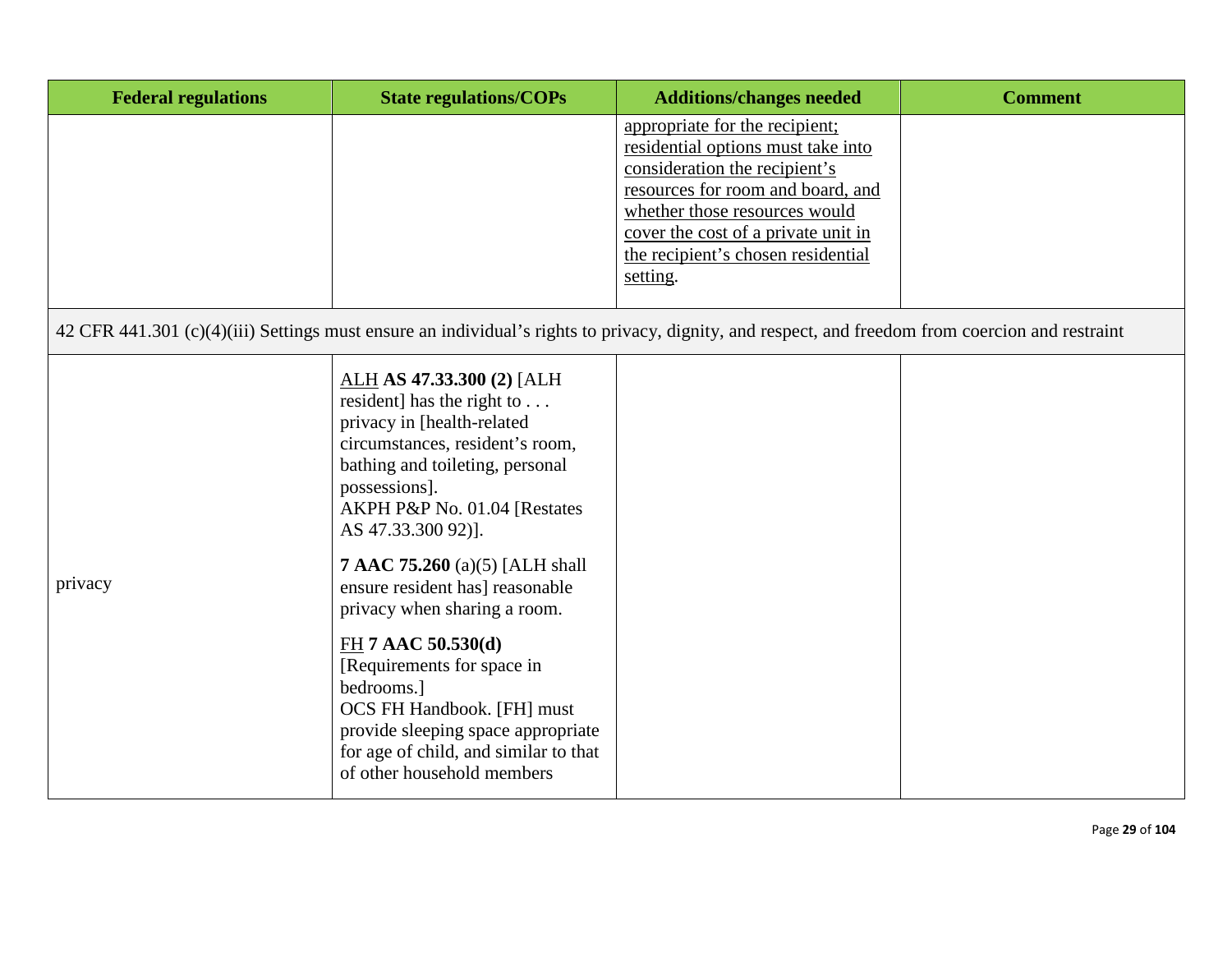| Federal regulations | State regulations/COPs | Additions/changes needed | Comment |
|---|---|---|---|
| | | <u>appropriate for the recipient; residential options must take into consideration the recipient's resources for room and board, and whether those resources would cover the cost of a private unit in the recipient's chosen residential setting</u>. | |
| 42 CFR 441.301 (c)(4)(iii) Settings must ensure an individual's rights to privacy, dignity, and respect, and freedom from coercion and restraint | | | |
| privacy | <u>ALH</u> **AS 47.33.300 (2)** [ALH resident] has the right to . . . privacy in [health-related circumstances, resident's room, bathing and toileting, personal possessions].<br>AKPH P&P No. 01.04 [Restates AS 47.33.300 92)].<br><br>**7 AAC 75.260** (a)(5) [ALH shall ensure resident has] reasonable privacy when sharing a room.<br><br><u>FH</u> **7 AAC 50.530(d)** [Requirements for space in bedrooms.]<br>OCS FH Handbook. [FH] must provide sleeping space appropriate for age of child, and similar to that of other household members | | |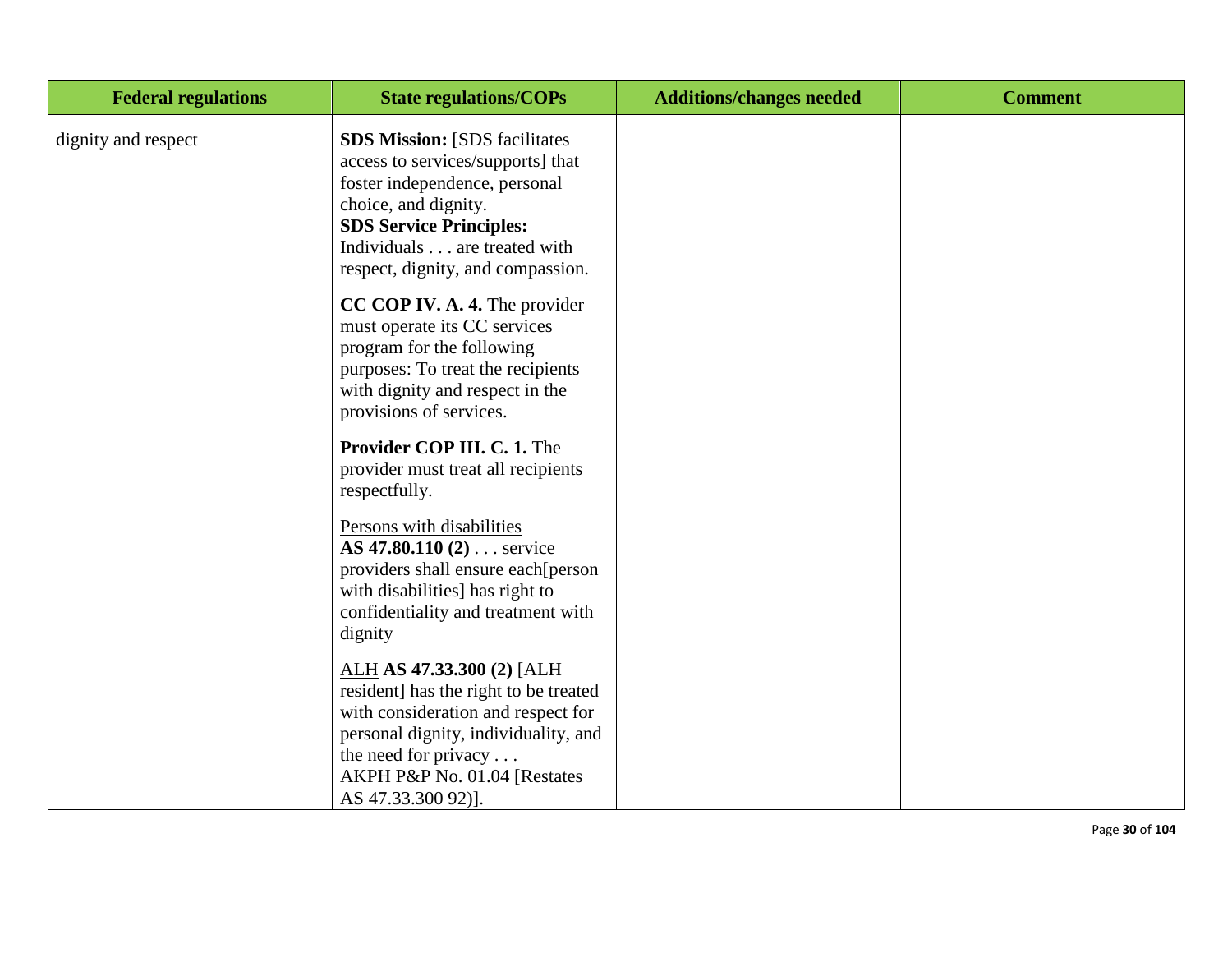| Federal regulations | State regulations/COPs | Additions/changes needed | Comment |
|---|---|---|---|
| dignity and respect | **SDS Mission:** [SDS facilitates access to services/supports] that foster independence, personal choice, and dignity.<br>**SDS Service Principles:** Individuals . . . are treated with respect, dignity, and compassion.<br><br>**CC COP IV. A. 4.** The provider must operate its CC services program for the following purposes: To treat the recipients with dignity and respect in the provisions of services.<br><br>**Provider COP III. C. 1.** The provider must treat all recipients respectfully.<br><br><u>Persons with disabilities</u><br>**AS 47.80.110 (2)** . . . service providers shall ensure each[person with disabilities] has right to confidentiality and treatment with dignity<br><br><u>ALH</u> **AS 47.33.300 (2)** [ALH resident] has the right to be treated with consideration and respect for personal dignity, individuality, and the need for privacy . . .<br>AKPH P&P No. 01.04 [Restates AS 47.33.300 92)]. | | |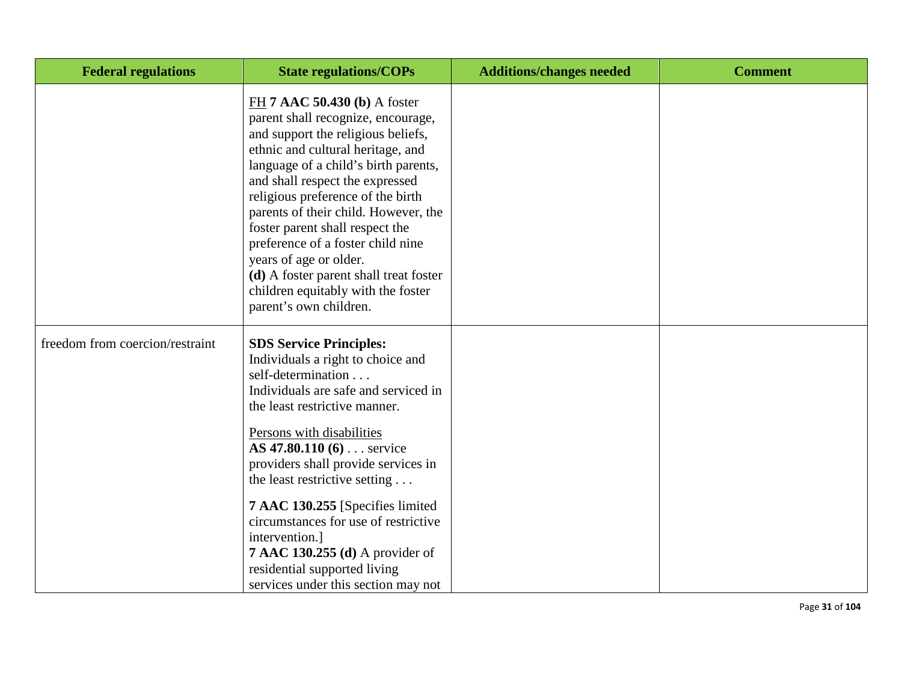| Federal regulations | State regulations/COPs | Additions/changes needed | Comment |
|---|---|---|---|
| | <u>FH</u> **7 AAC 50.430 (b)** A foster parent shall recognize, encourage, and support the religious beliefs, ethnic and cultural heritage, and language of a child's birth parents, and shall respect the expressed religious preference of the birth parents of their child. However, the foster parent shall respect the preference of a foster child nine years of age or older.<br>**(d)** A foster parent shall treat foster children equitably with the foster parent's own children. | | |
| freedom from coercion/restraint | **SDS Service Principles:**<br>Individuals a right to choice and self-determination . . .<br>Individuals are safe and serviced in the least restrictive manner.<br><br><u>Persons with disabilities</u><br>**AS 47.80.110 (6)** . . . service providers shall provide services in the least restrictive setting . . .<br><br>**7 AAC 130.255** [Specifies limited circumstances for use of restrictive intervention.]<br>**7 AAC 130.255 (d)** A provider of residential supported living services under this section may not | | |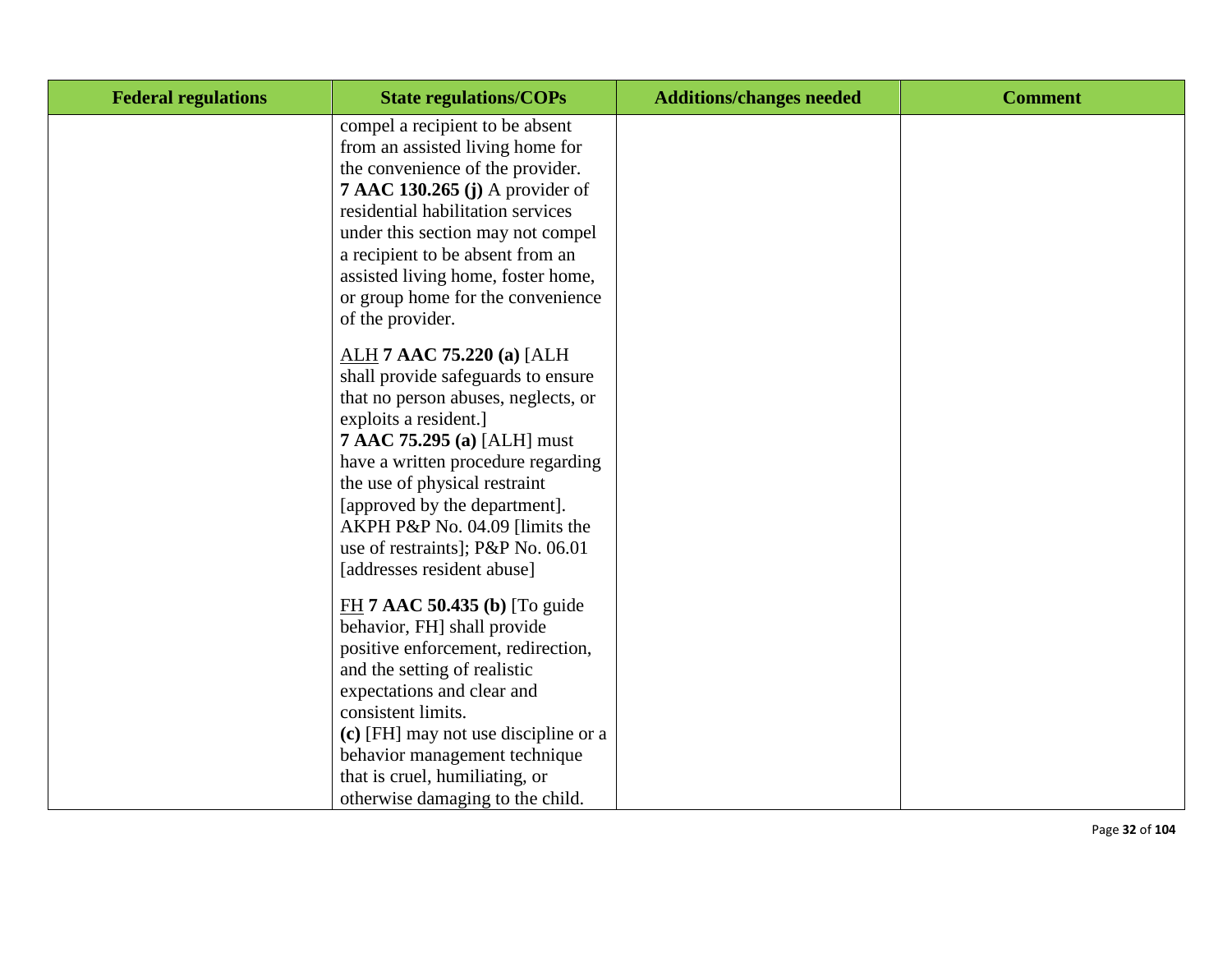| Federal regulations | State regulations/COPs | Additions/changes needed | Comment |
|---|---|---|---|
| | compel a recipient to be absent from an assisted living home for the convenience of the provider.<br>**7 AAC 130.265 (j)** A provider of residential habilitation services under this section may not compel a recipient to be absent from an assisted living home, foster home, or group home for the convenience of the provider.<br><br><u>ALH</u> **7 AAC 75.220 (a)** [ALH shall provide safeguards to ensure that no person abuses, neglects, or exploits a resident.]<br>**7 AAC 75.295 (a)** [ALH] must have a written procedure regarding the use of physical restraint [approved by the department].<br>AKPH P&P No. 04.09 [limits the use of restraints]; P&P No. 06.01 [addresses resident abuse]<br><br><u>FH</u> **7 AAC 50.435 (b)** [To guide behavior, FH] shall provide positive enforcement, redirection, and the setting of realistic expectations and clear and consistent limits.<br>**(c)** [FH] may not use discipline or a behavior management technique that is cruel, humiliating, or otherwise damaging to the child. | | |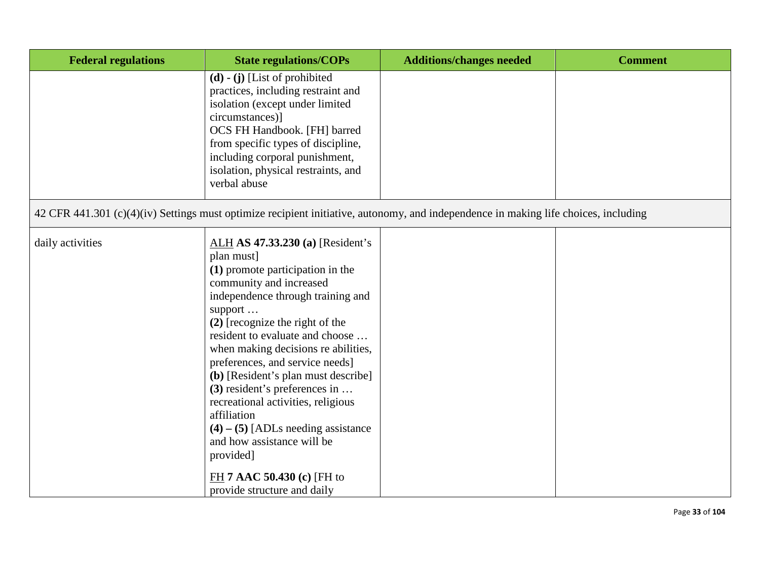| Federal regulations | State regulations/COPs | Additions/changes needed | Comment |
|---|---|---|---|
| | **(d) - (j)** [List of prohibited practices, including restraint and isolation (except under limited circumstances)]<br>OCS FH Handbook. [FH] barred from specific types of discipline, including corporal punishment, isolation, physical restraints, and verbal abuse | | |
| 42 CFR 441.301 (c)(4)(iv) Settings must optimize recipient initiative, autonomy, and independence in making life choices, including | | | |
| daily activities | ALH **AS 47.33.230 (a)** [Resident's plan must]<br>**(1)** promote participation in the community and increased independence through training and support …<br>**(2)** [recognize the right of the resident to evaluate and choose … when making decisions re abilities, preferences, and service needs]<br>**(b)** [Resident's plan must describe]<br>**(3)** resident's preferences in … recreational activities, religious affiliation<br>**(4) – (5)** [ADLs needing assistance and how assistance will be provided]<br><br>FH **7 AAC 50.430 (c)** [FH to provide structure and daily | | |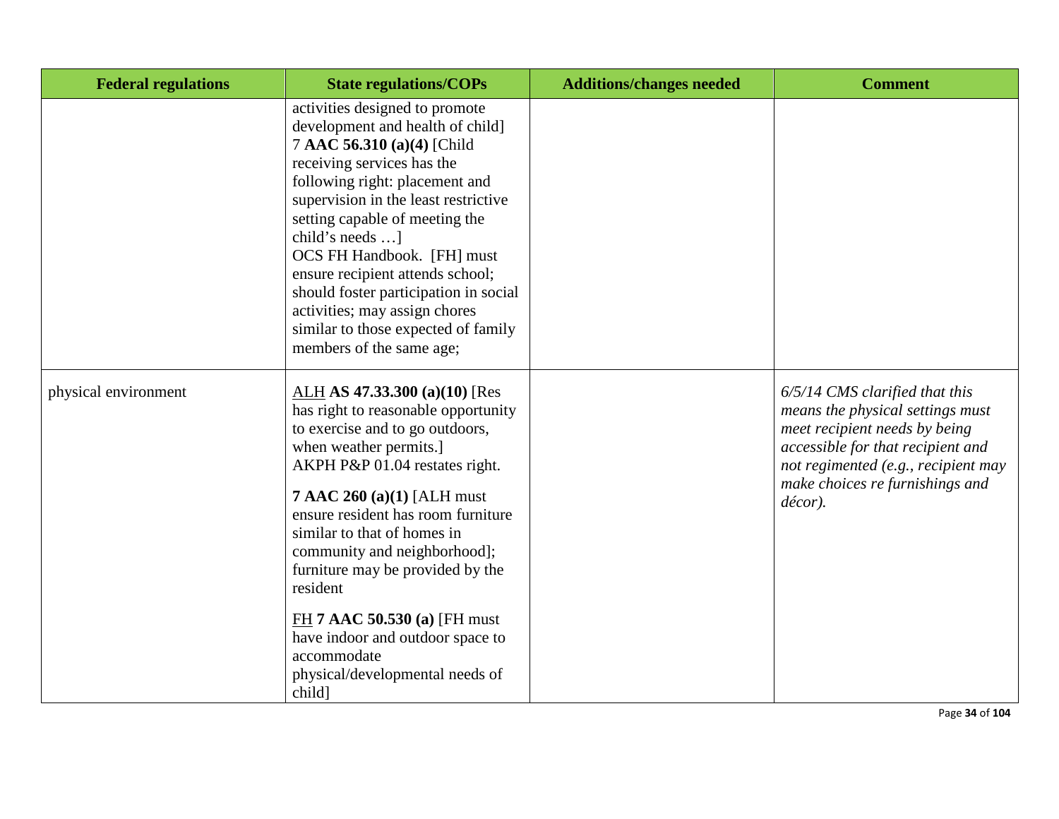| Federal regulations | State regulations/COPs | Additions/changes needed | Comment |
|---|---|---|---|
| | activities designed to promote development and health of child] 7 **AAC 56.310 (a)(4)** [Child receiving services has the following right: placement and supervision in the least restrictive setting capable of meeting the child's needs …] OCS FH Handbook. [FH] must ensure recipient attends school; should foster participation in social activities; may assign chores similar to those expected of family members of the same age; | | |
| physical environment | ALH **AS 47.33.300 (a)(10)** [Res has right to reasonable opportunity to exercise and to go outdoors, when weather permits.] AKPH P&P 01.04 restates right.<br><br>**7 AAC 260 (a)(1)** [ALH must ensure resident has room furniture similar to that of homes in community and neighborhood]; furniture may be provided by the resident<br><br>FH **7 AAC 50.530 (a)** [FH must have indoor and outdoor space to accommodate physical/developmental needs of child] | | *6/5/14 CMS clarified that this means the physical settings must meet recipient needs by being accessible for that recipient and not regimented (e.g., recipient may make choices re furnishings and décor).* |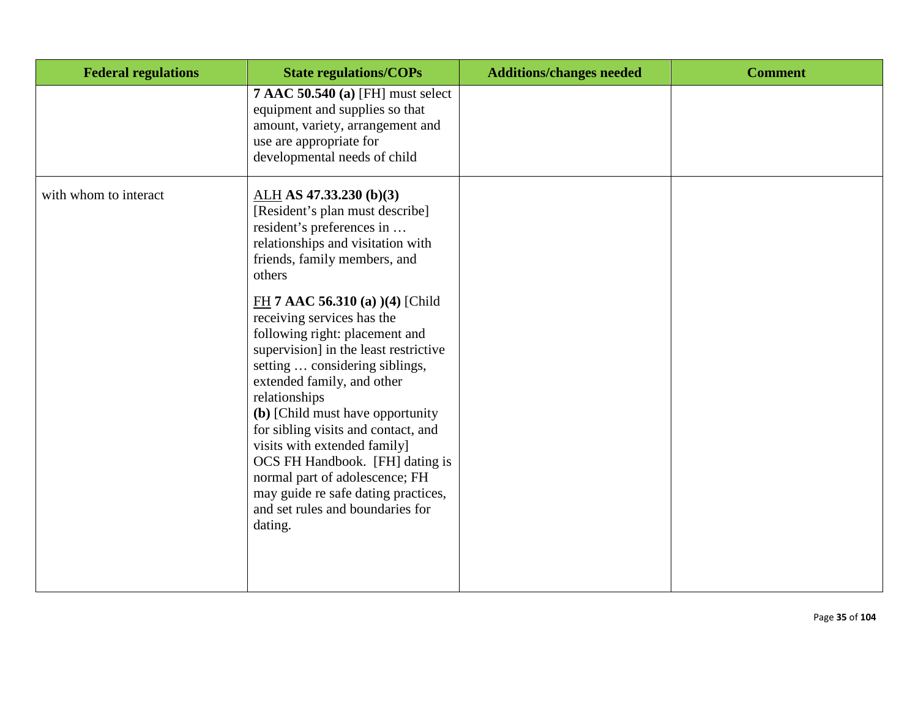| Federal regulations | State regulations/COPs | Additions/changes needed | Comment |
|---|---|---|---|
| | **7 AAC 50.540 (a)** [FH] must select equipment and supplies so that amount, variety, arrangement and use are appropriate for developmental needs of child | | |
| with whom to interact | <u>ALH</u> **AS 47.33.230 (b)(3)** [Resident's plan must describe] resident's preferences in … relationships and visitation with friends, family members, and others<br><br><u>FH</u> **7 AAC 56.310 (a) )(4)** [Child receiving services has the following right: placement and supervision] in the least restrictive setting … considering siblings, extended family, and other relationships<br>**(b)** [Child must have opportunity for sibling visits and contact, and visits with extended family]<br>OCS FH Handbook. [FH] dating is normal part of adolescence; FH may guide re safe dating practices, and set rules and boundaries for dating. | | |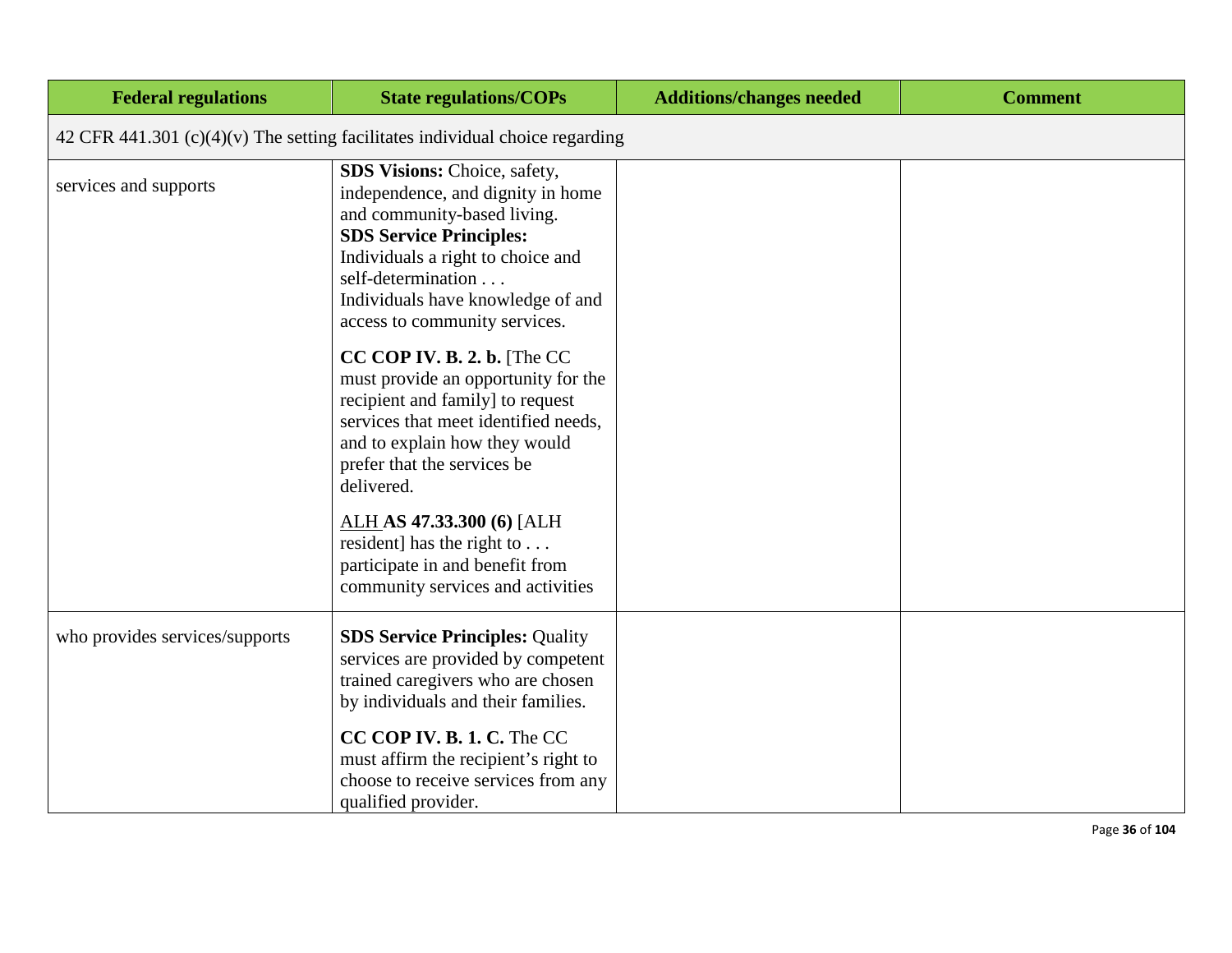| Federal regulations | State regulations/COPs | Additions/changes needed | Comment |
|---|---|---|---|
| 42 CFR 441.301 (c)(4)(v) The setting facilitates individual choice regarding | | | |
| services and supports | **SDS Visions:** Choice, safety, independence, and dignity in home and community-based living.<br>**SDS Service Principles:**<br>Individuals a right to choice and self-determination . . .<br>Individuals have knowledge of and access to community services.<br><br>**CC COP IV. B. 2. b.** [The CC must provide an opportunity for the recipient and family] to request services that meet identified needs, and to explain how they would prefer that the services be delivered.<br><br><u>ALH</u> **AS 47.33.300 (6)** [ALH resident] has the right to . . . participate in and benefit from community services and activities | | |
| who provides services/supports | **SDS Service Principles:** Quality services are provided by competent trained caregivers who are chosen by individuals and their families.<br><br>**CC COP IV. B. 1. C.** The CC must affirm the recipient's right to choose to receive services from any qualified provider. | | |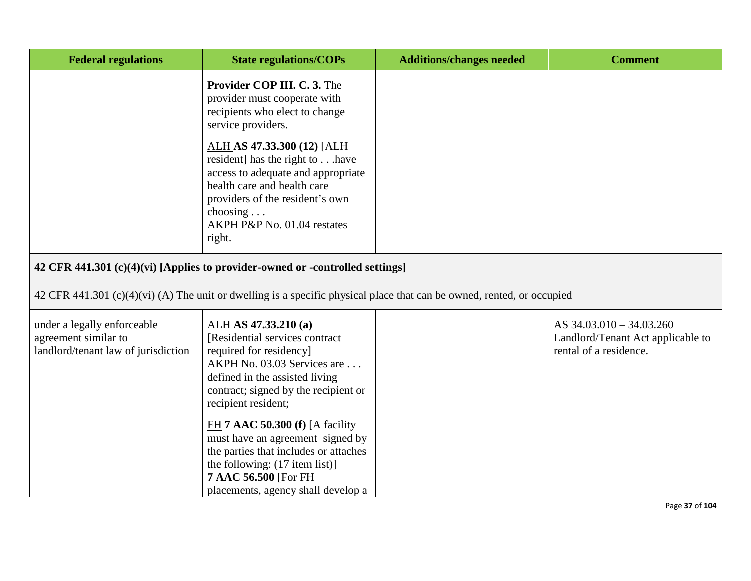| Federal regulations | State regulations/COPs | Additions/changes needed | Comment |
|---|---|---|---|
| | **Provider COP III. C. 3.** The provider must cooperate with recipients who elect to change service providers.<br><br>ALH **AS 47.33.300 (12)** [ALH resident] has the right to . . .have access to adequate and appropriate health care and health care providers of the resident's own choosing . . .<br>AKPH P&P No. 01.04 restates right. | | |
| **42 CFR 441.301 (c)(4)(vi) [Applies to provider-owned or -controlled settings]** | | | |
| 42 CFR 441.301 (c)(4)(vi) (A) The unit or dwelling is a specific physical place that can be owned, rented, or occupied | | | |
| under a legally enforceable agreement similar to landlord/tenant law of jurisdiction | ALH **AS 47.33.210 (a)** [Residential services contract required for residency]<br>AKPH No. 03.03 Services are . . . defined in the assisted living contract; signed by the recipient or recipient resident;<br><br>FH **7 AAC 50.300 (f)** [A facility must have an agreement signed by the parties that includes or attaches the following: (17 item list)]<br>**7 AAC 56.500** [For FH placements, agency shall develop a | | AS 34.03.010 – 34.03.260 Landlord/Tenant Act applicable to rental of a residence. |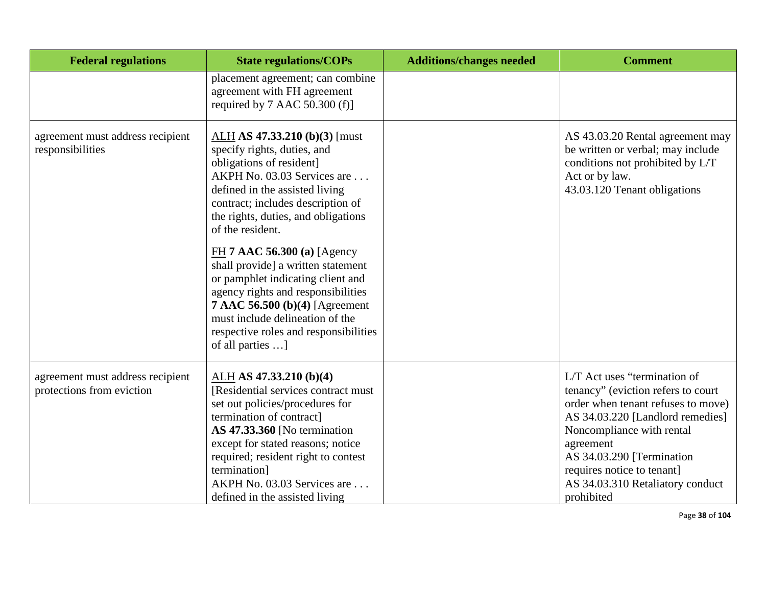| Federal regulations | State regulations/COPs | Additions/changes needed | Comment |
| --- | --- | --- | --- |
| | placement agreement; can combine agreement with FH agreement required by 7 AAC 50.300 (f)] | | |
| agreement must address recipient responsibilities | <u>ALH</u> **AS 47.33.210 (b)(3)** [must specify rights, duties, and obligations of resident]<br>AKPH No. 03.03 Services are . . . defined in the assisted living contract; includes description of the rights, duties, and obligations of the resident.<br><br><u>FH</u> **7 AAC 56.300 (a)** [Agency shall provide] a written statement or pamphlet indicating client and agency rights and responsibilities<br>**7 AAC 56.500 (b)(4)** [Agreement must include delineation of the respective roles and responsibilities of all parties …] | | AS 43.03.20 Rental agreement may be written or verbal; may include conditions not prohibited by L/T Act or by law.<br>43.03.120 Tenant obligations |
| agreement must address recipient protections from eviction | <u>ALH</u> **AS 47.33.210 (b)(4)** [Residential services contract must set out policies/procedures for termination of contract]<br>**AS 47.33.360** [No termination except for stated reasons; notice required; resident right to contest termination]<br>AKPH No. 03.03 Services are . . . defined in the assisted living | | L/T Act uses "termination of tenancy" (eviction refers to court order when tenant refuses to move)<br>AS 34.03.220 [Landlord remedies] Noncompliance with rental agreement<br>AS 34.03.290 [Termination requires notice to tenant]<br>AS 34.03.310 Retaliatory conduct prohibited |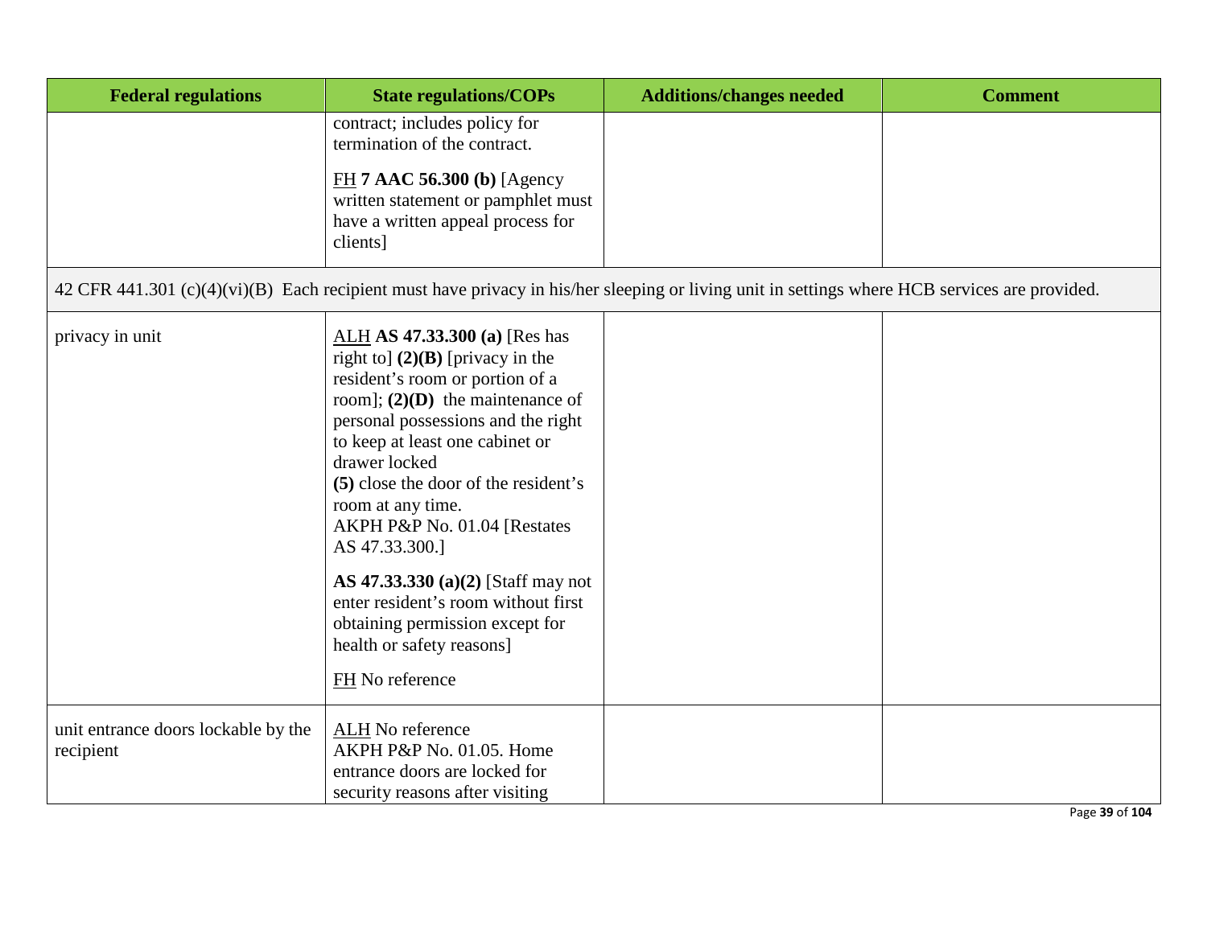| Federal regulations | State regulations/COPs | Additions/changes needed | Comment |
|---|---|---|---|
| | contract; includes policy for termination of the contract.<br><br>FH **7 AAC 56.300 (b)** [Agency written statement or pamphlet must have a written appeal process for clients] | | |
| 42 CFR 441.301 (c)(4)(vi)(B) Each recipient must have privacy in his/her sleeping or living unit in settings where HCB services are provided. | | | |
| privacy in unit | ALH **AS 47.33.300 (a)** [Res has right to] **(2)(B)** [privacy in the resident's room or portion of a room]; **(2)(D)** the maintenance of personal possessions and the right to keep at least one cabinet or drawer locked<br>**(5)** close the door of the resident's room at any time.<br>AKPH P&P No. 01.04 [Restates AS 47.33.300.]<br><br>**AS 47.33.330 (a)(2)** [Staff may not enter resident's room without first obtaining permission except for health or safety reasons]<br><br>FH No reference | | |
| unit entrance doors lockable by the recipient | ALH No reference<br>AKPH P&P No. 01.05. Home entrance doors are locked for security reasons after visiting | | |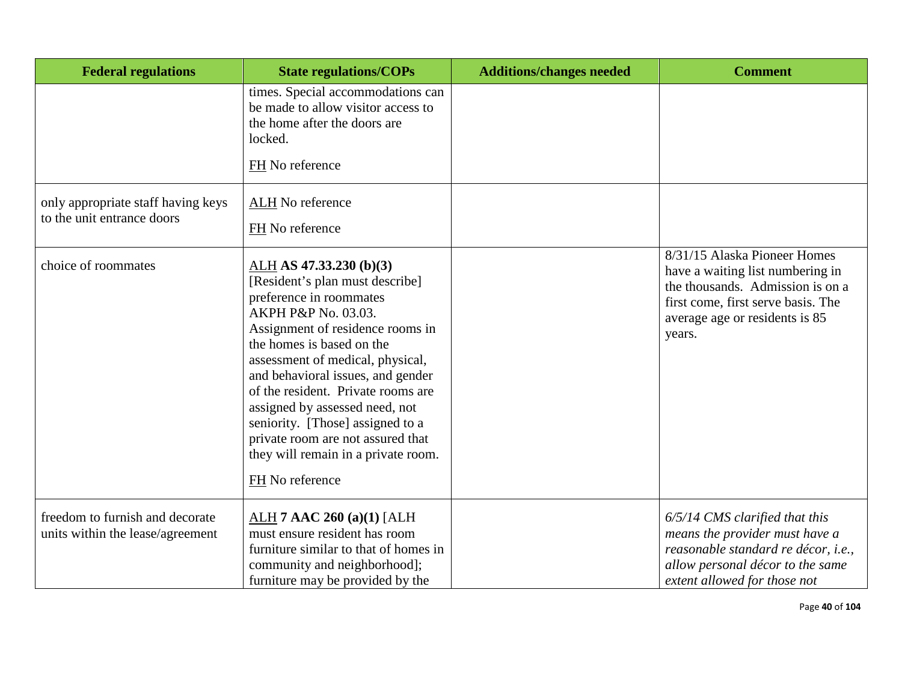| Federal regulations | State regulations/COPs | Additions/changes needed | Comment |
|---|---|---|---|
| | times. Special accommodations can be made to allow visitor access to the home after the doors are locked.<br><br><u>FH</u> No reference | | |
| only appropriate staff having keys to the unit entrance doors | <u>ALH</u> No reference<br><br><u>FH</u> No reference | | |
| choice of roommates | <u>ALH</u> **AS 47.33.230 (b)(3)** [Resident's plan must describe] preference in roommates<br>AKPH P&P No. 03.03. Assignment of residence rooms in the homes is based on the assessment of medical, physical, and behavioral issues, and gender of the resident. Private rooms are assigned by assessed need, not seniority. [Those] assigned to a private room are not assured that they will remain in a private room.<br><br><u>FH</u> No reference | | 8/31/15 Alaska Pioneer Homes have a waiting list numbering in the thousands. Admission is on a first come, first serve basis. The average age or residents is 85 years. |
| freedom to furnish and decorate units within the lease/agreement | <u>ALH</u> **7 AAC 260 (a)(1)** [ALH must ensure resident has room furniture similar to that of homes in community and neighborhood]; furniture may be provided by the | | *6/5/14 CMS clarified that this means the provider must have a reasonable standard re décor, i.e., allow personal décor to the same extent allowed for those not* |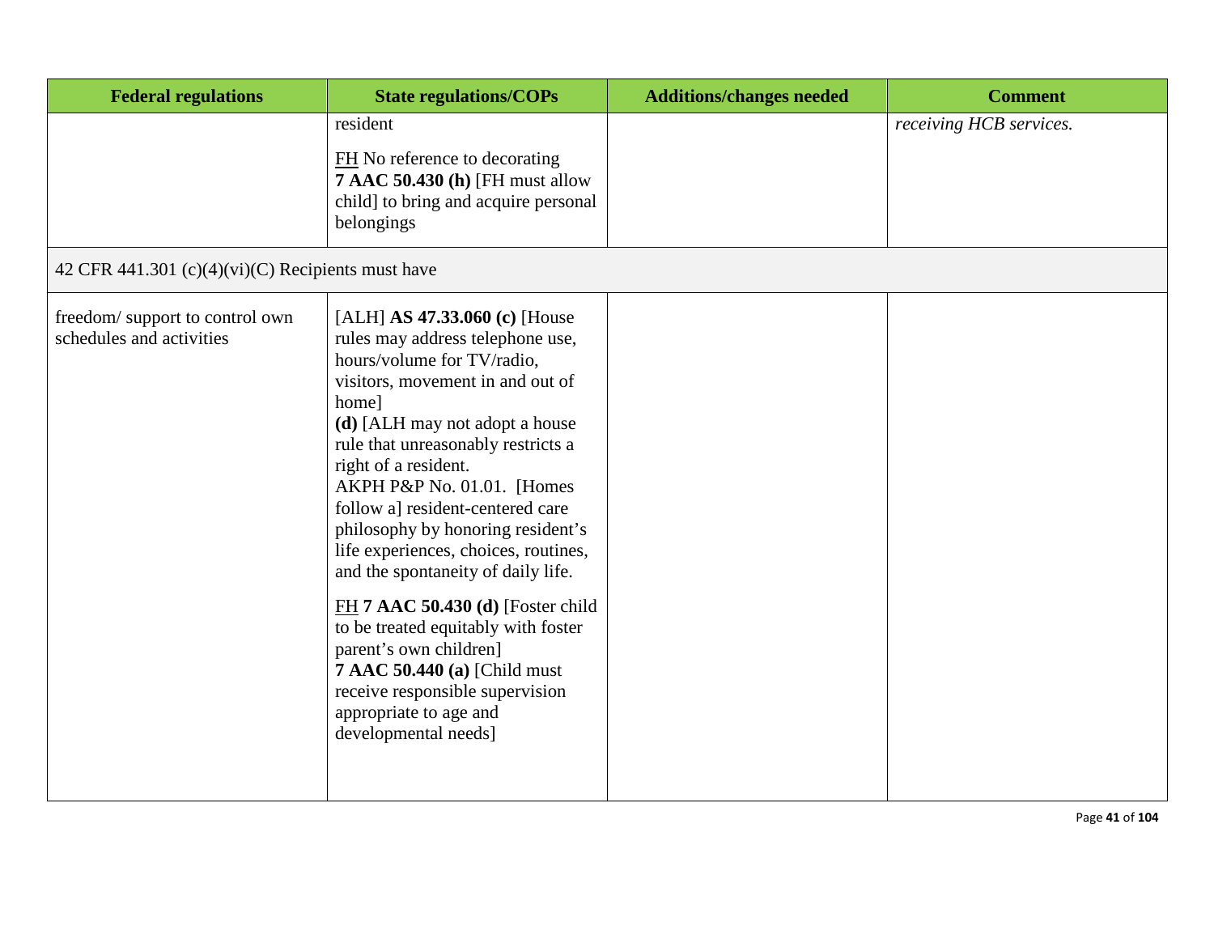| Federal regulations | State regulations/COPs | Additions/changes needed | Comment |
|---|---|---|---|
| | resident<br><br><u>FH</u> No reference to decorating **7 AAC 50.430 (h)** [FH must allow child] to bring and acquire personal belongings | | *receiving HCB services.* |
| 42 CFR 441.301 (c)(4)(vi)(C) Recipients must have | | | |
| freedom/ support to control own schedules and activities | [ALH] **AS 47.33.060 (c)** [House rules may address telephone use, hours/volume for TV/radio, visitors, movement in and out of home]<br>**(d)** [ALH may not adopt a house rule that unreasonably restricts a right of a resident.<br>AKPH P&P No. 01.01. [Homes follow a] resident-centered care philosophy by honoring resident's life experiences, choices, routines, and the spontaneity of daily life.<br><br><u>FH</u> **7 AAC 50.430 (d)** [Foster child to be treated equitably with foster parent's own children]<br>**7 AAC 50.440 (a)** [Child must receive responsible supervision appropriate to age and developmental needs] | | |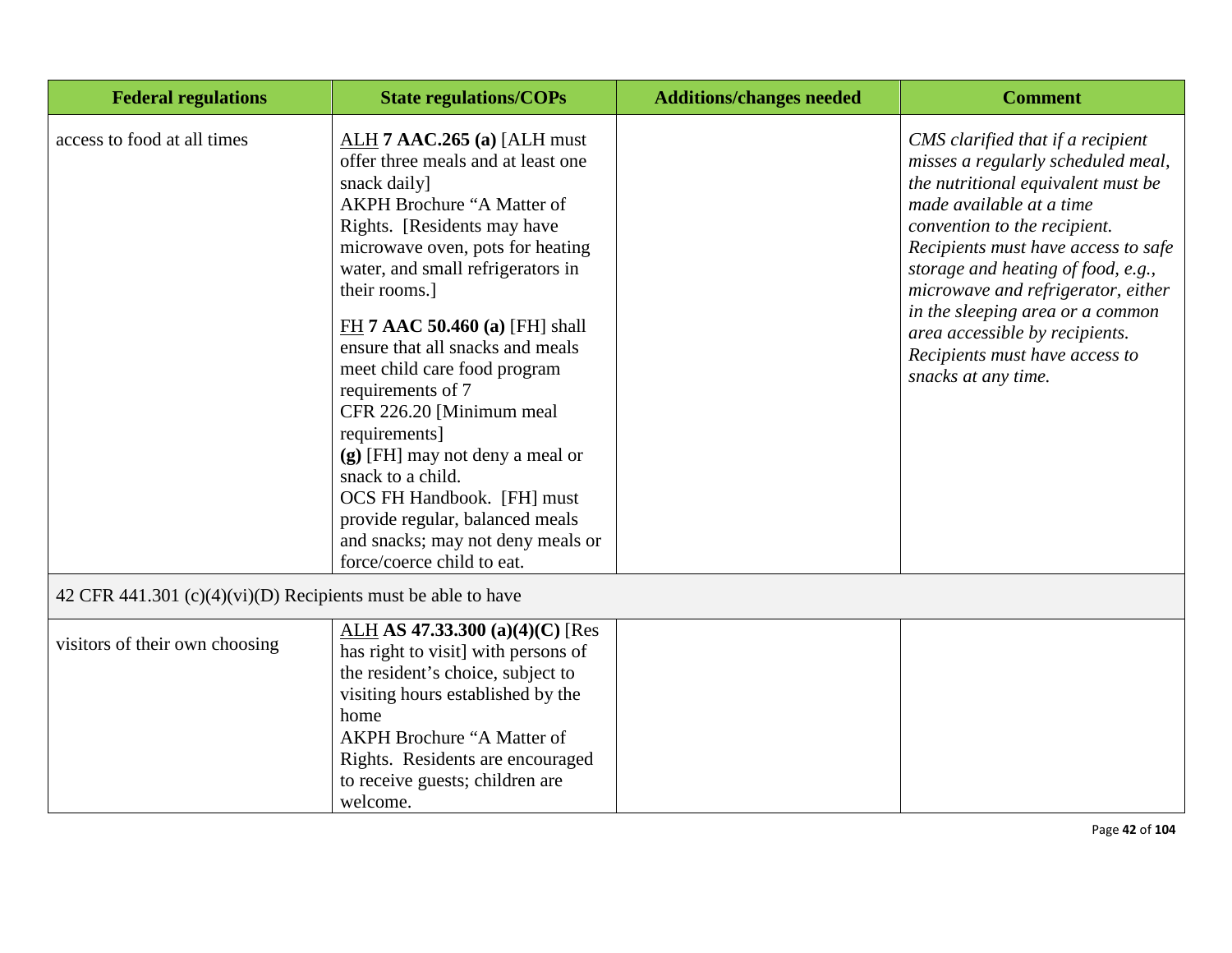| Federal regulations | State regulations/COPs | Additions/changes needed | Comment |
|---|---|---|---|
| access to food at all times | ALH **7 AAC.265 (a)** [ALH must offer three meals and at least one snack daily]<br>AKPH Brochure "A Matter of Rights. [Residents may have microwave oven, pots for heating water, and small refrigerators in their rooms.]<br><br>FH **7 AAC 50.460 (a)** [FH] shall ensure that all snacks and meals meet child care food program requirements of 7 CFR 226.20 [Minimum meal requirements]<br>**(g)** [FH] may not deny a meal or snack to a child.<br>OCS FH Handbook. [FH] must provide regular, balanced meals and snacks; may not deny meals or force/coerce child to eat. | | *CMS clarified that if a recipient misses a regularly scheduled meal, the nutritional equivalent must be made available at a time convention to the recipient. Recipients must have access to safe storage and heating of food, e.g., microwave and refrigerator, either in the sleeping area or a common area accessible by recipients. Recipients must have access to snacks at any time.* |
| 42 CFR 441.301 (c)(4)(vi)(D) Recipients must be able to have | | | |
| visitors of their own choosing | ALH **AS 47.33.300 (a)(4)(C)** [Res has right to visit] with persons of the resident's choice, subject to visiting hours established by the home<br>AKPH Brochure "A Matter of Rights. Residents are encouraged to receive guests; children are welcome. | | |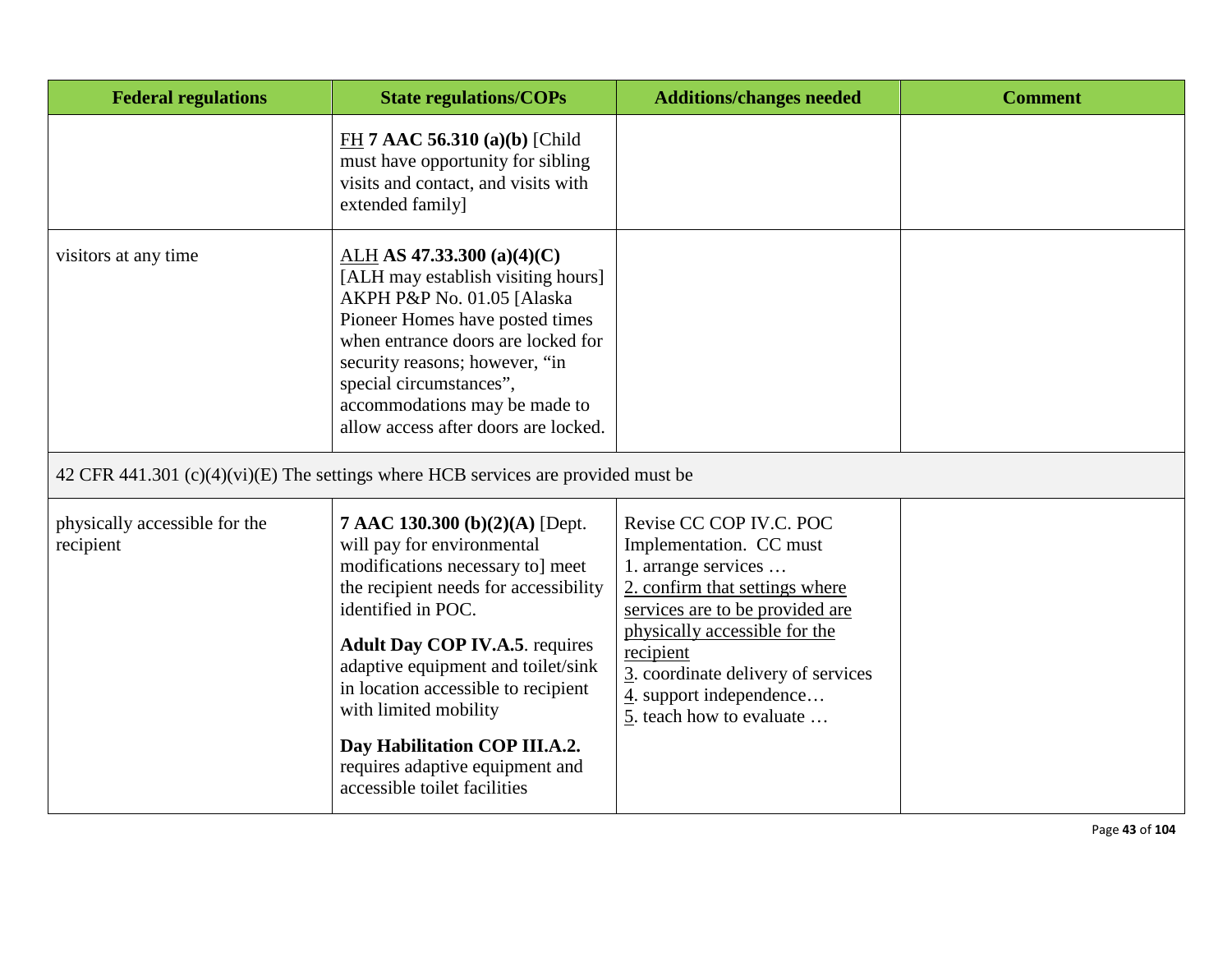| Federal regulations | State regulations/COPs | Additions/changes needed | Comment |
| --- | --- | --- | --- |
| | <u>FH</u> **7 AAC 56.310 (a)(b)** [Child must have opportunity for sibling visits and contact, and visits with extended family] | | |
| visitors at any time | <u>ALH</u> **AS 47.33.300 (a)(4)(C)** [ALH may establish visiting hours] AKPH P&P No. 01.05 [Alaska Pioneer Homes have posted times when entrance doors are locked for security reasons; however, "in special circumstances", accommodations may be made to allow access after doors are locked. | | |
| 42 CFR 441.301 (c)(4)(vi)(E) The settings where HCB services are provided must be | | | |
| physically accessible for the recipient | **7 AAC 130.300 (b)(2)(A)** [Dept. will pay for environmental modifications necessary to] meet the recipient needs for accessibility identified in POC.<br><br>**Adult Day COP IV.A.5**. requires adaptive equipment and toilet/sink in location accessible to recipient with limited mobility<br><br>**Day Habilitation COP III.A.2.** requires adaptive equipment and accessible toilet facilities | Revise CC COP IV.C. POC Implementation. CC must<br>1. arrange services …<br><u>2. confirm that settings where services are to be provided are physically accessible for the recipient</u><br><u>3</u>. coordinate delivery of services<br><u>4</u>. support independence…<br><u>5</u>. teach how to evaluate … | |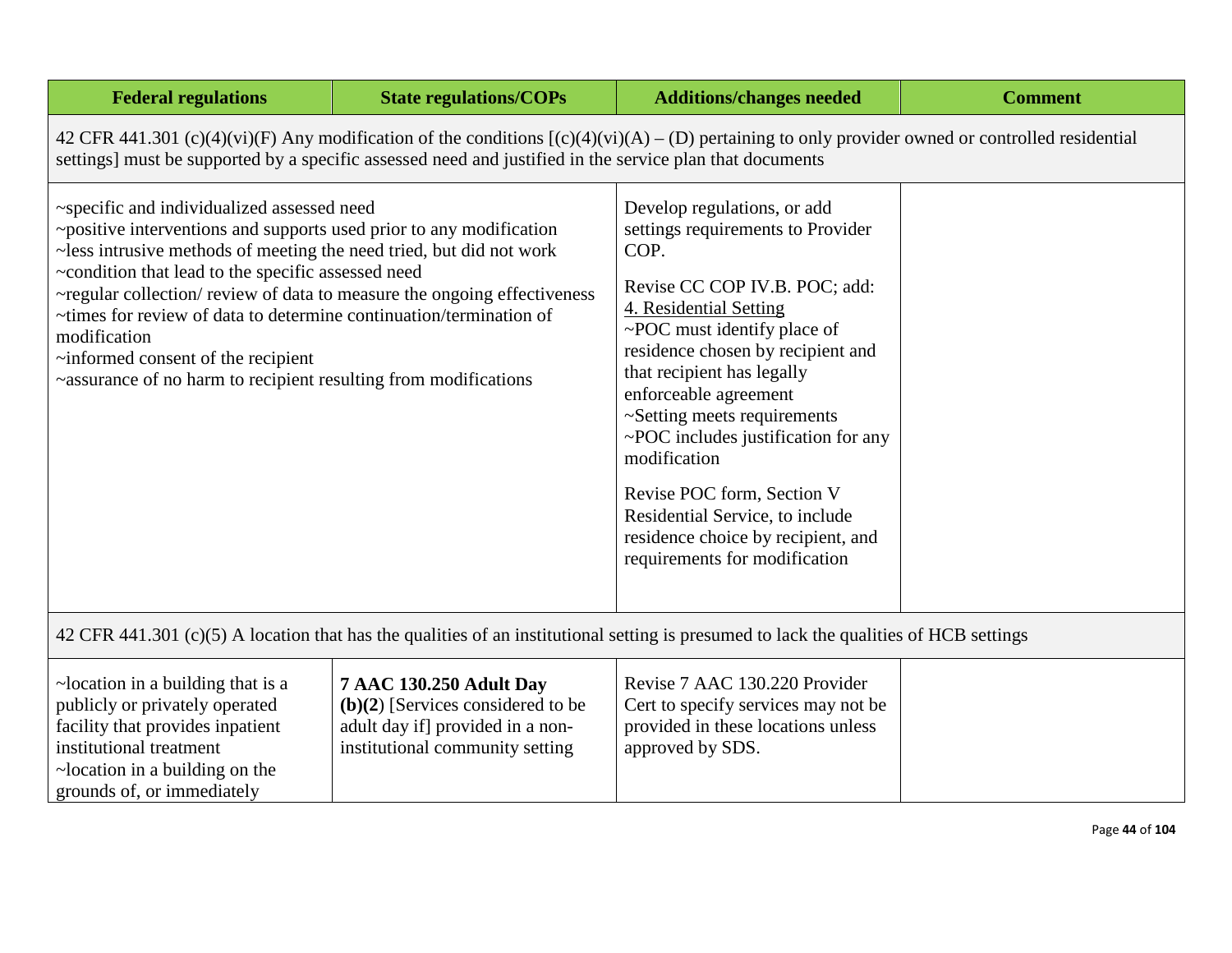| Federal regulations | State regulations/COPs | Additions/changes needed | Comment |
|---|---|---|---|
| 42 CFR 441.301 (c)(4)(vi)(F) Any modification of the conditions [(c)(4)(vi)(A) – (D) pertaining to only provider owned or controlled residential settings] must be supported by a specific assessed need and justified in the service plan that documents | | | |
| ~specific and individualized assessed need<br>~positive interventions and supports used prior to any modification<br>~less intrusive methods of meeting the need tried, but did not work<br>~condition that lead to the specific assessed need<br>~regular collection/ review of data to measure the ongoing effectiveness<br>~times for review of data to determine continuation/termination of modification<br>~informed consent of the recipient<br>~assurance of no harm to recipient resulting from modifications | | Develop regulations, or add settings requirements to Provider COP.<br><br>Revise CC COP IV.B. POC; add:<br>4. Residential Setting<br>~POC must identify place of residence chosen by recipient and that recipient has legally enforceable agreement<br>~Setting meets requirements<br>~POC includes justification for any modification<br><br>Revise POC form, Section V Residential Service, to include residence choice by recipient, and requirements for modification | |
| 42 CFR 441.301 (c)(5) A location that has the qualities of an institutional setting is presumed to lack the qualities of HCB settings | | | |
| ~location in a building that is a publicly or privately operated facility that provides inpatient institutional treatment<br>~location in a building on the grounds of, or immediately | **7 AAC 130.250 Adult Day (b)(2**) [Services considered to be adult day if] provided in a non-institutional community setting | Revise 7 AAC 130.220 Provider Cert to specify services may not be provided in these locations unless approved by SDS. | |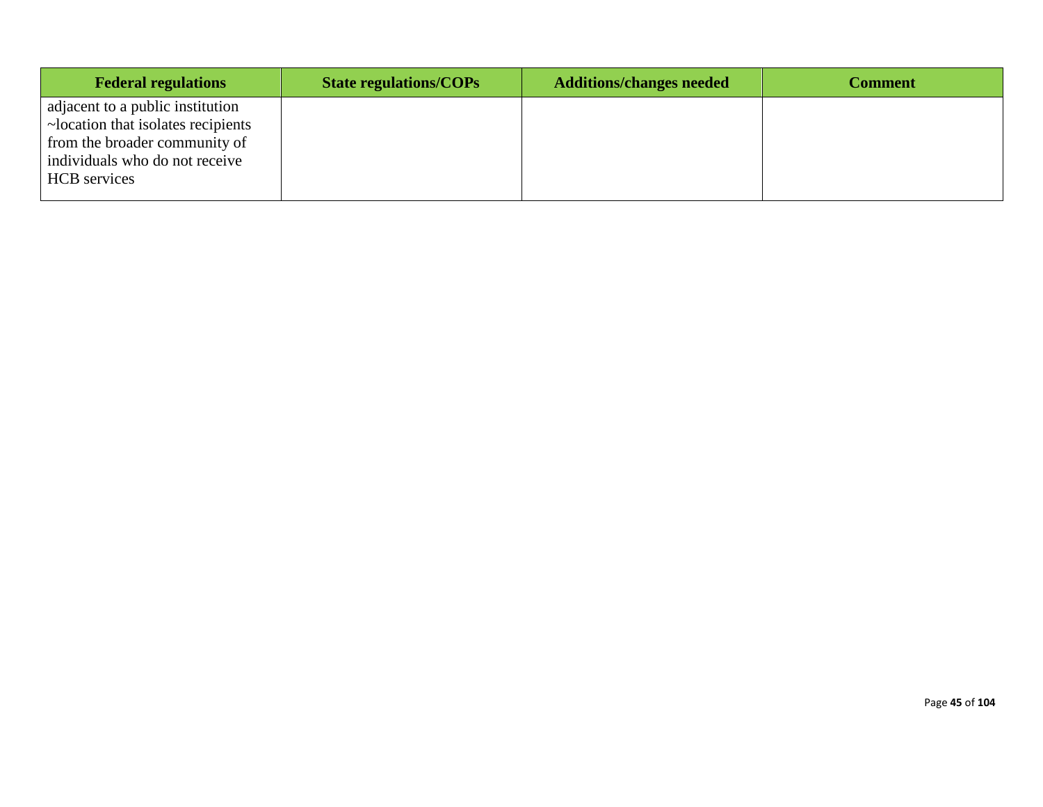| Federal regulations | State regulations/COPs | Additions/changes needed | Comment |
| --- | --- | --- | --- |
| adjacent to a public institution ~location that isolates recipients from the broader community of individuals who do not receive HCB services | | | |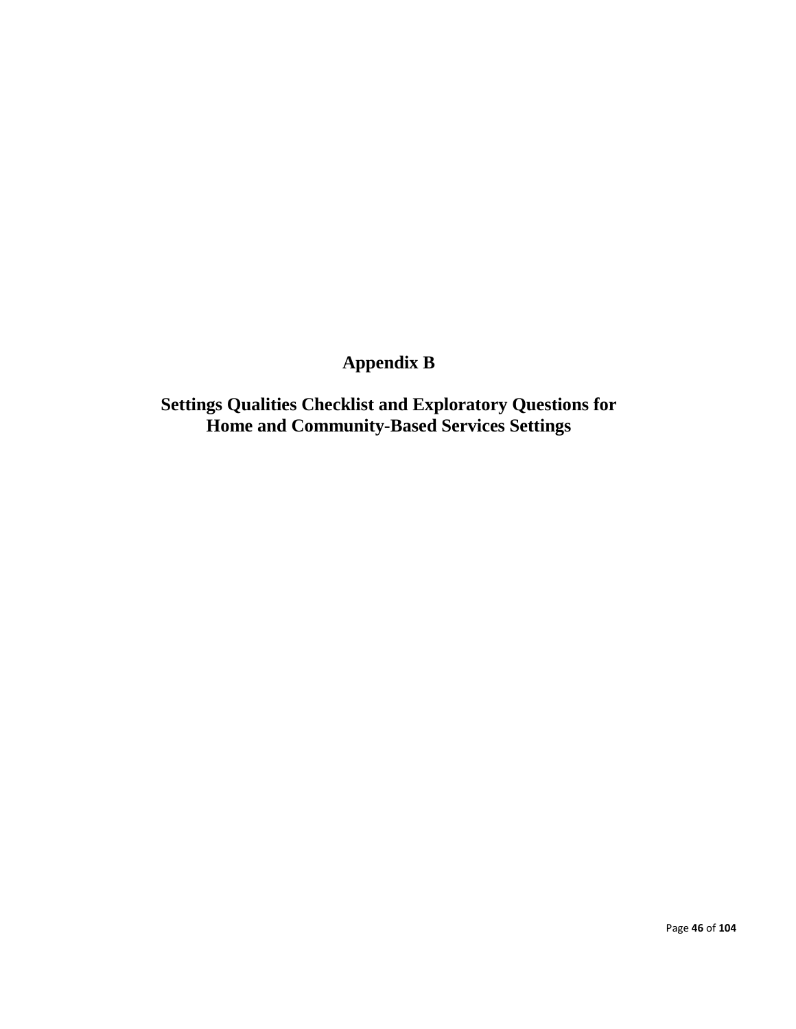# Appendix B

## Settings Qualities Checklist and Exploratory Questions for Home and Community-Based Services Settings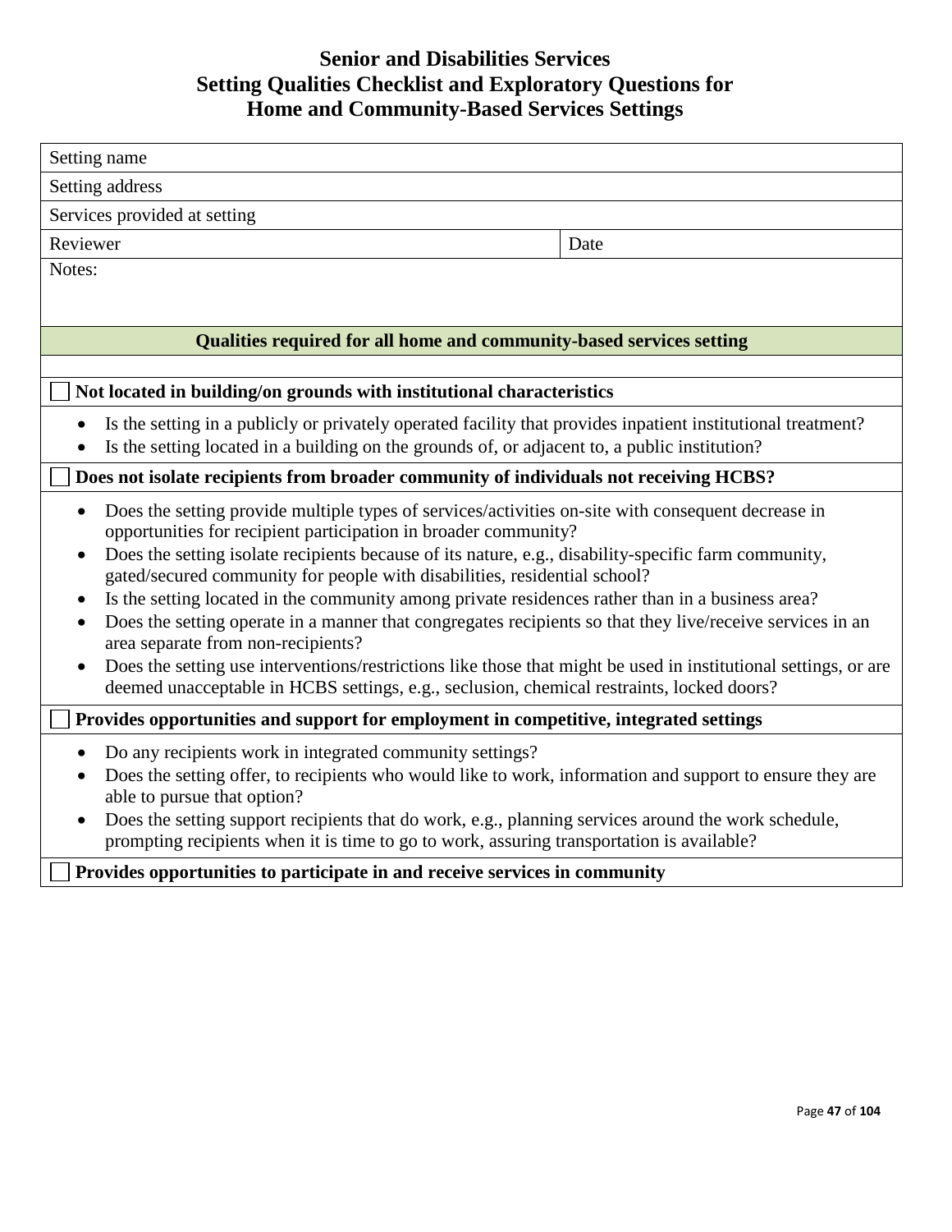# Senior and Disabilities Services
# Setting Qualities Checklist and Exploratory Questions for Home and Community-Based Services Settings

| Setting name | |
|---|---|
| Setting address | |
| Services provided at setting | |
| Reviewer | Date |
| Notes: | |

**Qualities required for all home and community-based services setting**

☐ **Not located in building/on grounds with institutional characteristics**

- Is the setting in a publicly or privately operated facility that provides inpatient institutional treatment?
- Is the setting located in a building on the grounds of, or adjacent to, a public institution?

☐ **Does not isolate recipients from broader community of individuals not receiving HCBS?**

- Does the setting provide multiple types of services/activities on-site with consequent decrease in opportunities for recipient participation in broader community?
- Does the setting isolate recipients because of its nature, e.g., disability-specific farm community, gated/secured community for people with disabilities, residential school?
- Is the setting located in the community among private residences rather than in a business area?
- Does the setting operate in a manner that congregates recipients so that they live/receive services in an area separate from non-recipients?
- Does the setting use interventions/restrictions like those that might be used in institutional settings, or are deemed unacceptable in HCBS settings, e.g., seclusion, chemical restraints, locked doors?

☐ **Provides opportunities and support for employment in competitive, integrated settings**

- Do any recipients work in integrated community settings?
- Does the setting offer, to recipients who would like to work, information and support to ensure they are able to pursue that option?
- Does the setting support recipients that do work, e.g., planning services around the work schedule, prompting recipients when it is time to go to work, assuring transportation is available?

☐ **Provides opportunities to participate in and receive services in community**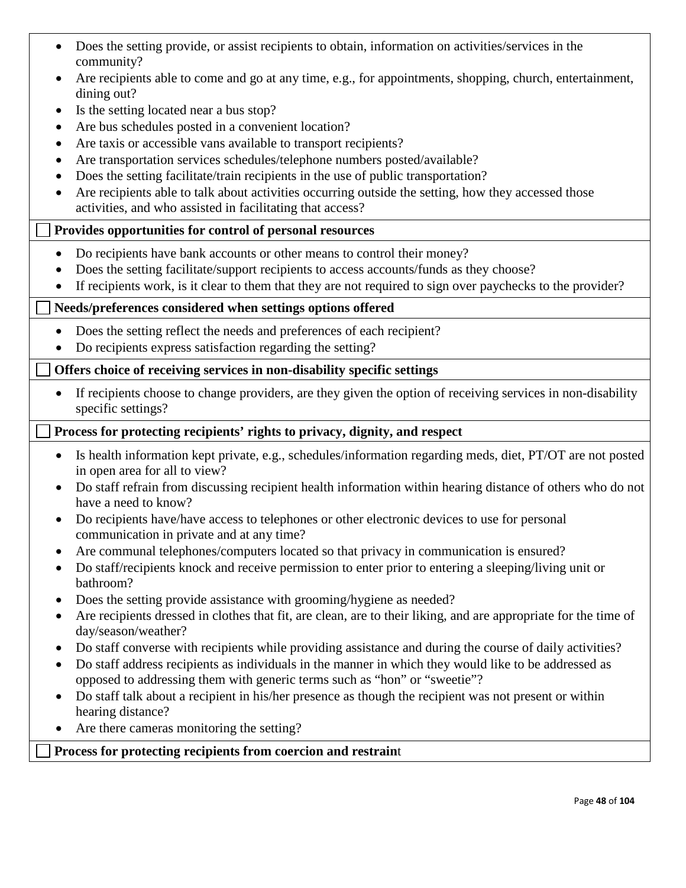- Does the setting provide, or assist recipients to obtain, information on activities/services in the community?
- Are recipients able to come and go at any time, e.g., for appointments, shopping, church, entertainment, dining out?
- Is the setting located near a bus stop?
- Are bus schedules posted in a convenient location?
- Are taxis or accessible vans available to transport recipients?
- Are transportation services schedules/telephone numbers posted/available?
- Does the setting facilitate/train recipients in the use of public transportation?
- Are recipients able to talk about activities occurring outside the setting, how they accessed those activities, and who assisted in facilitating that access?

☐ **Provides opportunities for control of personal resources**

- Do recipients have bank accounts or other means to control their money?
- Does the setting facilitate/support recipients to access accounts/funds as they choose?
- If recipients work, is it clear to them that they are not required to sign over paychecks to the provider?

☐ **Needs/preferences considered when settings options offered**

- Does the setting reflect the needs and preferences of each recipient?
- Do recipients express satisfaction regarding the setting?

☐ **Offers choice of receiving services in non-disability specific settings**

- If recipients choose to change providers, are they given the option of receiving services in non-disability specific settings?

☐ **Process for protecting recipients' rights to privacy, dignity, and respect**

- Is health information kept private, e.g., schedules/information regarding meds, diet, PT/OT are not posted in open area for all to view?
- Do staff refrain from discussing recipient health information within hearing distance of others who do not have a need to know?
- Do recipients have/have access to telephones or other electronic devices to use for personal communication in private and at any time?
- Are communal telephones/computers located so that privacy in communication is ensured?
- Do staff/recipients knock and receive permission to enter prior to entering a sleeping/living unit or bathroom?
- Does the setting provide assistance with grooming/hygiene as needed?
- Are recipients dressed in clothes that fit, are clean, are to their liking, and are appropriate for the time of day/season/weather?
- Do staff converse with recipients while providing assistance and during the course of daily activities?
- Do staff address recipients as individuals in the manner in which they would like to be addressed as opposed to addressing them with generic terms such as "hon" or "sweetie"?
- Do staff talk about a recipient in his/her presence as though the recipient was not present or within hearing distance?
- Are there cameras monitoring the setting?

☐ **Process for protecting recipients from coercion and restraint**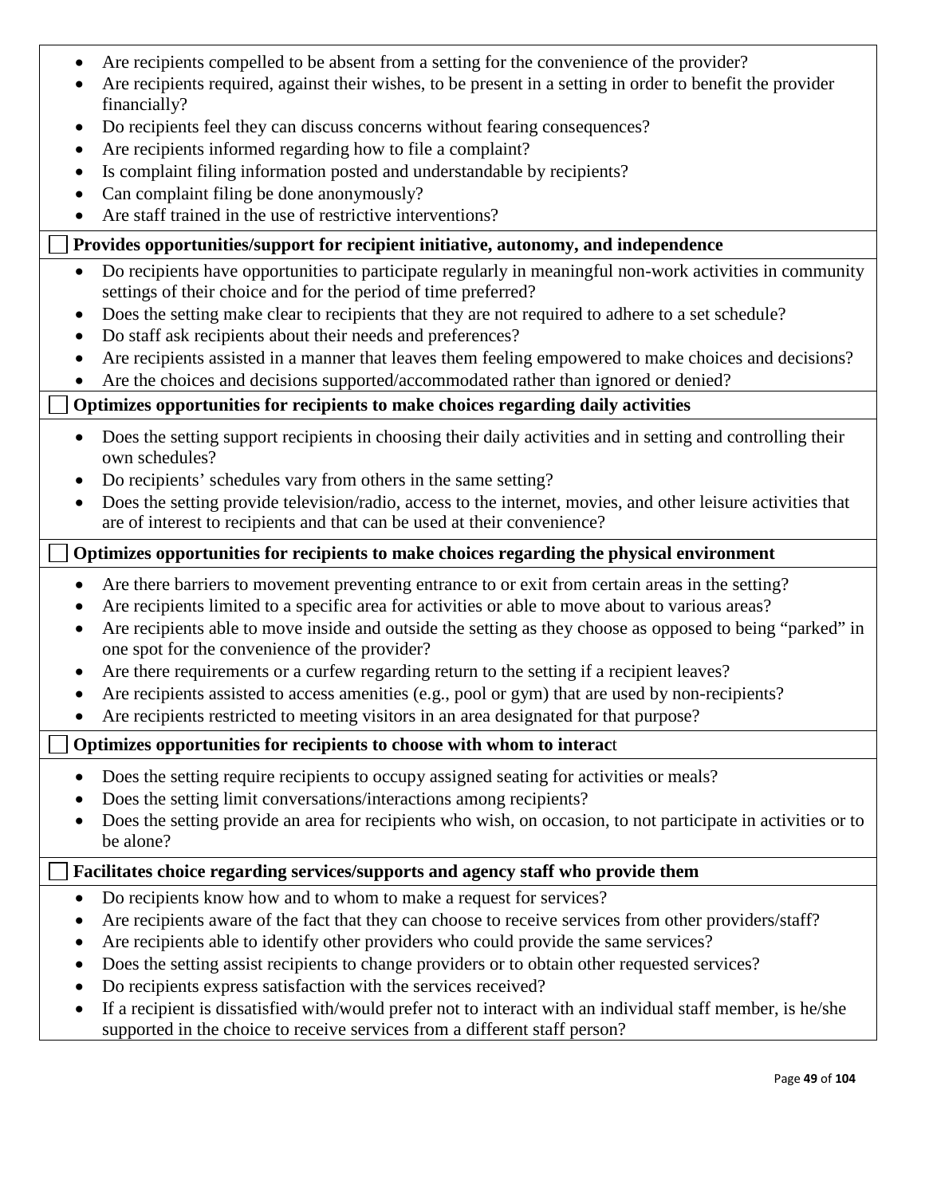- Are recipients compelled to be absent from a setting for the convenience of the provider?
- Are recipients required, against their wishes, to be present in a setting in order to benefit the provider financially?
- Do recipients feel they can discuss concerns without fearing consequences?
- Are recipients informed regarding how to file a complaint?
- Is complaint filing information posted and understandable by recipients?
- Can complaint filing be done anonymously?
- Are staff trained in the use of restrictive interventions?

☐ **Provides opportunities/support for recipient initiative, autonomy, and independence**

- Do recipients have opportunities to participate regularly in meaningful non-work activities in community settings of their choice and for the period of time preferred?
- Does the setting make clear to recipients that they are not required to adhere to a set schedule?
- Do staff ask recipients about their needs and preferences?
- Are recipients assisted in a manner that leaves them feeling empowered to make choices and decisions?
- Are the choices and decisions supported/accommodated rather than ignored or denied?

☐ **Optimizes opportunities for recipients to make choices regarding daily activities**

- Does the setting support recipients in choosing their daily activities and in setting and controlling their own schedules?
- Do recipients' schedules vary from others in the same setting?
- Does the setting provide television/radio, access to the internet, movies, and other leisure activities that are of interest to recipients and that can be used at their convenience?

☐ **Optimizes opportunities for recipients to make choices regarding the physical environment**

- Are there barriers to movement preventing entrance to or exit from certain areas in the setting?
- Are recipients limited to a specific area for activities or able to move about to various areas?
- Are recipients able to move inside and outside the setting as they choose as opposed to being "parked" in one spot for the convenience of the provider?
- Are there requirements or a curfew regarding return to the setting if a recipient leaves?
- Are recipients assisted to access amenities (e.g., pool or gym) that are used by non-recipients?
- Are recipients restricted to meeting visitors in an area designated for that purpose?

☐ **Optimizes opportunities for recipients to choose with whom to interac**t

- Does the setting require recipients to occupy assigned seating for activities or meals?
- Does the setting limit conversations/interactions among recipients?
- Does the setting provide an area for recipients who wish, on occasion, to not participate in activities or to be alone?

☐ **Facilitates choice regarding services/supports and agency staff who provide them**

- Do recipients know how and to whom to make a request for services?
- Are recipients aware of the fact that they can choose to receive services from other providers/staff?
- Are recipients able to identify other providers who could provide the same services?
- Does the setting assist recipients to change providers or to obtain other requested services?
- Do recipients express satisfaction with the services received?
- If a recipient is dissatisfied with/would prefer not to interact with an individual staff member, is he/she supported in the choice to receive services from a different staff person?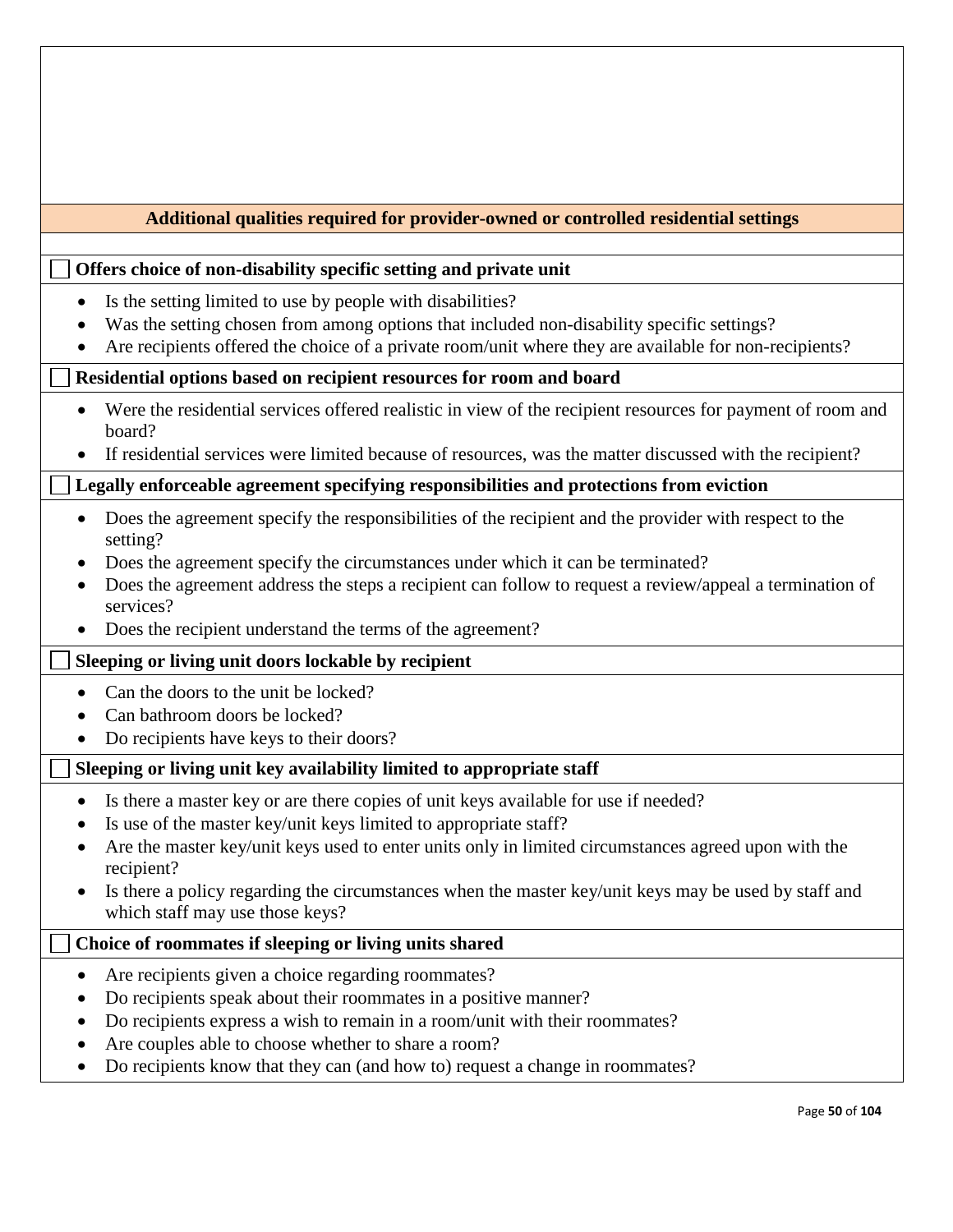## Additional qualities required for provider-owned or controlled residential settings

☐ **Offers choice of non-disability specific setting and private unit**

- Is the setting limited to use by people with disabilities?
- Was the setting chosen from among options that included non-disability specific settings?
- Are recipients offered the choice of a private room/unit where they are available for non-recipients?

☐ **Residential options based on recipient resources for room and board**

- Were the residential services offered realistic in view of the recipient resources for payment of room and board?
- If residential services were limited because of resources, was the matter discussed with the recipient?

☐ **Legally enforceable agreement specifying responsibilities and protections from eviction**

- Does the agreement specify the responsibilities of the recipient and the provider with respect to the setting?
- Does the agreement specify the circumstances under which it can be terminated?
- Does the agreement address the steps a recipient can follow to request a review/appeal a termination of services?
- Does the recipient understand the terms of the agreement?

☐ **Sleeping or living unit doors lockable by recipient**

- Can the doors to the unit be locked?
- Can bathroom doors be locked?
- Do recipients have keys to their doors?

☐ **Sleeping or living unit key availability limited to appropriate staff**

- Is there a master key or are there copies of unit keys available for use if needed?
- Is use of the master key/unit keys limited to appropriate staff?
- Are the master key/unit keys used to enter units only in limited circumstances agreed upon with the recipient?
- Is there a policy regarding the circumstances when the master key/unit keys may be used by staff and which staff may use those keys?

☐ **Choice of roommates if sleeping or living units shared**

- Are recipients given a choice regarding roommates?
- Do recipients speak about their roommates in a positive manner?
- Do recipients express a wish to remain in a room/unit with their roommates?
- Are couples able to choose whether to share a room?
- Do recipients know that they can (and how to) request a change in roommates?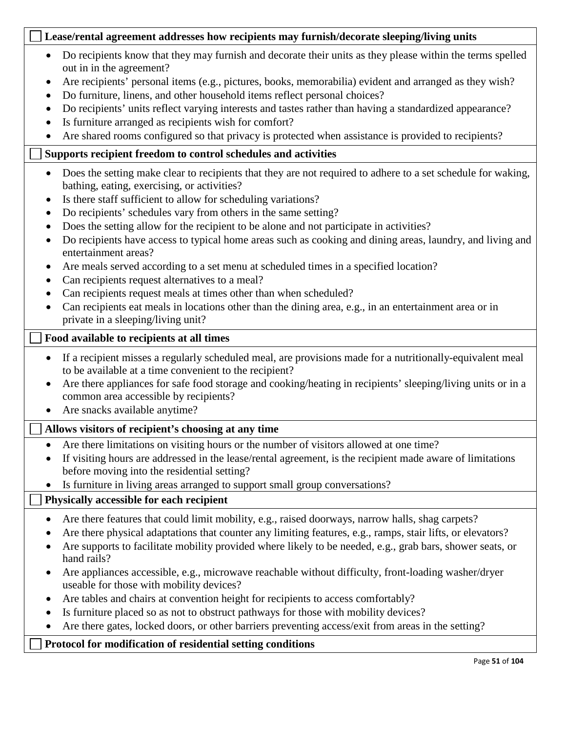☐ **Lease/rental agreement addresses how recipients may furnish/decorate sleeping/living units**

- Do recipients know that they may furnish and decorate their units as they please within the terms spelled out in in the agreement?
- Are recipients' personal items (e.g., pictures, books, memorabilia) evident and arranged as they wish?
- Do furniture, linens, and other household items reflect personal choices?
- Do recipients' units reflect varying interests and tastes rather than having a standardized appearance?
- Is furniture arranged as recipients wish for comfort?
- Are shared rooms configured so that privacy is protected when assistance is provided to recipients?

☐ **Supports recipient freedom to control schedules and activities**

- Does the setting make clear to recipients that they are not required to adhere to a set schedule for waking, bathing, eating, exercising, or activities?
- Is there staff sufficient to allow for scheduling variations?
- Do recipients' schedules vary from others in the same setting?
- Does the setting allow for the recipient to be alone and not participate in activities?
- Do recipients have access to typical home areas such as cooking and dining areas, laundry, and living and entertainment areas?
- Are meals served according to a set menu at scheduled times in a specified location?
- Can recipients request alternatives to a meal?
- Can recipients request meals at times other than when scheduled?
- Can recipients eat meals in locations other than the dining area, e.g., in an entertainment area or in private in a sleeping/living unit?

☐ **Food available to recipients at all times**

- If a recipient misses a regularly scheduled meal, are provisions made for a nutritionally-equivalent meal to be available at a time convenient to the recipient?
- Are there appliances for safe food storage and cooking/heating in recipients' sleeping/living units or in a common area accessible by recipients?
- Are snacks available anytime?

☐ **Allows visitors of recipient's choosing at any time**

- Are there limitations on visiting hours or the number of visitors allowed at one time?
- If visiting hours are addressed in the lease/rental agreement, is the recipient made aware of limitations before moving into the residential setting?
- Is furniture in living areas arranged to support small group conversations?

☐ **Physically accessible for each recipient**

- Are there features that could limit mobility, e.g., raised doorways, narrow halls, shag carpets?
- Are there physical adaptations that counter any limiting features, e.g., ramps, stair lifts, or elevators?
- Are supports to facilitate mobility provided where likely to be needed, e.g., grab bars, shower seats, or hand rails?
- Are appliances accessible, e.g., microwave reachable without difficulty, front-loading washer/dryer useable for those with mobility devices?
- Are tables and chairs at convention height for recipients to access comfortably?
- Is furniture placed so as not to obstruct pathways for those with mobility devices?
- Are there gates, locked doors, or other barriers preventing access/exit from areas in the setting?

☐ **Protocol for modification of residential setting conditions**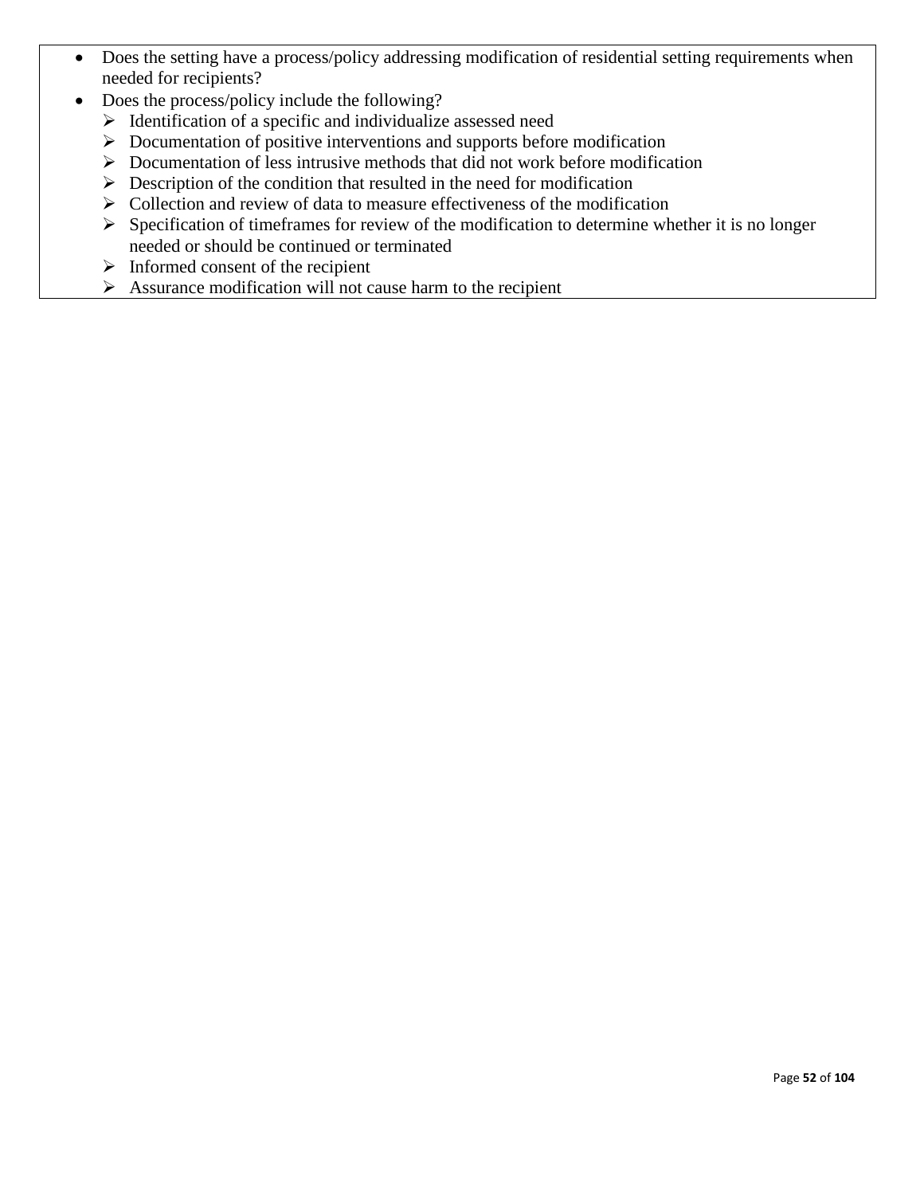- Does the setting have a process/policy addressing modification of residential setting requirements when needed for recipients?
- Does the process/policy include the following?
  - Identification of a specific and individualize assessed need
  - Documentation of positive interventions and supports before modification
  - Documentation of less intrusive methods that did not work before modification
  - Description of the condition that resulted in the need for modification
  - Collection and review of data to measure effectiveness of the modification
  - Specification of timeframes for review of the modification to determine whether it is no longer needed or should be continued or terminated
  - Informed consent of the recipient
  - Assurance modification will not cause harm to the recipient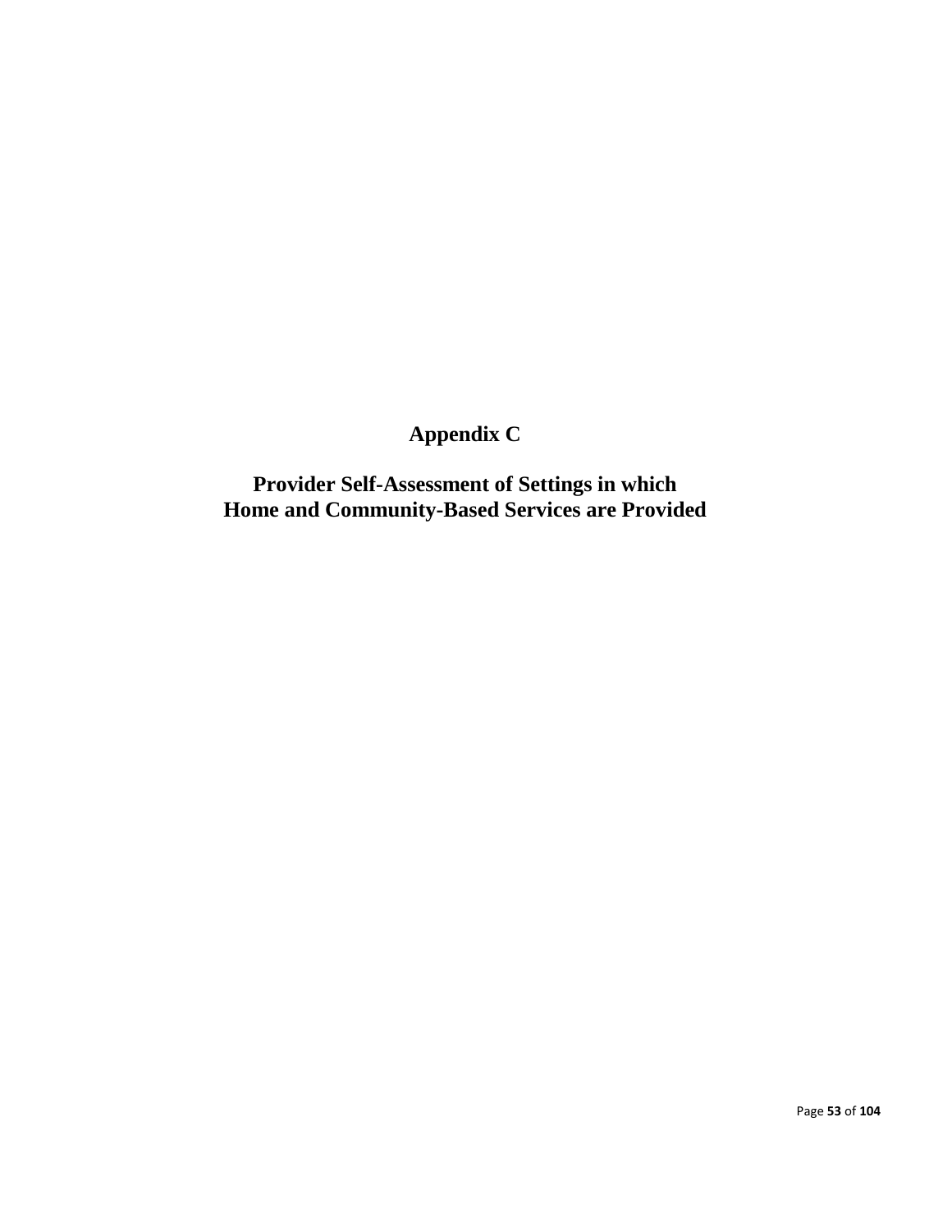# Appendix C

## Provider Self-Assessment of Settings in which Home and Community-Based Services are Provided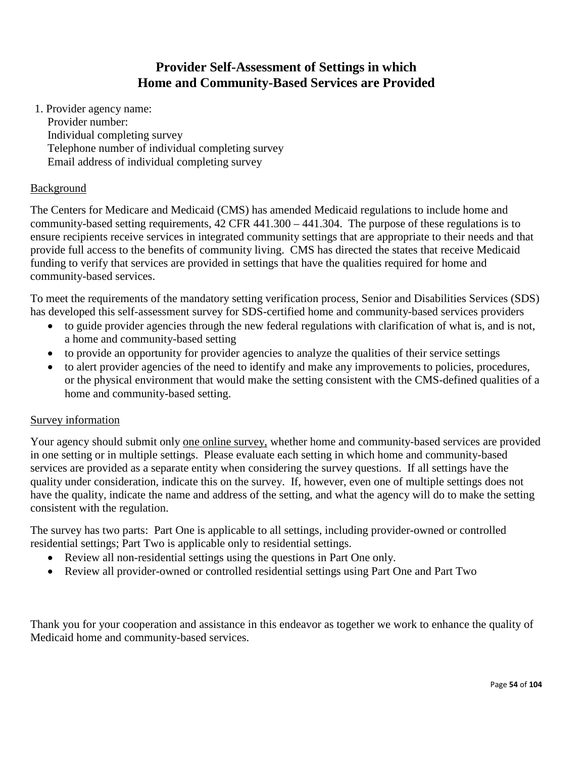# Provider Self-Assessment of Settings in which Home and Community-Based Services are Provided

1. Provider agency name:
   Provider number:
   Individual completing survey
   Telephone number of individual completing survey
   Email address of individual completing survey

<u>Background</u>

The Centers for Medicare and Medicaid (CMS) has amended Medicaid regulations to include home and community-based setting requirements, 42 CFR 441.300 – 441.304. The purpose of these regulations is to ensure recipients receive services in integrated community settings that are appropriate to their needs and that provide full access to the benefits of community living. CMS has directed the states that receive Medicaid funding to verify that services are provided in settings that have the qualities required for home and community-based services.

To meet the requirements of the mandatory setting verification process, Senior and Disabilities Services (SDS) has developed this self-assessment survey for SDS-certified home and community-based services providers

- to guide provider agencies through the new federal regulations with clarification of what is, and is not, a home and community-based setting
- to provide an opportunity for provider agencies to analyze the qualities of their service settings
- to alert provider agencies of the need to identify and make any improvements to policies, procedures, or the physical environment that would make the setting consistent with the CMS-defined qualities of a home and community-based setting.

<u>Survey information</u>

Your agency should submit only <u>one online survey,</u> whether home and community-based services are provided in one setting or in multiple settings. Please evaluate each setting in which home and community-based services are provided as a separate entity when considering the survey questions. If all settings have the quality under consideration, indicate this on the survey. If, however, even one of multiple settings does not have the quality, indicate the name and address of the setting, and what the agency will do to make the setting consistent with the regulation.

The survey has two parts: Part One is applicable to all settings, including provider-owned or controlled residential settings; Part Two is applicable only to residential settings.

- Review all non-residential settings using the questions in Part One only.
- Review all provider-owned or controlled residential settings using Part One and Part Two

Thank you for your cooperation and assistance in this endeavor as together we work to enhance the quality of Medicaid home and community-based services.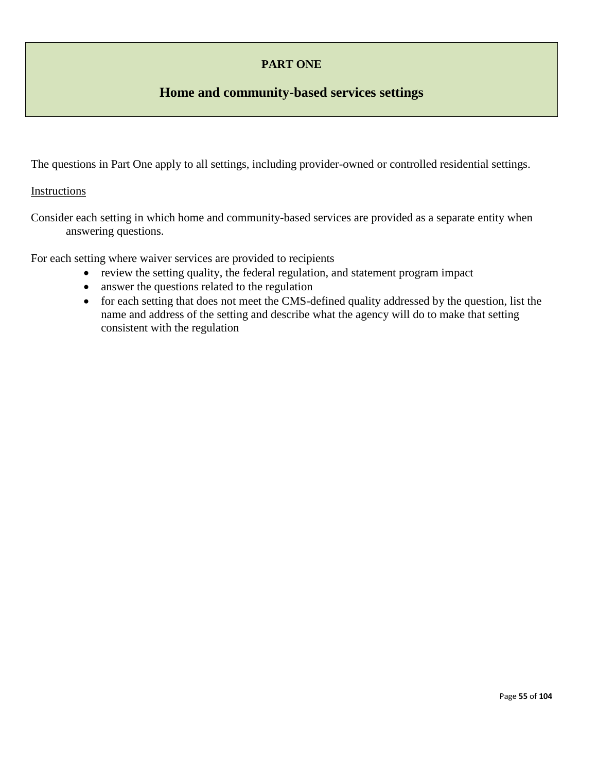**PART ONE**

## Home and community-based services settings

The questions in Part One apply to all settings, including provider-owned or controlled residential settings.

Instructions

Consider each setting in which home and community-based services are provided as a separate entity when answering questions.

For each setting where waiver services are provided to recipients

- review the setting quality, the federal regulation, and statement program impact
- answer the questions related to the regulation
- for each setting that does not meet the CMS-defined quality addressed by the question, list the name and address of the setting and describe what the agency will do to make that setting consistent with the regulation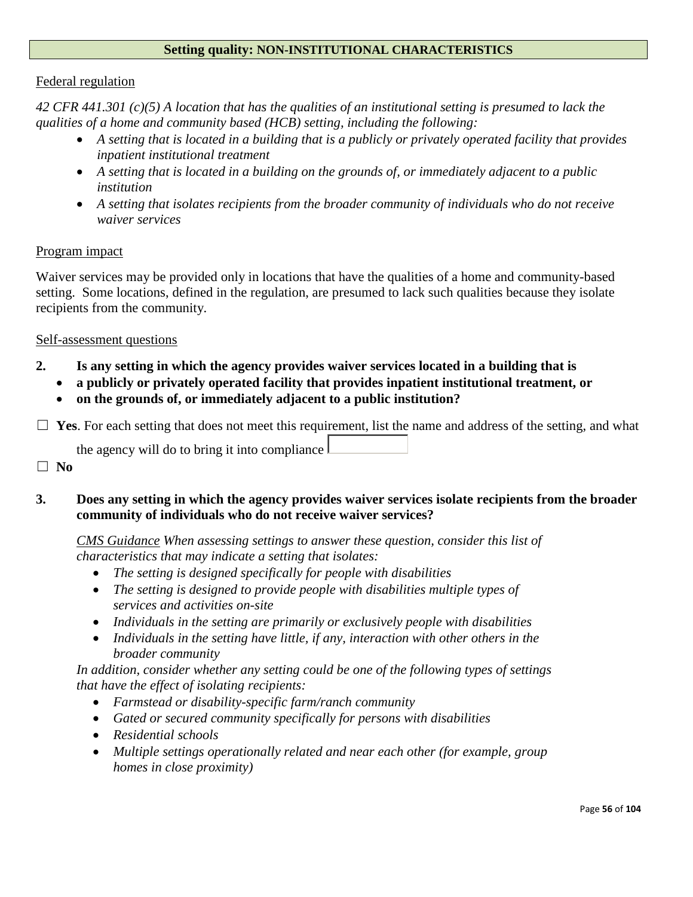## Setting quality: NON-INSTITUTIONAL CHARACTERISTICS

Federal regulation

*42 CFR 441.301 (c)(5) A location that has the qualities of an institutional setting is presumed to lack the qualities of a home and community based (HCB) setting, including the following:*

- *A setting that is located in a building that is a publicly or privately operated facility that provides inpatient institutional treatment*
- *A setting that is located in a building on the grounds of, or immediately adjacent to a public institution*
- *A setting that isolates recipients from the broader community of individuals who do not receive waiver services*

Program impact

Waiver services may be provided only in locations that have the qualities of a home and community-based setting. Some locations, defined in the regulation, are presumed to lack such qualities because they isolate recipients from the community.

Self-assessment questions

**2. Is any setting in which the agency provides waiver services located in a building that is**

- **a publicly or privately operated facility that provides inpatient institutional treatment, or**
- **on the grounds of, or immediately adjacent to a public institution?**

☐ **Yes**. For each setting that does not meet this requirement, list the name and address of the setting, and what the agency will do to bring it into compliance

☐ **No**

**3. Does any setting in which the agency provides waiver services isolate recipients from the broader community of individuals who do not receive waiver services?**

CMS Guidance *When assessing settings to answer these question, consider this list of characteristics that may indicate a setting that isolates:*

- *The setting is designed specifically for people with disabilities*
- *The setting is designed to provide people with disabilities multiple types of services and activities on-site*
- *Individuals in the setting are primarily or exclusively people with disabilities*
- *Individuals in the setting have little, if any, interaction with other others in the broader community*

*In addition, consider whether any setting could be one of the following types of settings that have the effect of isolating recipients:*

- *Farmstead or disability-specific farm/ranch community*
- *Gated or secured community specifically for persons with disabilities*
- *Residential schools*
- *Multiple settings operationally related and near each other (for example, group homes in close proximity)*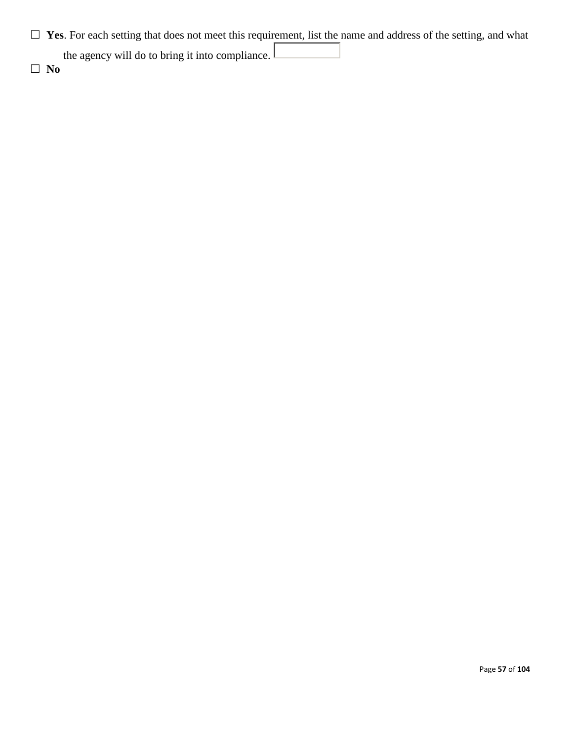☐ **Yes**. For each setting that does not meet this requirement, list the name and address of the setting, and what the agency will do to bring it into compliance. ____________

☐ **No**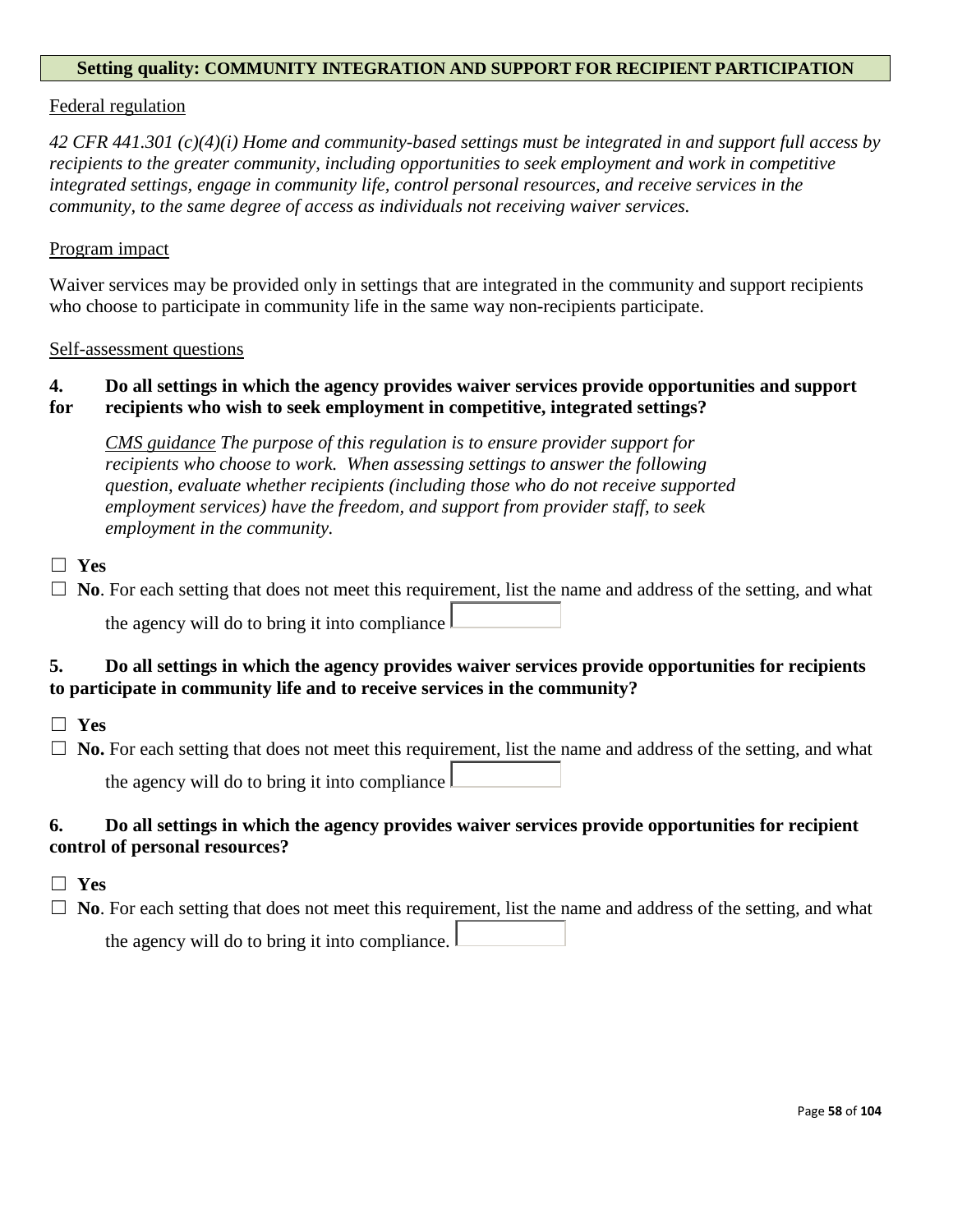**Setting quality: COMMUNITY INTEGRATION AND SUPPORT FOR RECIPIENT PARTICIPATION**

Federal regulation

*42 CFR 441.301 (c)(4)(i) Home and community-based settings must be integrated in and support full access by recipients to the greater community, including opportunities to seek employment and work in competitive integrated settings, engage in community life, control personal resources, and receive services in the community, to the same degree of access as individuals not receiving waiver services.*

Program impact

Waiver services may be provided only in settings that are integrated in the community and support recipients who choose to participate in community life in the same way non-recipients participate.

Self-assessment questions

**4. Do all settings in which the agency provides waiver services provide opportunities and support for recipients who wish to seek employment in competitive, integrated settings?**

> CMS guidance *The purpose of this regulation is to ensure provider support for recipients who choose to work. When assessing settings to answer the following question, evaluate whether recipients (including those who do not receive supported employment services) have the freedom, and support from provider staff, to seek employment in the community.*

☐ **Yes**

☐ **No**. For each setting that does not meet this requirement, list the name and address of the setting, and what the agency will do to bring it into compliance

**5. Do all settings in which the agency provides waiver services provide opportunities for recipients to participate in community life and to receive services in the community?**

☐ **Yes**

☐ **No.** For each setting that does not meet this requirement, list the name and address of the setting, and what the agency will do to bring it into compliance

**6. Do all settings in which the agency provides waiver services provide opportunities for recipient control of personal resources?**

☐ **Yes**

☐ **No**. For each setting that does not meet this requirement, list the name and address of the setting, and what the agency will do to bring it into compliance.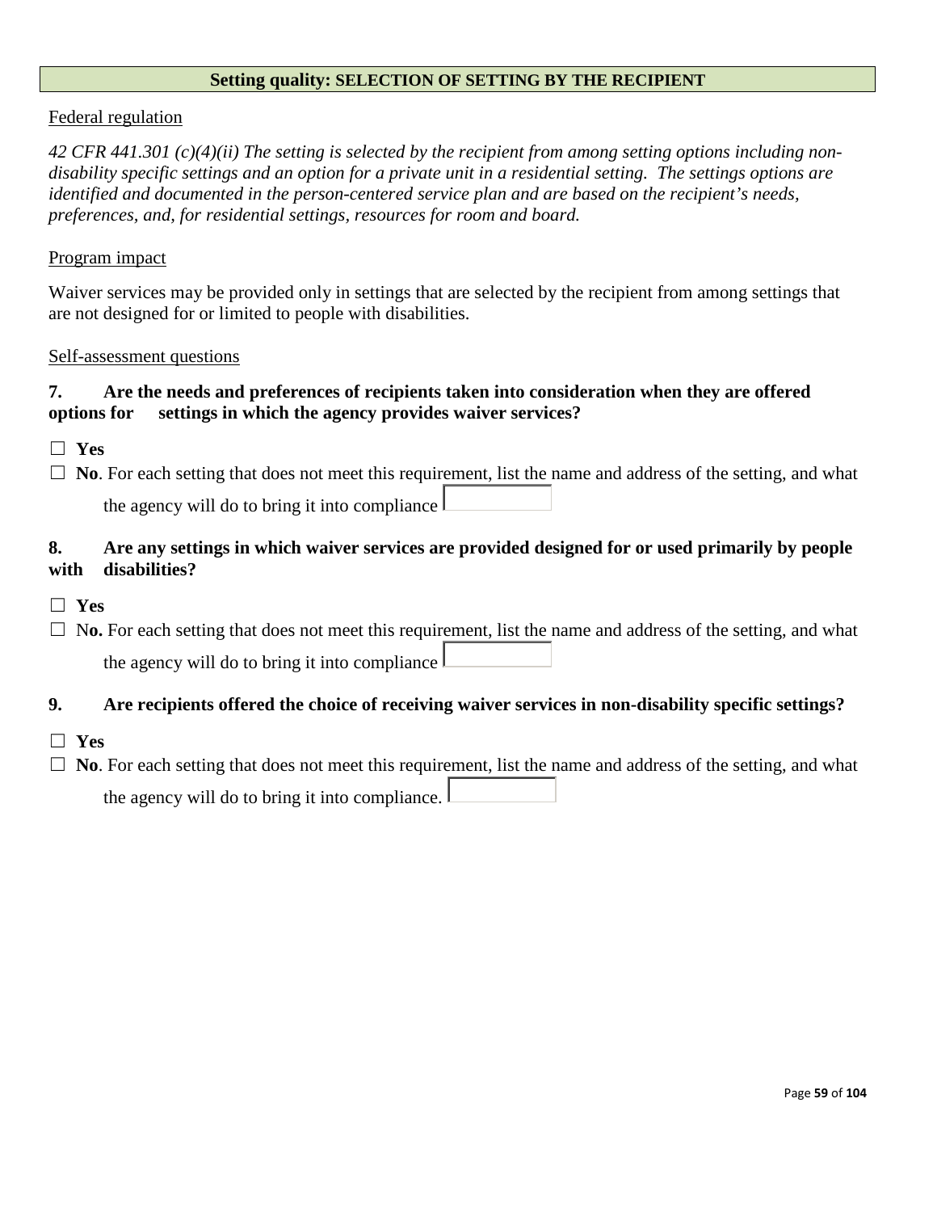## Setting quality: SELECTION OF SETTING BY THE RECIPIENT

Federal regulation

*42 CFR 441.301 (c)(4)(ii) The setting is selected by the recipient from among setting options including non-disability specific settings and an option for a private unit in a residential setting. The settings options are identified and documented in the person-centered service plan and are based on the recipient's needs, preferences, and, for residential settings, resources for room and board.*

Program impact

Waiver services may be provided only in settings that are selected by the recipient from among settings that are not designed for or limited to people with disabilities.

Self-assessment questions

**7. Are the needs and preferences of recipients taken into consideration when they are offered options for settings in which the agency provides waiver services?**

☐ **Yes**

☐ **No**. For each setting that does not meet this requirement, list the name and address of the setting, and what the agency will do to bring it into compliance

**8. Are any settings in which waiver services are provided designed for or used primarily by people with disabilities?**

☐ **Yes**

☐ N**o.** For each setting that does not meet this requirement, list the name and address of the setting, and what the agency will do to bring it into compliance

**9. Are recipients offered the choice of receiving waiver services in non-disability specific settings?**

☐ **Yes**

☐ **No**. For each setting that does not meet this requirement, list the name and address of the setting, and what the agency will do to bring it into compliance.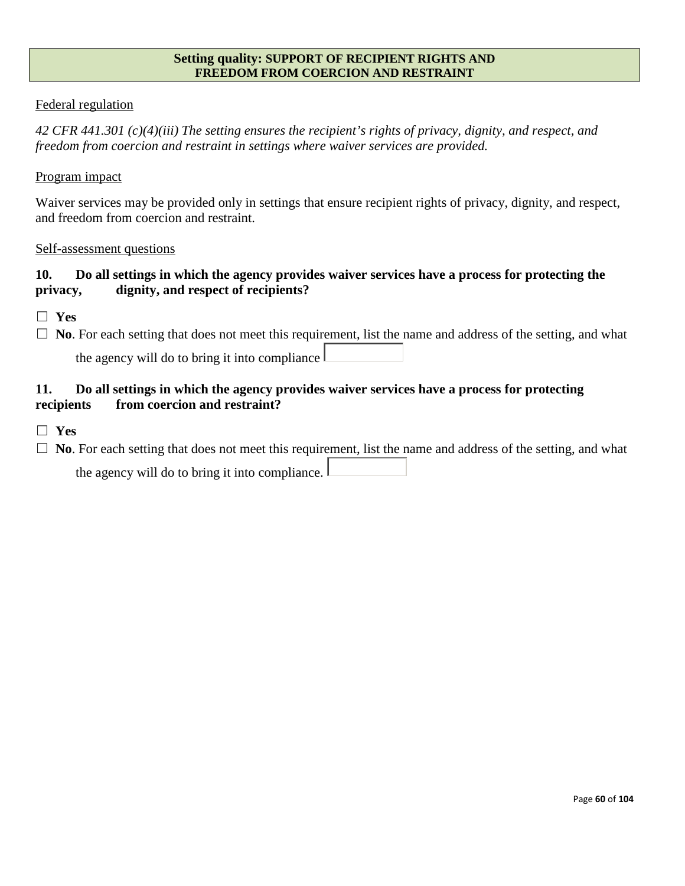## Setting quality: SUPPORT OF RECIPIENT RIGHTS AND FREEDOM FROM COERCION AND RESTRAINT

Federal regulation

*42 CFR 441.301 (c)(4)(iii) The setting ensures the recipient's rights of privacy, dignity, and respect, and freedom from coercion and restraint in settings where waiver services are provided.*

Program impact

Waiver services may be provided only in settings that ensure recipient rights of privacy, dignity, and respect, and freedom from coercion and restraint.

Self-assessment questions

**10. Do all settings in which the agency provides waiver services have a process for protecting the privacy, dignity, and respect of recipients?**

☐ **Yes**

☐ **No**. For each setting that does not meet this requirement, list the name and address of the setting, and what the agency will do to bring it into compliance

**11. Do all settings in which the agency provides waiver services have a process for protecting recipients from coercion and restraint?**

☐ **Yes**

☐ **No**. For each setting that does not meet this requirement, list the name and address of the setting, and what the agency will do to bring it into compliance.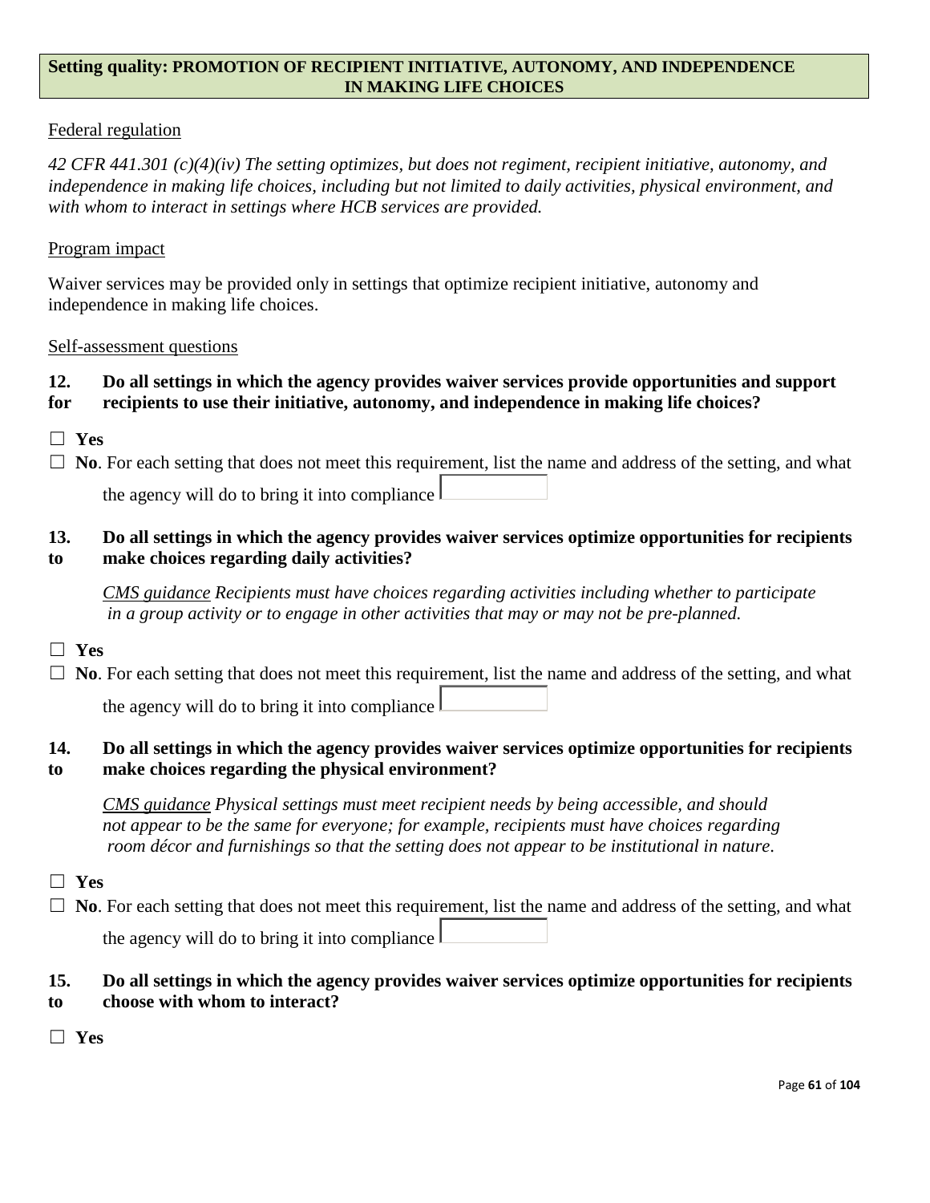**Setting quality: PROMOTION OF RECIPIENT INITIATIVE, AUTONOMY, AND INDEPENDENCE IN MAKING LIFE CHOICES**

Federal regulation

*42 CFR 441.301 (c)(4)(iv) The setting optimizes, but does not regiment, recipient initiative, autonomy, and independence in making life choices, including but not limited to daily activities, physical environment, and with whom to interact in settings where HCB services are provided.*

Program impact

Waiver services may be provided only in settings that optimize recipient initiative, autonomy and independence in making life choices.

Self-assessment questions

**12. Do all settings in which the agency provides waiver services provide opportunities and support for recipients to use their initiative, autonomy, and independence in making life choices?**

☐ **Yes**

☐ **No**. For each setting that does not meet this requirement, list the name and address of the setting, and what the agency will do to bring it into compliance

**13. Do all settings in which the agency provides waiver services optimize opportunities for recipients to make choices regarding daily activities?**

*CMS guidance Recipients must have choices regarding activities including whether to participate in a group activity or to engage in other activities that may or may not be pre-planned.*

☐ **Yes**

☐ **No**. For each setting that does not meet this requirement, list the name and address of the setting, and what the agency will do to bring it into compliance

**14. Do all settings in which the agency provides waiver services optimize opportunities for recipients to make choices regarding the physical environment?**

*CMS guidance Physical settings must meet recipient needs by being accessible, and should not appear to be the same for everyone; for example, recipients must have choices regarding room décor and furnishings so that the setting does not appear to be institutional in nature.*

☐ **Yes**

☐ **No**. For each setting that does not meet this requirement, list the name and address of the setting, and what the agency will do to bring it into compliance

**15. Do all settings in which the agency provides waiver services optimize opportunities for recipients to choose with whom to interact?**

☐ **Yes**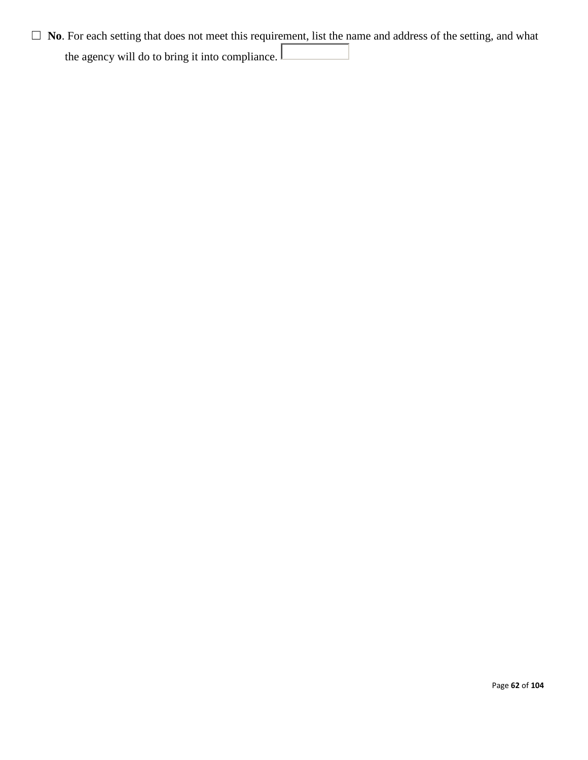☐ **No**. For each setting that does not meet this requirement, list the name and address of the setting, and what the agency will do to bring it into compliance.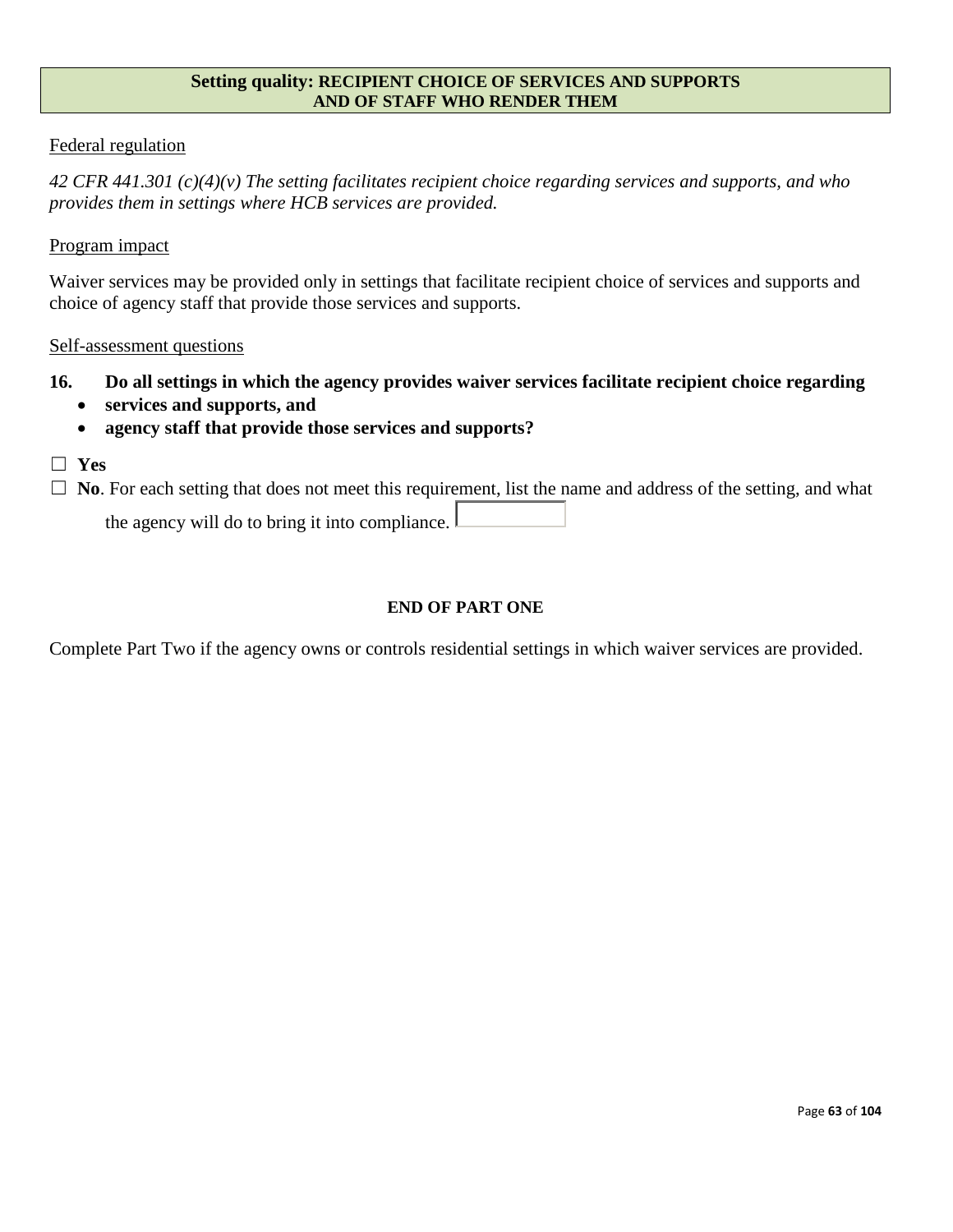## Setting quality: RECIPIENT CHOICE OF SERVICES AND SUPPORTS AND OF STAFF WHO RENDER THEM

Federal regulation

*42 CFR 441.301 (c)(4)(v) The setting facilitates recipient choice regarding services and supports, and who provides them in settings where HCB services are provided.*

Program impact

Waiver services may be provided only in settings that facilitate recipient choice of services and supports and choice of agency staff that provide those services and supports.

Self-assessment questions

**16. Do all settings in which the agency provides waiver services facilitate recipient choice regarding**

- **services and supports, and**
- **agency staff that provide those services and supports?**

☐ **Yes**

☐ **No**. For each setting that does not meet this requirement, list the name and address of the setting, and what the agency will do to bring it into compliance.

**END OF PART ONE**

Complete Part Two if the agency owns or controls residential settings in which waiver services are provided.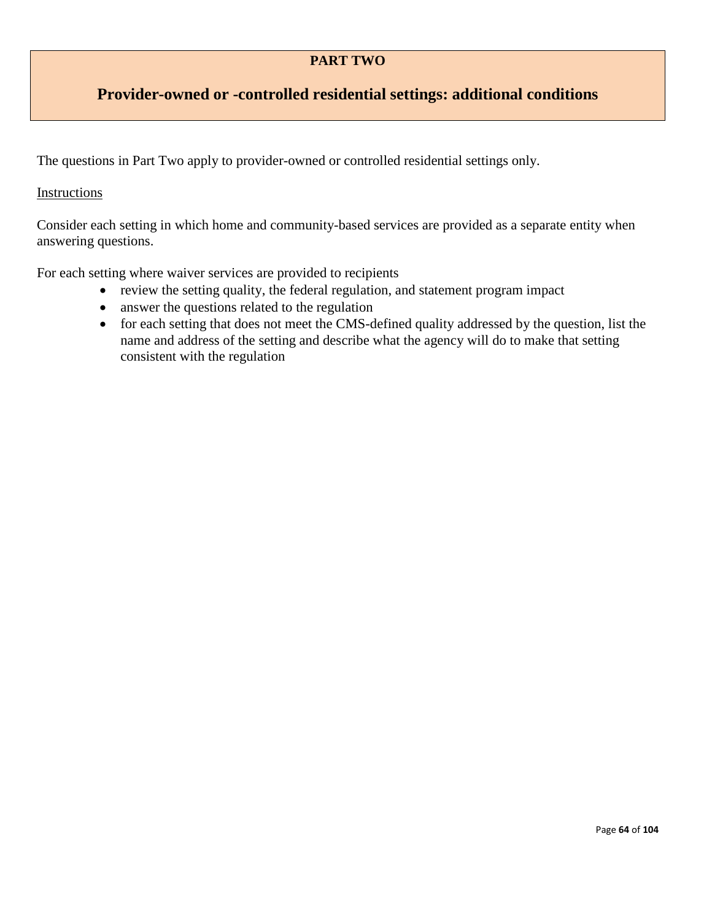## PART TWO

## Provider-owned or -controlled residential settings: additional conditions

The questions in Part Two apply to provider-owned or controlled residential settings only.

Instructions

Consider each setting in which home and community-based services are provided as a separate entity when answering questions.

For each setting where waiver services are provided to recipients

- review the setting quality, the federal regulation, and statement program impact
- answer the questions related to the regulation
- for each setting that does not meet the CMS-defined quality addressed by the question, list the name and address of the setting and describe what the agency will do to make that setting consistent with the regulation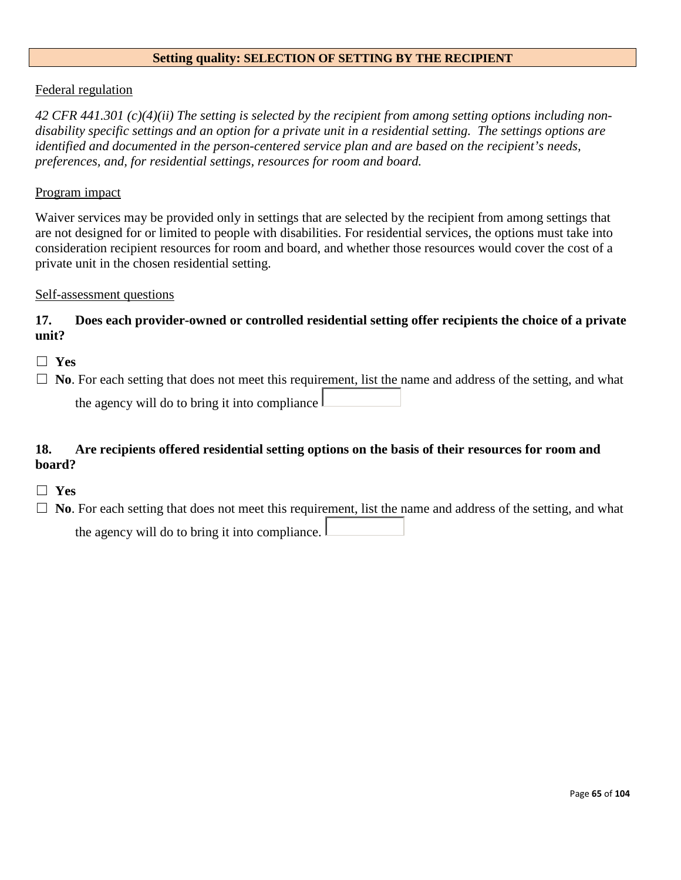## Setting quality: SELECTION OF SETTING BY THE RECIPIENT

Federal regulation

*42 CFR 441.301 (c)(4)(ii) The setting is selected by the recipient from among setting options including non-disability specific settings and an option for a private unit in a residential setting. The settings options are identified and documented in the person-centered service plan and are based on the recipient's needs, preferences, and, for residential settings, resources for room and board.*

Program impact

Waiver services may be provided only in settings that are selected by the recipient from among settings that are not designed for or limited to people with disabilities. For residential services, the options must take into consideration recipient resources for room and board, and whether those resources would cover the cost of a private unit in the chosen residential setting.

Self-assessment questions

**17. Does each provider-owned or controlled residential setting offer recipients the choice of a private unit?**

☐ **Yes**

☐ **No**. For each setting that does not meet this requirement, list the name and address of the setting, and what the agency will do to bring it into compliance

**18. Are recipients offered residential setting options on the basis of their resources for room and board?**

☐ **Yes**

☐ **No**. For each setting that does not meet this requirement, list the name and address of the setting, and what the agency will do to bring it into compliance.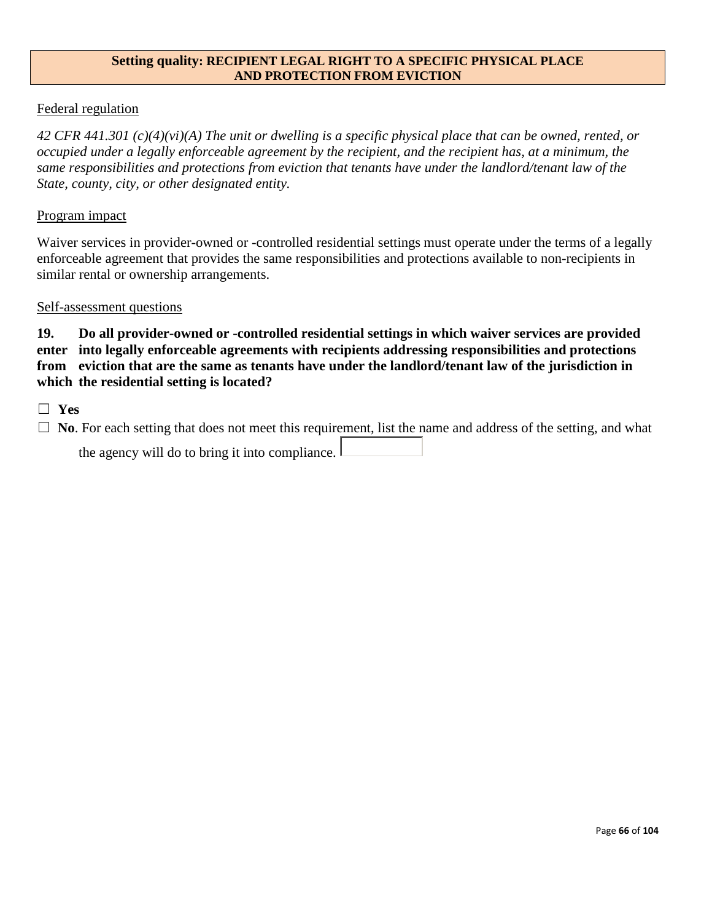## Setting quality: RECIPIENT LEGAL RIGHT TO A SPECIFIC PHYSICAL PLACE AND PROTECTION FROM EVICTION

Federal regulation

*42 CFR 441.301 (c)(4)(vi)(A) The unit or dwelling is a specific physical place that can be owned, rented, or occupied under a legally enforceable agreement by the recipient, and the recipient has, at a minimum, the same responsibilities and protections from eviction that tenants have under the landlord/tenant law of the State, county, city, or other designated entity.*

Program impact

Waiver services in provider-owned or -controlled residential settings must operate under the terms of a legally enforceable agreement that provides the same responsibilities and protections available to non-recipients in similar rental or ownership arrangements.

Self-assessment questions

**19. Do all provider-owned or -controlled residential settings in which waiver services are provided enter into legally enforceable agreements with recipients addressing responsibilities and protections from eviction that are the same as tenants have under the landlord/tenant law of the jurisdiction in which the residential setting is located?**

☐ **Yes**

☐ **No**. For each setting that does not meet this requirement, list the name and address of the setting, and what the agency will do to bring it into compliance.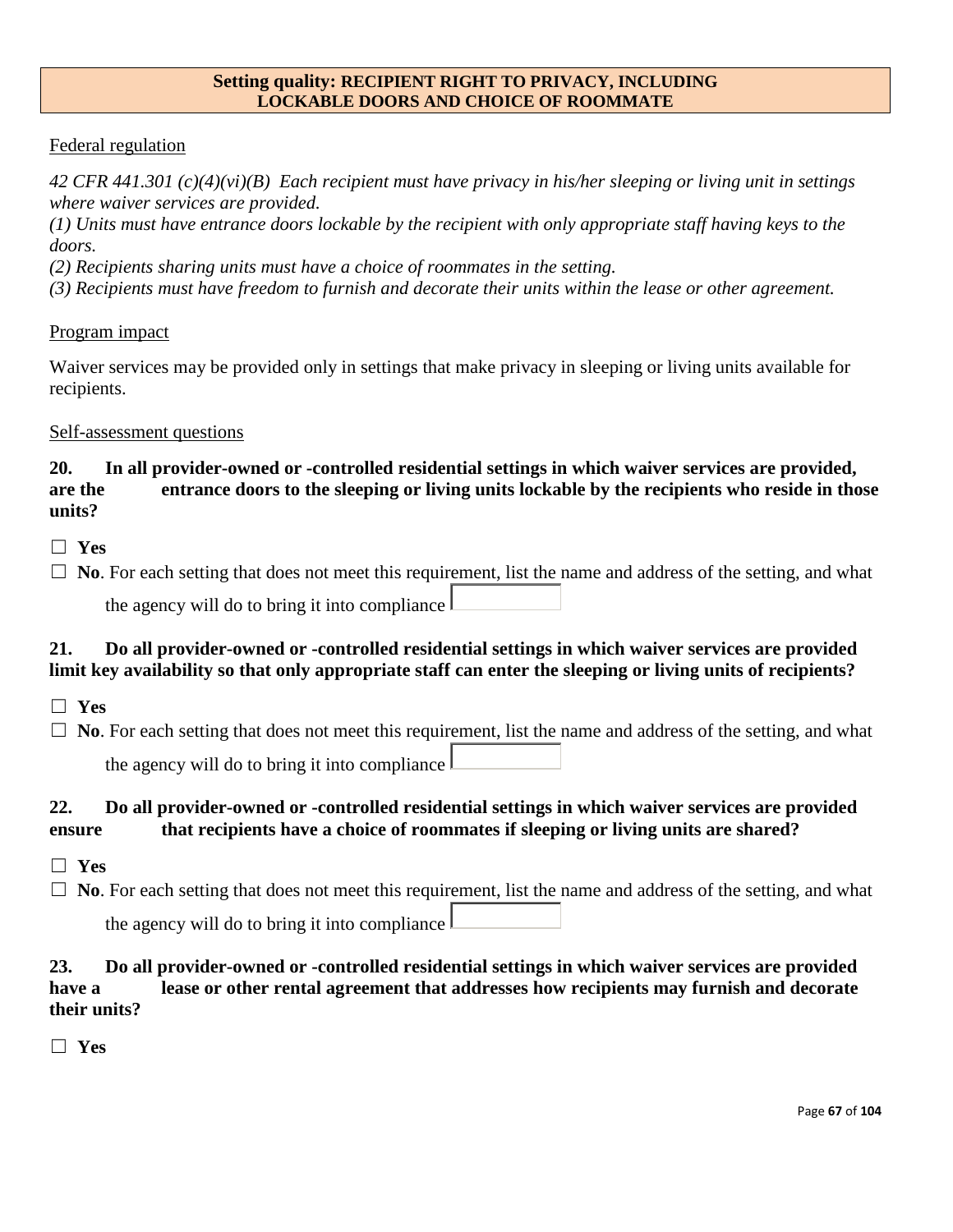## Setting quality: RECIPIENT RIGHT TO PRIVACY, INCLUDING LOCKABLE DOORS AND CHOICE OF ROOMMATE

Federal regulation

*42 CFR 441.301 (c)(4)(vi)(B) Each recipient must have privacy in his/her sleeping or living unit in settings where waiver services are provided.*
*(1) Units must have entrance doors lockable by the recipient with only appropriate staff having keys to the doors.*
*(2) Recipients sharing units must have a choice of roommates in the setting.*
*(3) Recipients must have freedom to furnish and decorate their units within the lease or other agreement.*

Program impact

Waiver services may be provided only in settings that make privacy in sleeping or living units available for recipients.

Self-assessment questions

**20. In all provider-owned or -controlled residential settings in which waiver services are provided, are the entrance doors to the sleeping or living units lockable by the recipients who reside in those units?**

☐ **Yes**

☐ **No**. For each setting that does not meet this requirement, list the name and address of the setting, and what the agency will do to bring it into compliance

**21. Do all provider-owned or -controlled residential settings in which waiver services are provided limit key availability so that only appropriate staff can enter the sleeping or living units of recipients?**

☐ **Yes**

☐ **No**. For each setting that does not meet this requirement, list the name and address of the setting, and what the agency will do to bring it into compliance

**22. Do all provider-owned or -controlled residential settings in which waiver services are provided ensure that recipients have a choice of roommates if sleeping or living units are shared?**

☐ **Yes**

☐ **No**. For each setting that does not meet this requirement, list the name and address of the setting, and what the agency will do to bring it into compliance

**23. Do all provider-owned or -controlled residential settings in which waiver services are provided have a lease or other rental agreement that addresses how recipients may furnish and decorate their units?**

☐ **Yes**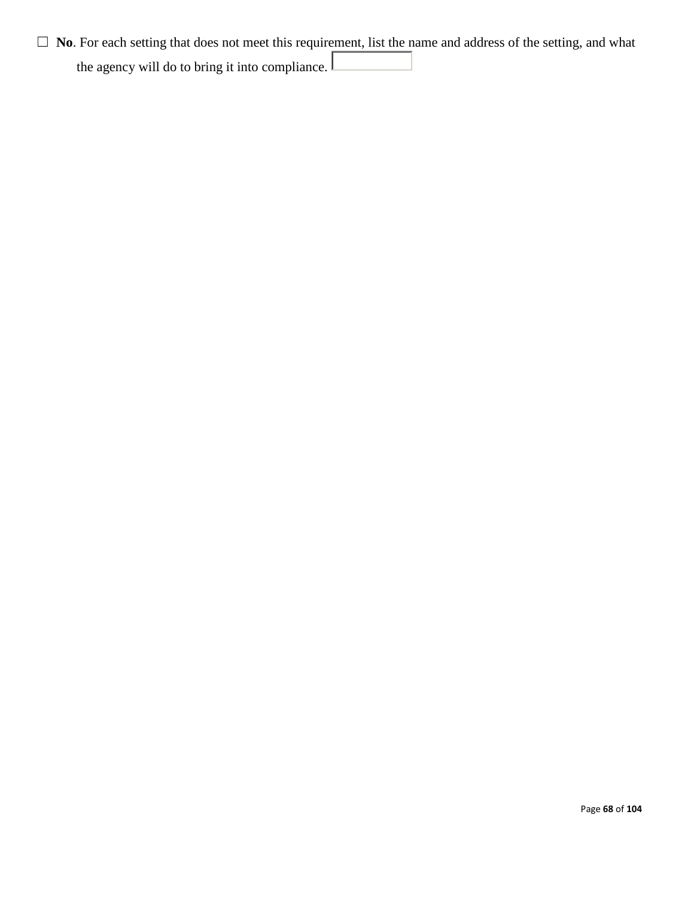☐ **No**. For each setting that does not meet this requirement, list the name and address of the setting, and what the agency will do to bring it into compliance.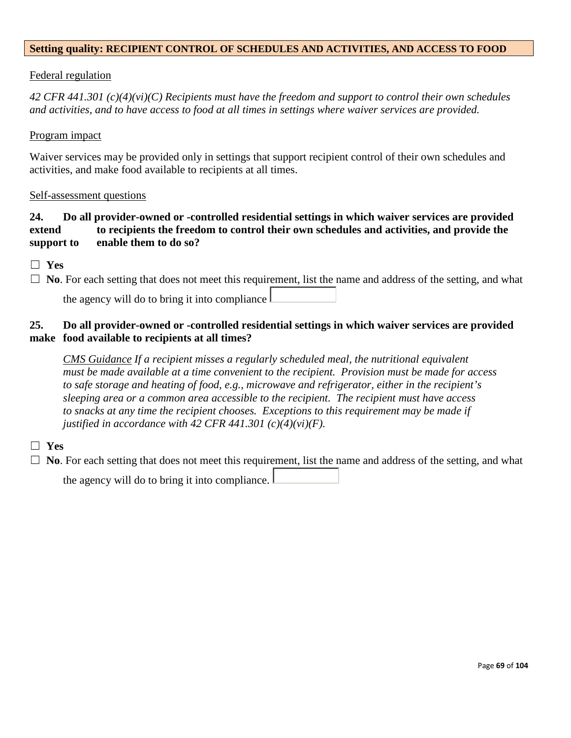**Setting quality: RECIPIENT CONTROL OF SCHEDULES AND ACTIVITIES, AND ACCESS TO FOOD**

<u>Federal regulation</u>

*42 CFR 441.301 (c)(4)(vi)(C) Recipients must have the freedom and support to control their own schedules and activities, and to have access to food at all times in settings where waiver services are provided.*

<u>Program impact</u>

Waiver services may be provided only in settings that support recipient control of their own schedules and activities, and make food available to recipients at all times.

<u>Self-assessment questions</u>

**24. Do all provider-owned or -controlled residential settings in which waiver services are provided extend to recipients the freedom to control their own schedules and activities, and provide the support to enable them to do so?**

☐ **Yes**

☐ **No**. For each setting that does not meet this requirement, list the name and address of the setting, and what the agency will do to bring it into compliance

**25. Do all provider-owned or -controlled residential settings in which waiver services are provided make food available to recipients at all times?**

*<u>CMS Guidance</u> If a recipient misses a regularly scheduled meal, the nutritional equivalent must be made available at a time convenient to the recipient. Provision must be made for access to safe storage and heating of food, e.g., microwave and refrigerator, either in the recipient's sleeping area or a common area accessible to the recipient. The recipient must have access to snacks at any time the recipient chooses. Exceptions to this requirement may be made if justified in accordance with 42 CFR 441.301 (c)(4)(vi)(F).*

☐ **Yes**

☐ **No**. For each setting that does not meet this requirement, list the name and address of the setting, and what the agency will do to bring it into compliance.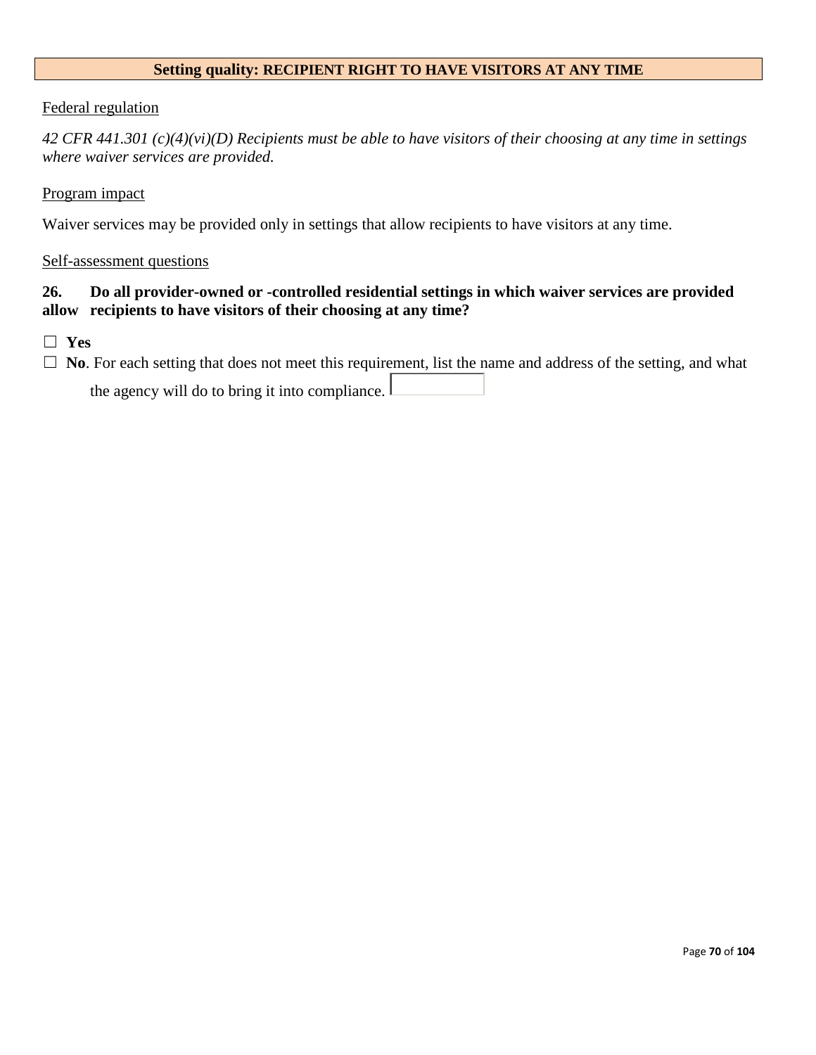## Setting quality: RECIPIENT RIGHT TO HAVE VISITORS AT ANY TIME

Federal regulation

*42 CFR 441.301 (c)(4)(vi)(D) Recipients must be able to have visitors of their choosing at any time in settings where waiver services are provided.*

Program impact

Waiver services may be provided only in settings that allow recipients to have visitors at any time.

Self-assessment questions

**26. Do all provider-owned or -controlled residential settings in which waiver services are provided allow recipients to have visitors of their choosing at any time?**

☐ **Yes**

☐ **No**. For each setting that does not meet this requirement, list the name and address of the setting, and what the agency will do to bring it into compliance.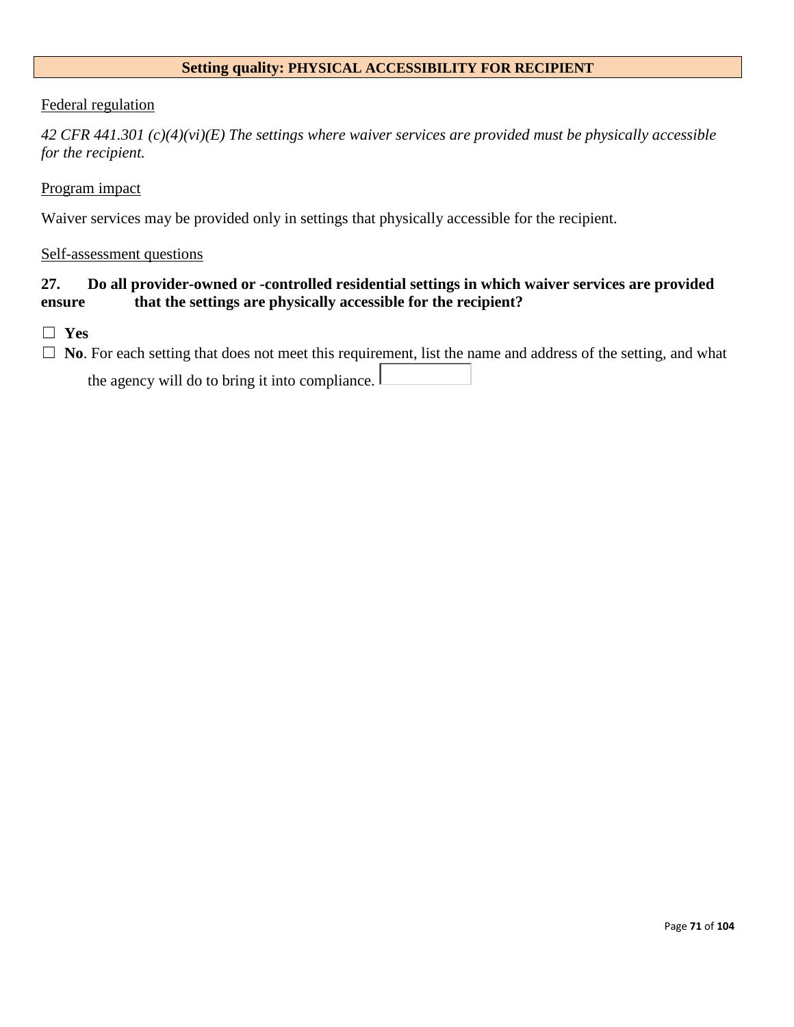## Setting quality: PHYSICAL ACCESSIBILITY FOR RECIPIENT

Federal regulation

*42 CFR 441.301 (c)(4)(vi)(E) The settings where waiver services are provided must be physically accessible for the recipient.*

Program impact

Waiver services may be provided only in settings that physically accessible for the recipient.

Self-assessment questions

**27. Do all provider-owned or -controlled residential settings in which waiver services are provided ensure that the settings are physically accessible for the recipient?**

☐ **Yes**

☐ **No**. For each setting that does not meet this requirement, list the name and address of the setting, and what the agency will do to bring it into compliance.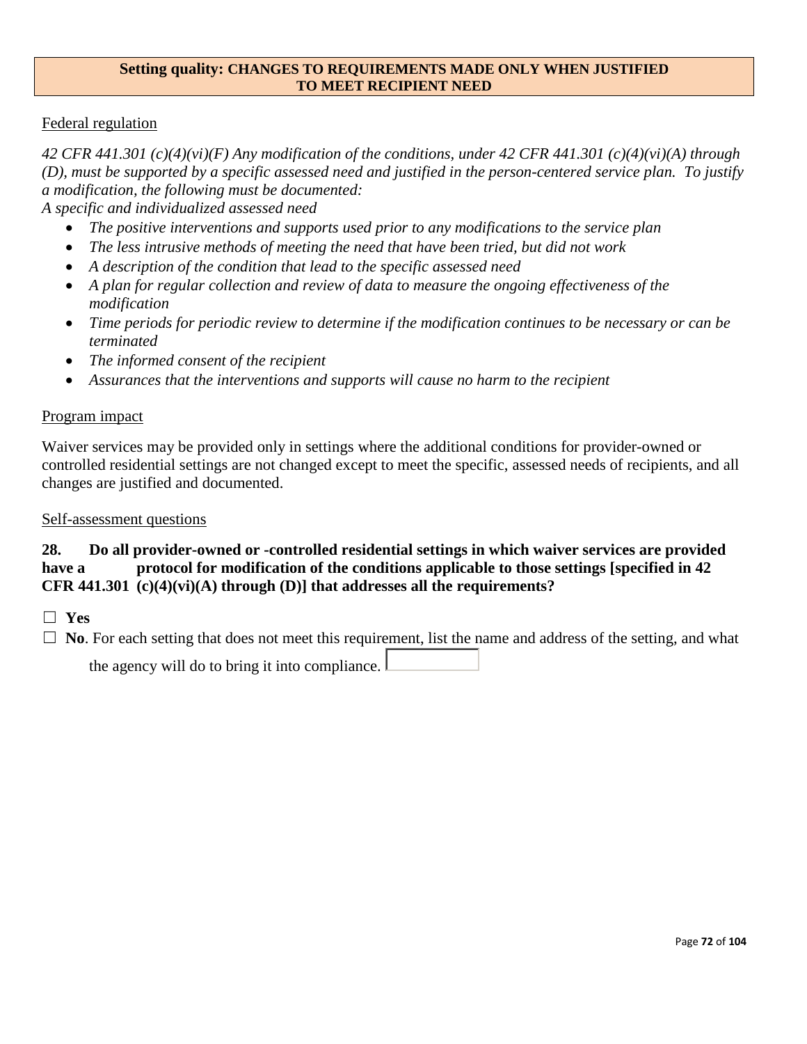## Setting quality: CHANGES TO REQUIREMENTS MADE ONLY WHEN JUSTIFIED TO MEET RECIPIENT NEED

Federal regulation

*42 CFR 441.301 (c)(4)(vi)(F) Any modification of the conditions, under 42 CFR 441.301 (c)(4)(vi)(A) through (D), must be supported by a specific assessed need and justified in the person-centered service plan. To justify a modification, the following must be documented:*

*A specific and individualized assessed need*

- *The positive interventions and supports used prior to any modifications to the service plan*
- *The less intrusive methods of meeting the need that have been tried, but did not work*
- *A description of the condition that lead to the specific assessed need*
- *A plan for regular collection and review of data to measure the ongoing effectiveness of the modification*
- *Time periods for periodic review to determine if the modification continues to be necessary or can be terminated*
- *The informed consent of the recipient*
- *Assurances that the interventions and supports will cause no harm to the recipient*

Program impact

Waiver services may be provided only in settings where the additional conditions for provider-owned or controlled residential settings are not changed except to meet the specific, assessed needs of recipients, and all changes are justified and documented.

Self-assessment questions

**28. Do all provider-owned or -controlled residential settings in which waiver services are provided have a protocol for modification of the conditions applicable to those settings [specified in 42 CFR 441.301 (c)(4)(vi)(A) through (D)] that addresses all the requirements?**

☐ **Yes**

☐ **No**. For each setting that does not meet this requirement, list the name and address of the setting, and what the agency will do to bring it into compliance.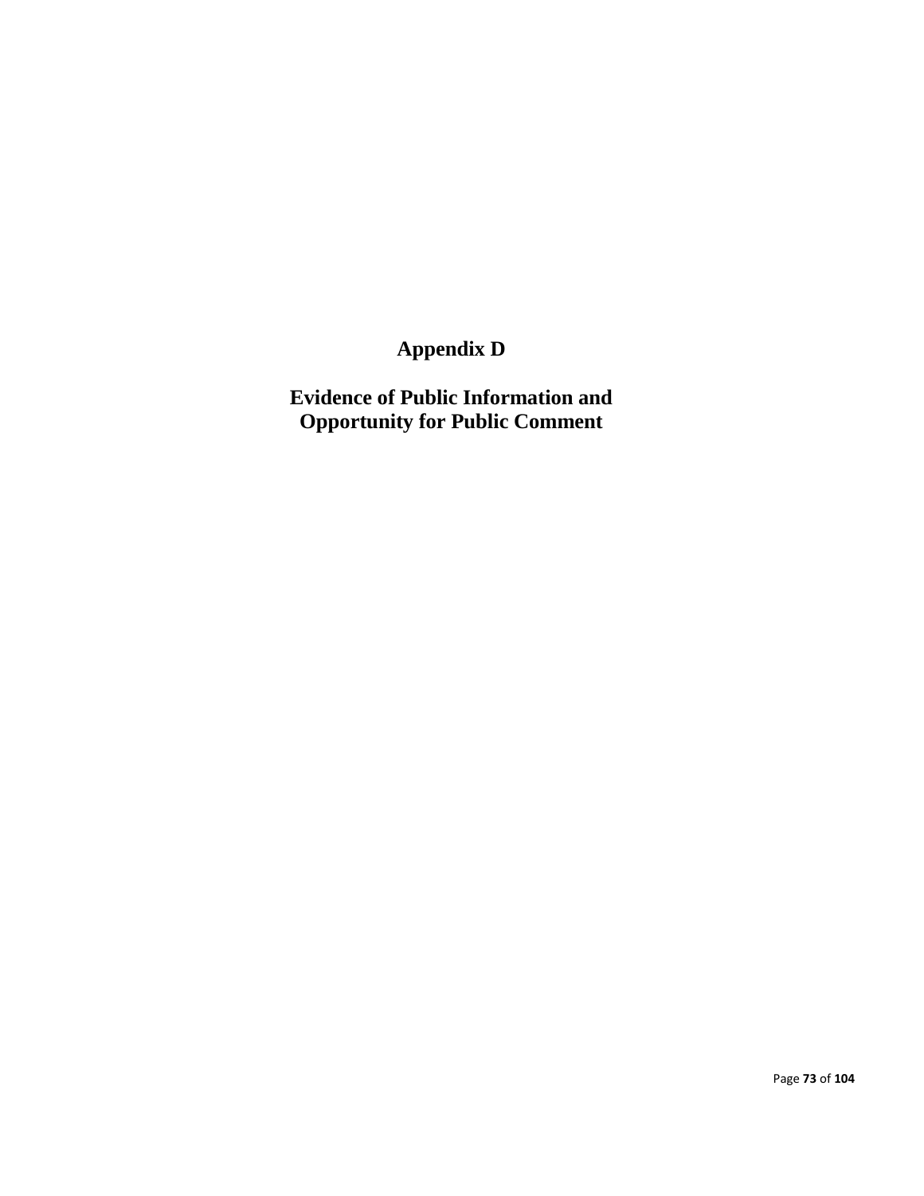# Appendix D

# Evidence of Public Information and Opportunity for Public Comment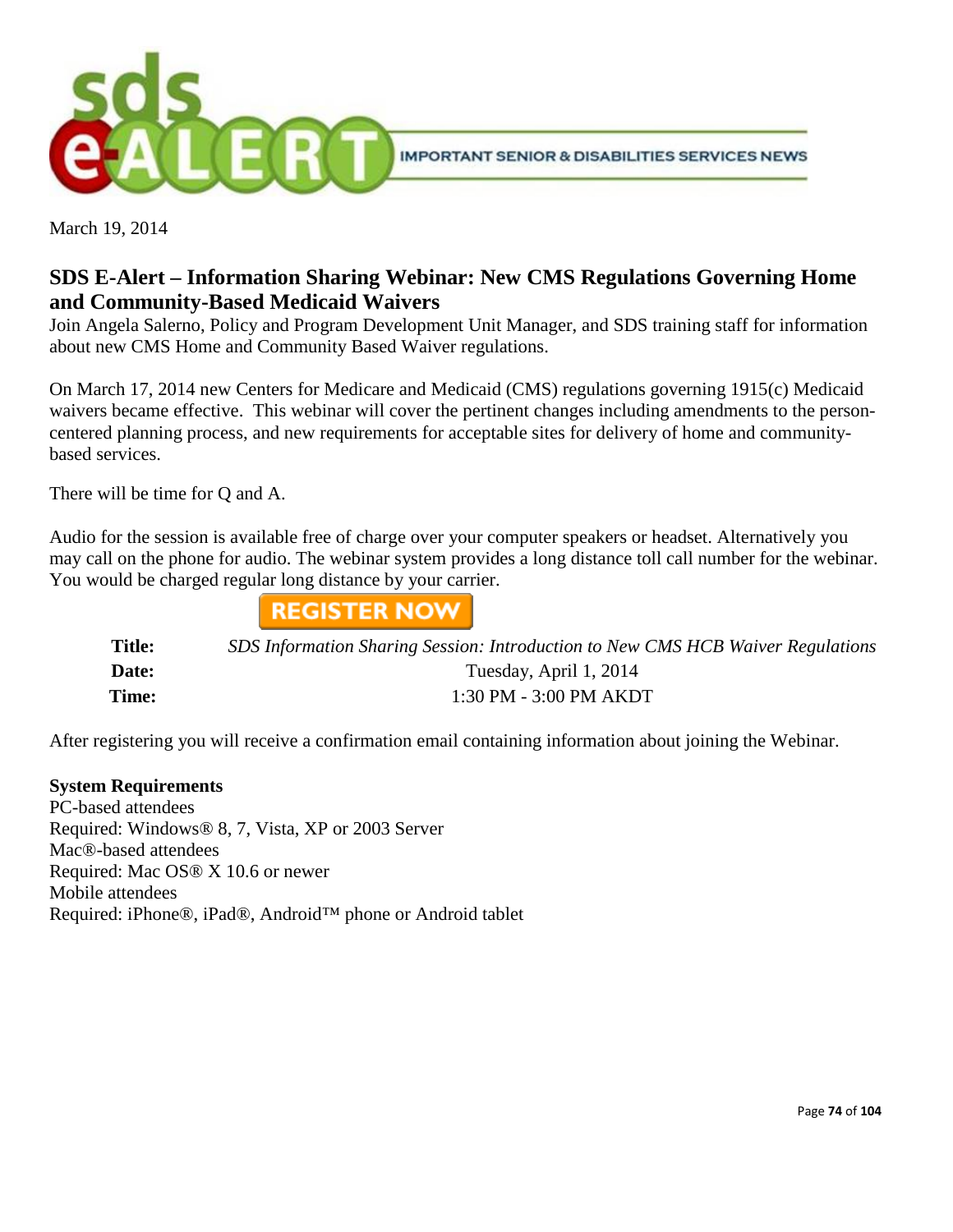**sds e-ALERT** IMPORTANT SENIOR & DISABILITIES SERVICES NEWS

March 19, 2014

## SDS E-Alert – Information Sharing Webinar: New CMS Regulations Governing Home and Community-Based Medicaid Waivers

Join Angela Salerno, Policy and Program Development Unit Manager, and SDS training staff for information about new CMS Home and Community Based Waiver regulations.

On March 17, 2014 new Centers for Medicare and Medicaid (CMS) regulations governing 1915(c) Medicaid waivers became effective. This webinar will cover the pertinent changes including amendments to the person-centered planning process, and new requirements for acceptable sites for delivery of home and community-based services.

There will be time for Q and A.

Audio for the session is available free of charge over your computer speakers or headset. Alternatively you may call on the phone for audio. The webinar system provides a long distance toll call number for the webinar. You would be charged regular long distance by your carrier.

**REGISTER NOW**

| | |
|---|---|
| **Title:** | *SDS Information Sharing Session: Introduction to New CMS HCB Waiver Regulations* |
| **Date:** | Tuesday, April 1, 2014 |
| **Time:** | 1:30 PM - 3:00 PM AKDT |

After registering you will receive a confirmation email containing information about joining the Webinar.

**System Requirements**
PC-based attendees
Required: Windows® 8, 7, Vista, XP or 2003 Server
Mac®-based attendees
Required: Mac OS® X 10.6 or newer
Mobile attendees
Required: iPhone®, iPad®, Android™ phone or Android tablet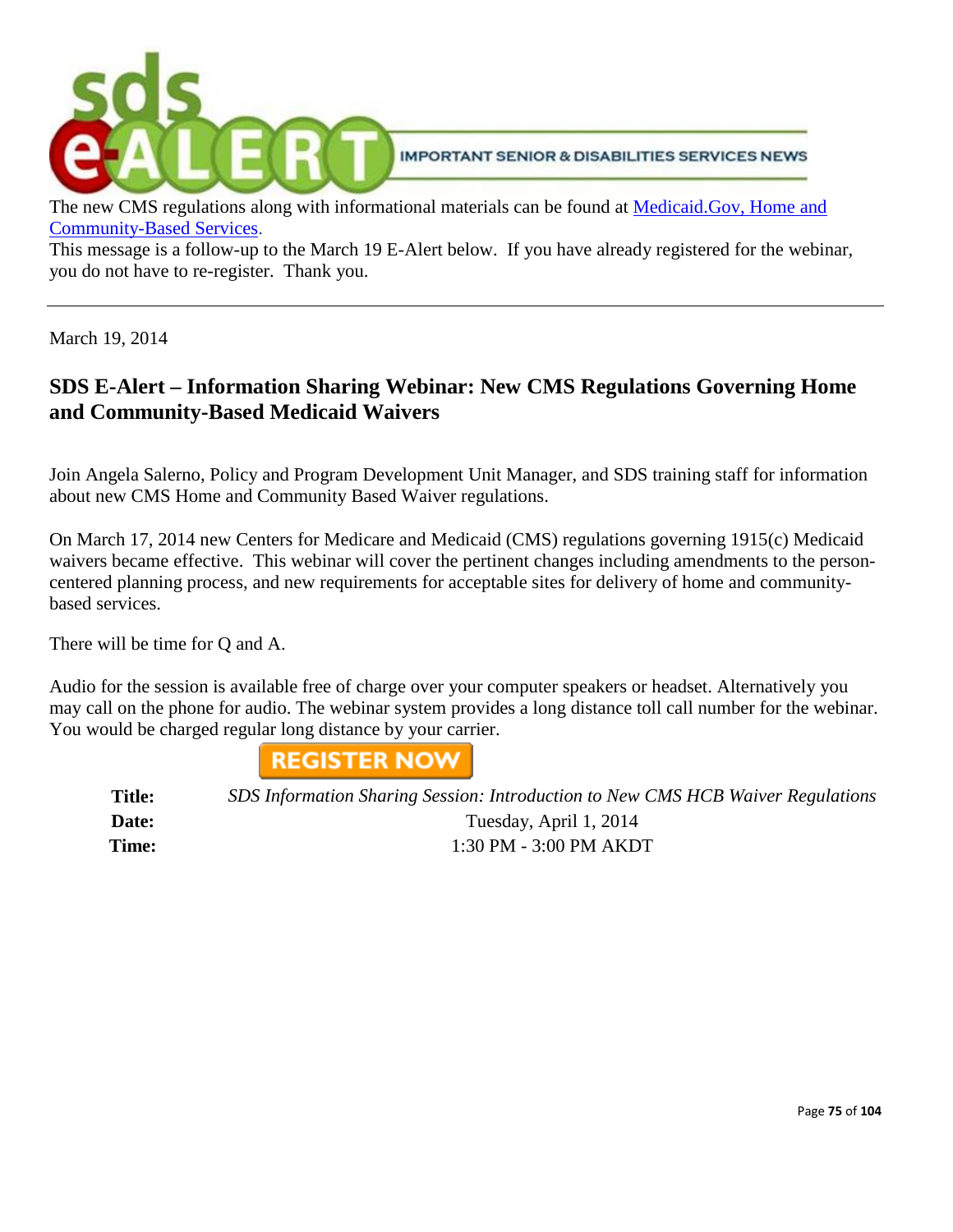The new CMS regulations along with informational materials can be found at [Medicaid.Gov, Home and Community-Based Services](#).

This message is a follow-up to the March 19 E-Alert below. If you have already registered for the webinar, you do not have to re-register. Thank you.

---

March 19, 2014

## SDS E-Alert – Information Sharing Webinar: New CMS Regulations Governing Home and Community-Based Medicaid Waivers

Join Angela Salerno, Policy and Program Development Unit Manager, and SDS training staff for information about new CMS Home and Community Based Waiver regulations.

On March 17, 2014 new Centers for Medicare and Medicaid (CMS) regulations governing 1915(c) Medicaid waivers became effective. This webinar will cover the pertinent changes including amendments to the person-centered planning process, and new requirements for acceptable sites for delivery of home and community-based services.

There will be time for Q and A.

Audio for the session is available free of charge over your computer speakers or headset. Alternatively you may call on the phone for audio. The webinar system provides a long distance toll call number for the webinar. You would be charged regular long distance by your carrier.

REGISTER NOW

| | |
|---|---|
| **Title:** | *SDS Information Sharing Session: Introduction to New CMS HCB Waiver Regulations* |
| **Date:** | Tuesday, April 1, 2014 |
| **Time:** | 1:30 PM - 3:00 PM AKDT |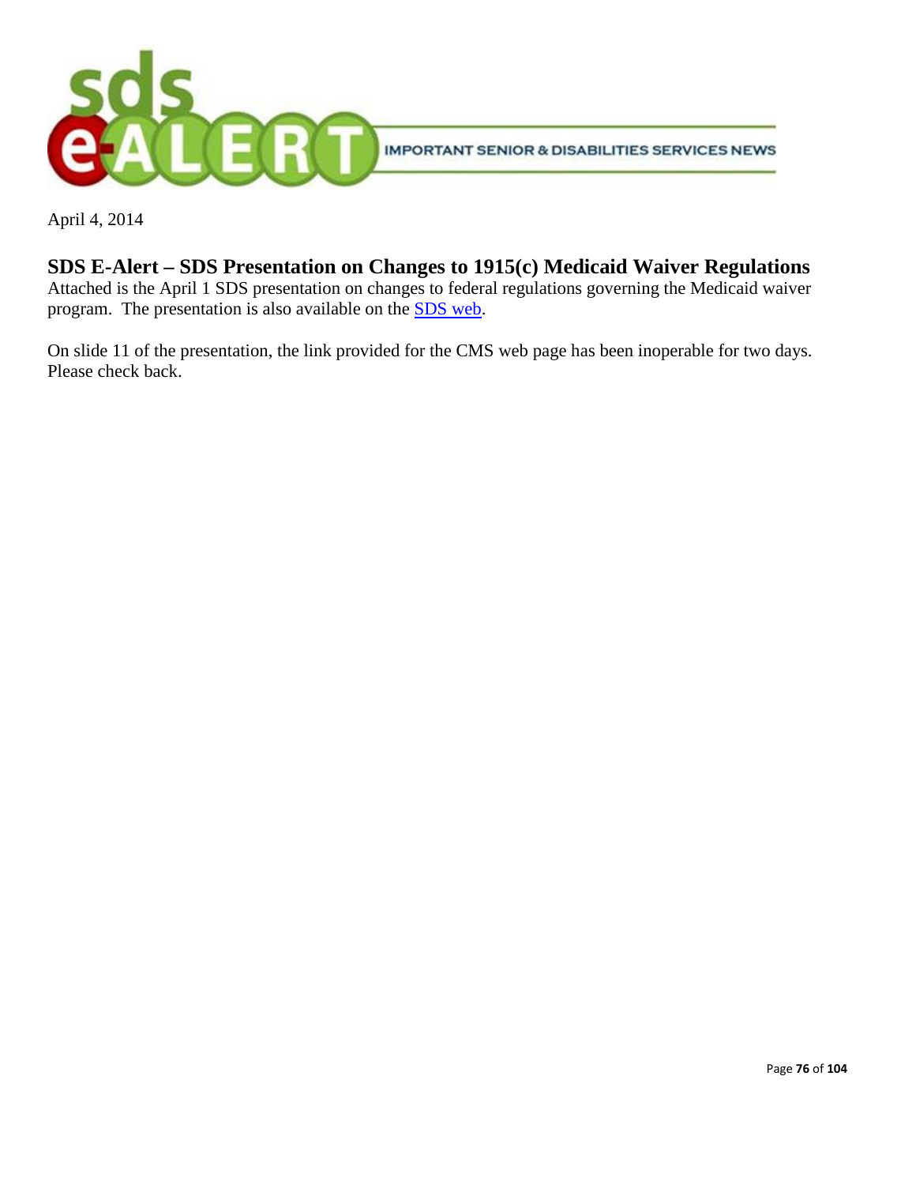**sds e-ALERT** IMPORTANT SENIOR & DISABILITIES SERVICES NEWS

April 4, 2014

## SDS E-Alert – SDS Presentation on Changes to 1915(c) Medicaid Waiver Regulations

Attached is the April 1 SDS presentation on changes to federal regulations governing the Medicaid waiver program. The presentation is also available on the SDS web.

On slide 11 of the presentation, the link provided for the CMS web page has been inoperable for two days. Please check back.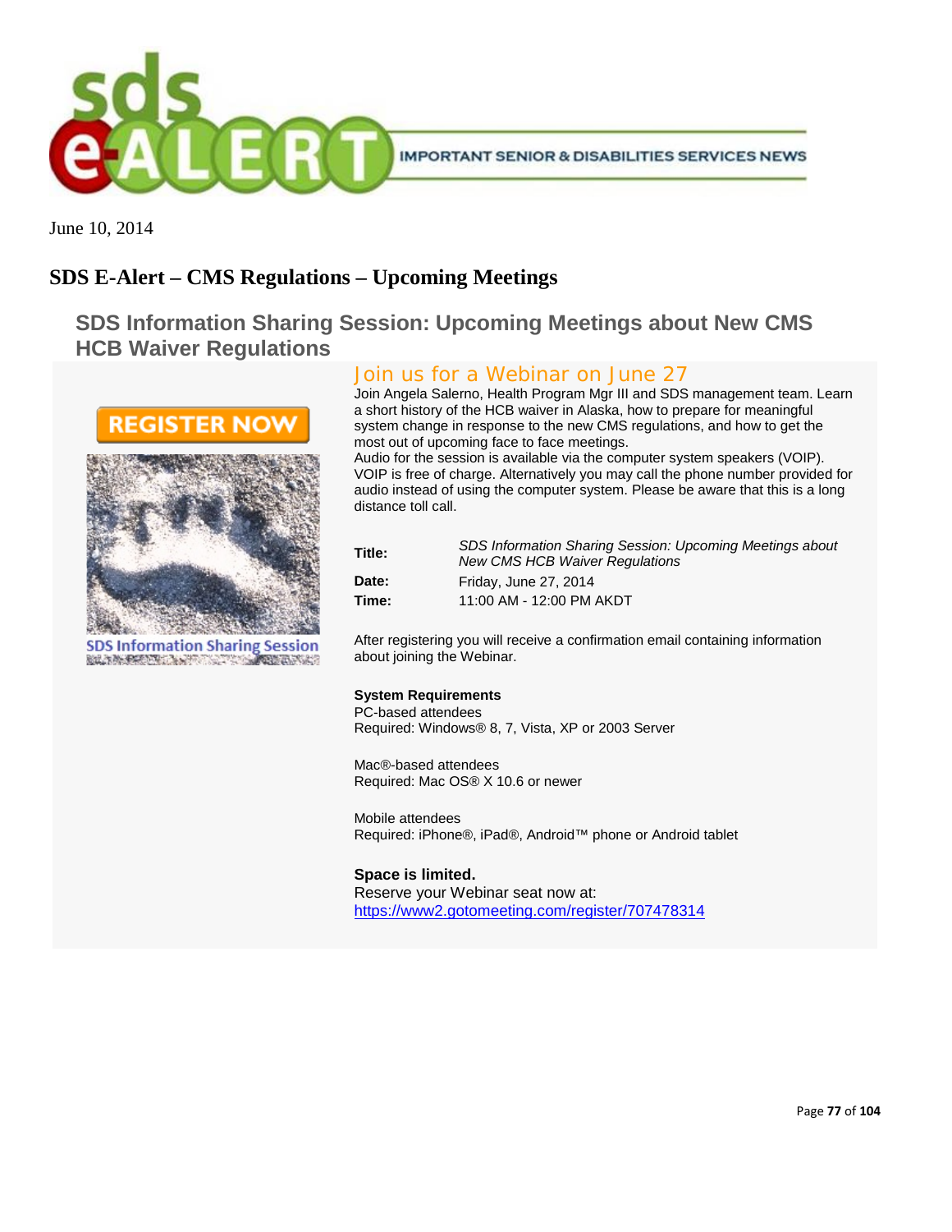June 10, 2014

# SDS E-Alert – CMS Regulations – Upcoming Meetings

## SDS Information Sharing Session: Upcoming Meetings about New CMS HCB Waiver Regulations

REGISTER NOW

SDS Information Sharing Session

### Join us for a Webinar on June 27

Join Angela Salerno, Health Program Mgr III and SDS management team. Learn a short history of the HCB waiver in Alaska, how to prepare for meaningful system change in response to the new CMS regulations, and how to get the most out of upcoming face to face meetings.

Audio for the session is available via the computer system speakers (VOIP). VOIP is free of charge. Alternatively you may call the phone number provided for audio instead of using the computer system. Please be aware that this is a long distance toll call.

| | |
|---|---|
| **Title:** | *SDS Information Sharing Session: Upcoming Meetings about New CMS HCB Waiver Regulations* |
| **Date:** | Friday, June 27, 2014 |
| **Time:** | 11:00 AM - 12:00 PM AKDT |

After registering you will receive a confirmation email containing information about joining the Webinar.

**System Requirements**

PC-based attendees
Required: Windows® 8, 7, Vista, XP or 2003 Server

Mac®-based attendees
Required: Mac OS® X 10.6 or newer

Mobile attendees
Required: iPhone®, iPad®, Android™ phone or Android tablet

**Space is limited.**

Reserve your Webinar seat now at:
https://www2.gotomeeting.com/register/707478314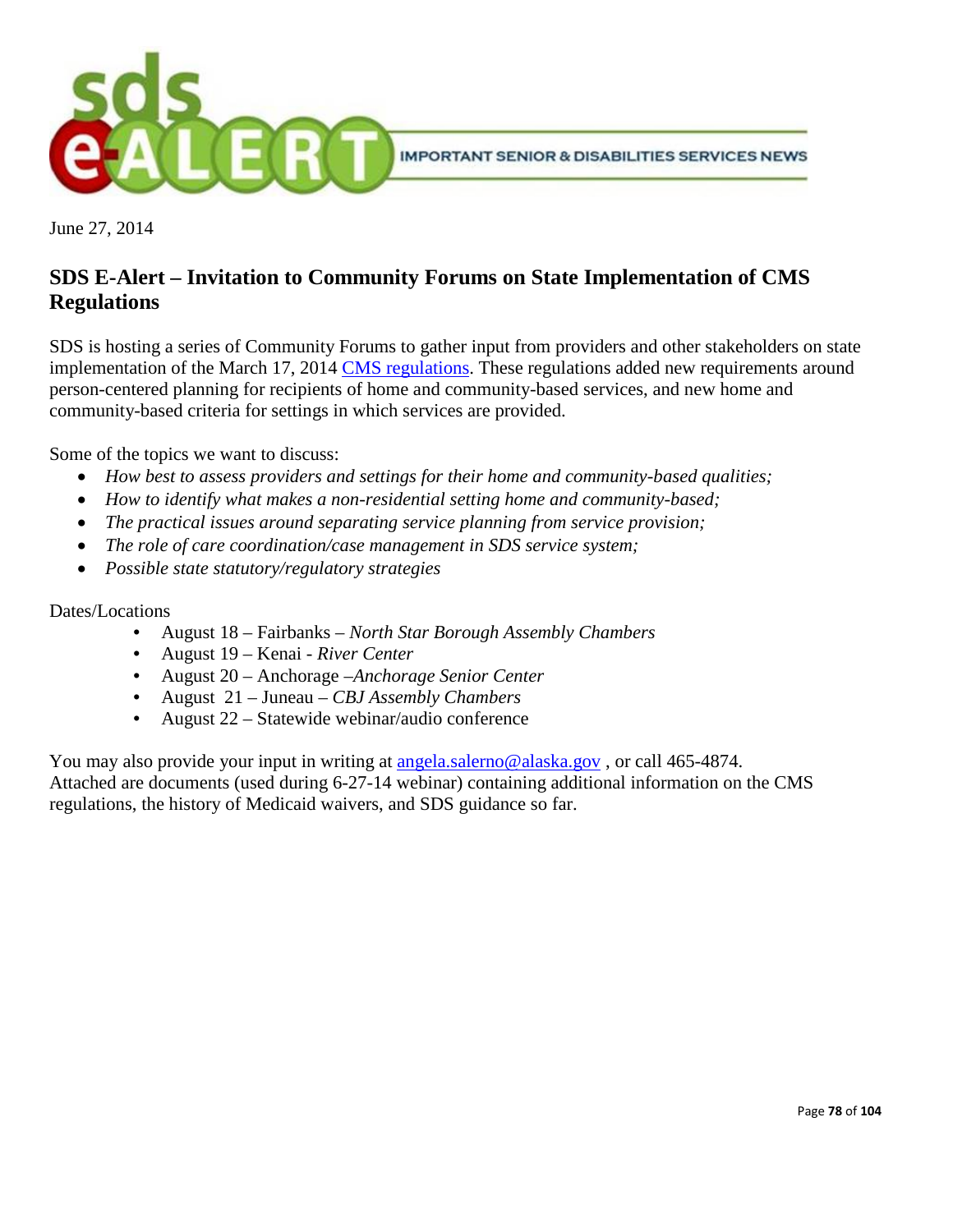sds e-ALERT

IMPORTANT SENIOR & DISABILITIES SERVICES NEWS

June 27, 2014

## SDS E-Alert – Invitation to Community Forums on State Implementation of CMS Regulations

SDS is hosting a series of Community Forums to gather input from providers and other stakeholders on state implementation of the March 17, 2014 CMS regulations. These regulations added new requirements around person-centered planning for recipients of home and community-based services, and new home and community-based criteria for settings in which services are provided.

Some of the topics we want to discuss:

- *How best to assess providers and settings for their home and community-based qualities;*
- *How to identify what makes a non-residential setting home and community-based;*
- *The practical issues around separating service planning from service provision;*
- *The role of care coordination/case management in SDS service system;*
- *Possible state statutory/regulatory strategies*

Dates/Locations

- August 18 – Fairbanks – *North Star Borough Assembly Chambers*
- August 19 – Kenai - *River Center*
- August 20 – Anchorage –*Anchorage Senior Center*
- August 21 – Juneau – *CBJ Assembly Chambers*
- August 22 – Statewide webinar/audio conference

You may also provide your input in writing at angela.salerno@alaska.gov , or call 465-4874.
Attached are documents (used during 6-27-14 webinar) containing additional information on the CMS regulations, the history of Medicaid waivers, and SDS guidance so far.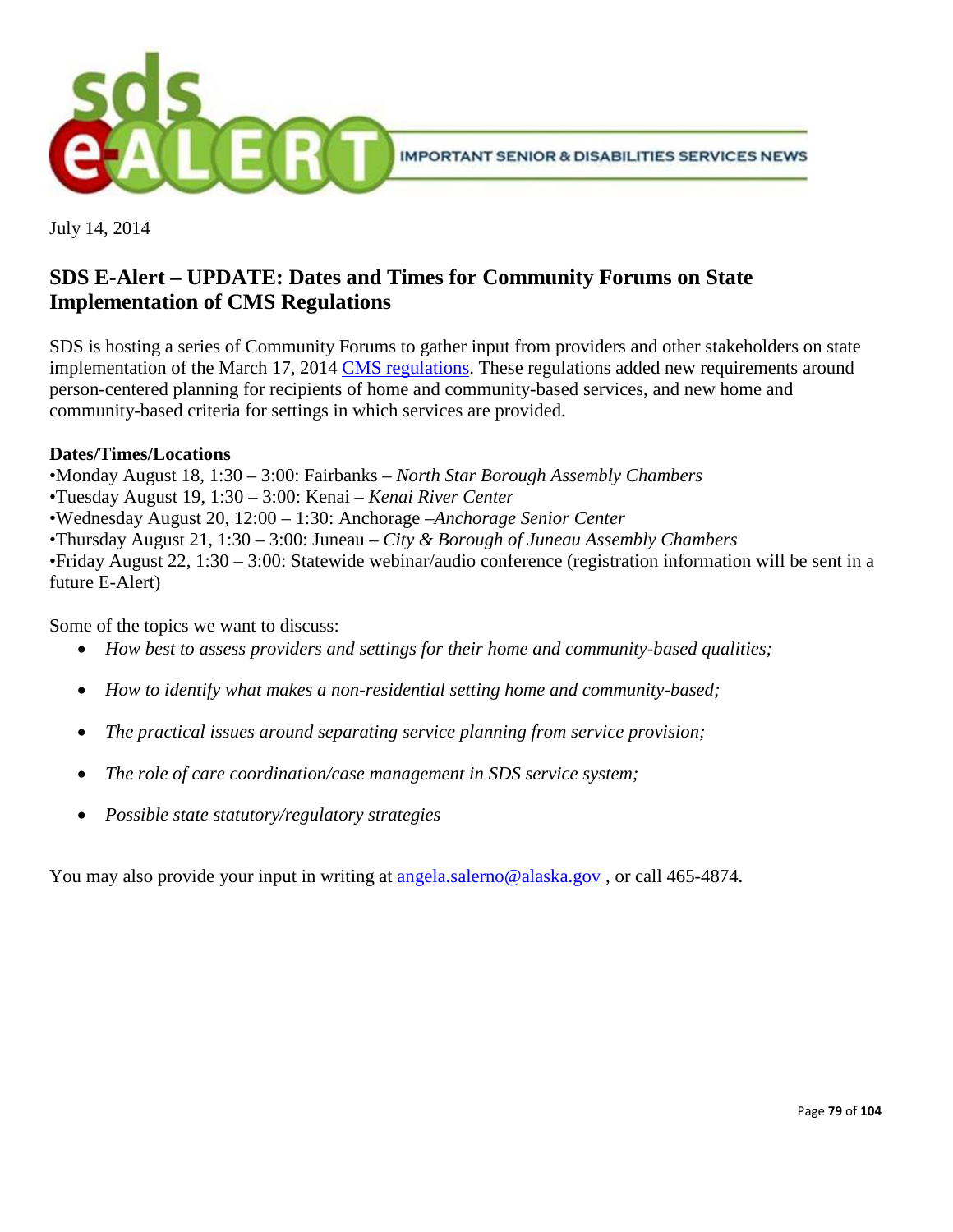sds e-ALERT IMPORTANT SENIOR & DISABILITIES SERVICES NEWS

July 14, 2014

## SDS E-Alert – UPDATE: Dates and Times for Community Forums on State Implementation of CMS Regulations

SDS is hosting a series of Community Forums to gather input from providers and other stakeholders on state implementation of the March 17, 2014 [CMS regulations](). These regulations added new requirements around person-centered planning for recipients of home and community-based services, and new home and community-based criteria for settings in which services are provided.

**Dates/Times/Locations**

•Monday August 18, 1:30 – 3:00: Fairbanks – *North Star Borough Assembly Chambers*
•Tuesday August 19, 1:30 – 3:00: Kenai – *Kenai River Center*
•Wednesday August 20, 12:00 – 1:30: Anchorage –*Anchorage Senior Center*
•Thursday August 21, 1:30 – 3:00: Juneau – *City & Borough of Juneau Assembly Chambers*
•Friday August 22, 1:30 – 3:00: Statewide webinar/audio conference (registration information will be sent in a future E-Alert)

Some of the topics we want to discuss:

- *How best to assess providers and settings for their home and community-based qualities;*
- *How to identify what makes a non-residential setting home and community-based;*
- *The practical issues around separating service planning from service provision;*
- *The role of care coordination/case management in SDS service system;*
- *Possible state statutory/regulatory strategies*

You may also provide your input in writing at [angela.salerno@alaska.gov]() , or call 465-4874.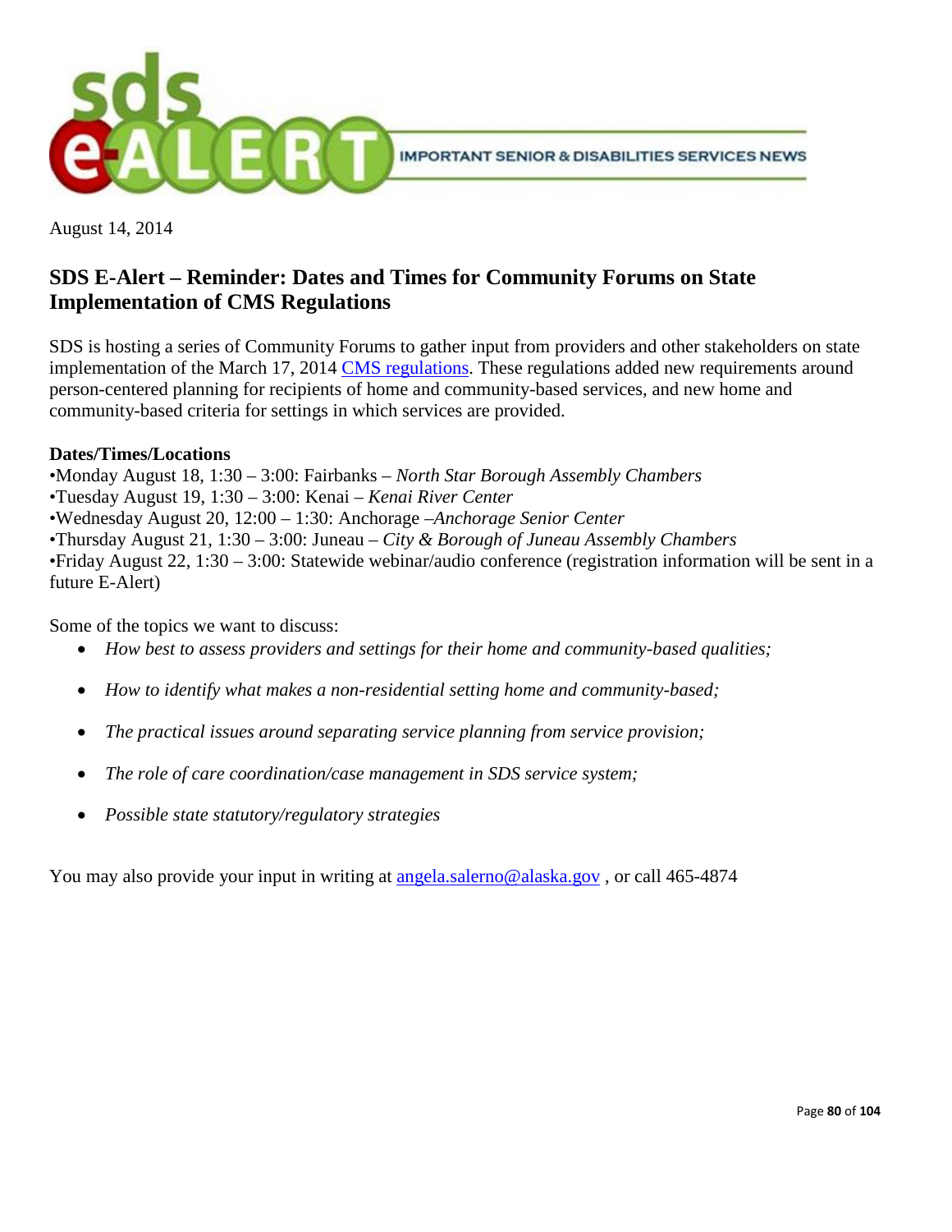sds e-ALERT IMPORTANT SENIOR & DISABILITIES SERVICES NEWS

August 14, 2014

## SDS E-Alert – Reminder: Dates and Times for Community Forums on State Implementation of CMS Regulations

SDS is hosting a series of Community Forums to gather input from providers and other stakeholders on state implementation of the March 17, 2014 [CMS regulations](). These regulations added new requirements around person-centered planning for recipients of home and community-based services, and new home and community-based criteria for settings in which services are provided.

**Dates/Times/Locations**

•Monday August 18, 1:30 – 3:00: Fairbanks – *North Star Borough Assembly Chambers*
•Tuesday August 19, 1:30 – 3:00: Kenai – *Kenai River Center*
•Wednesday August 20, 12:00 – 1:30: Anchorage –*Anchorage Senior Center*
•Thursday August 21, 1:30 – 3:00: Juneau – *City & Borough of Juneau Assembly Chambers*
•Friday August 22, 1:30 – 3:00: Statewide webinar/audio conference (registration information will be sent in a future E-Alert)

Some of the topics we want to discuss:

- *How best to assess providers and settings for their home and community-based qualities;*
- *How to identify what makes a non-residential setting home and community-based;*
- *The practical issues around separating service planning from service provision;*
- *The role of care coordination/case management in SDS service system;*
- *Possible state statutory/regulatory strategies*

You may also provide your input in writing at angela.salerno@alaska.gov , or call 465-4874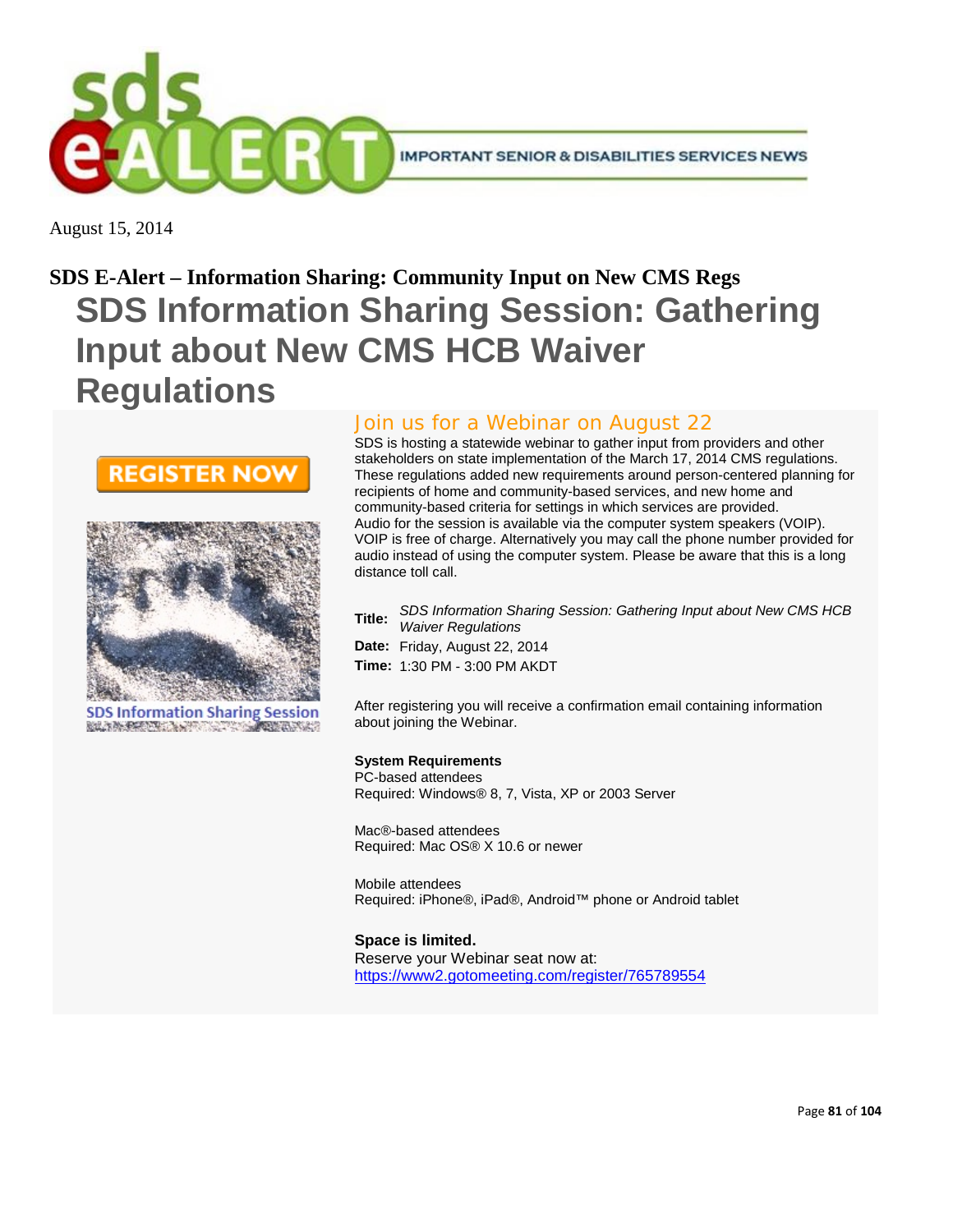August 15, 2014

## SDS E-Alert – Information Sharing: Community Input on New CMS Regs

# SDS Information Sharing Session: Gathering Input about New CMS HCB Waiver Regulations

REGISTER NOW

SDS Information Sharing Session

### Join us for a Webinar on August 22

SDS is hosting a statewide webinar to gather input from providers and other stakeholders on state implementation of the March 17, 2014 CMS regulations. These regulations added new requirements around person-centered planning for recipients of home and community-based services, and new home and community-based criteria for settings in which services are provided. Audio for the session is available via the computer system speakers (VOIP). VOIP is free of charge. Alternatively you may call the phone number provided for audio instead of using the computer system. Please be aware that this is a long distance toll call.

**Title:** *SDS Information Sharing Session: Gathering Input about New CMS HCB Waiver Regulations*
**Date:** Friday, August 22, 2014
**Time:** 1:30 PM - 3:00 PM AKDT

After registering you will receive a confirmation email containing information about joining the Webinar.

**System Requirements**
PC-based attendees
Required: Windows® 8, 7, Vista, XP or 2003 Server

Mac®-based attendees
Required: Mac OS® X 10.6 or newer

Mobile attendees
Required: iPhone®, iPad®, Android™ phone or Android tablet

**Space is limited.**
Reserve your Webinar seat now at:
https://www2.gotomeeting.com/register/765789554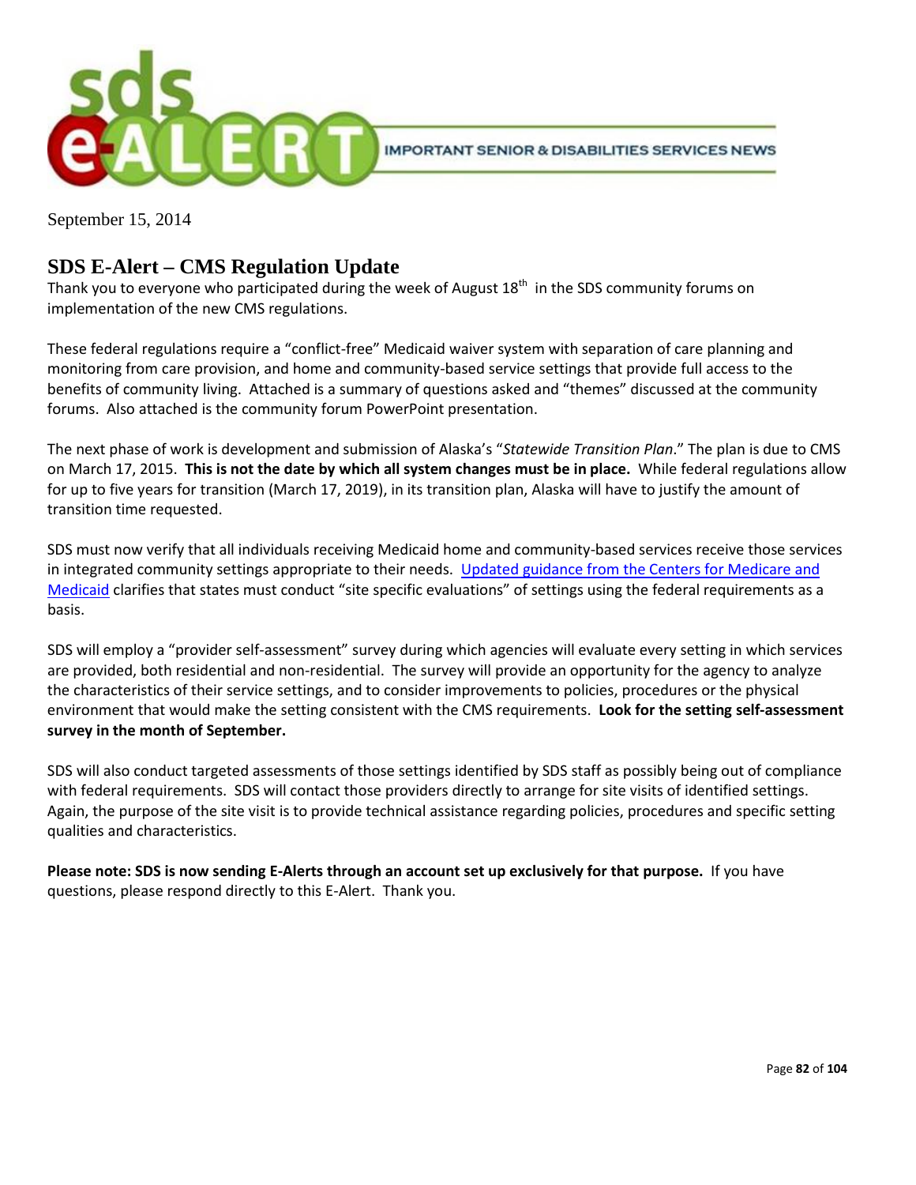sds e-ALERT IMPORTANT SENIOR & DISABILITIES SERVICES NEWS

September 15, 2014

## SDS E-Alert – CMS Regulation Update

Thank you to everyone who participated during the week of August 18th in the SDS community forums on implementation of the new CMS regulations.

These federal regulations require a "conflict-free" Medicaid waiver system with separation of care planning and monitoring from care provision, and home and community-based service settings that provide full access to the benefits of community living. Attached is a summary of questions asked and "themes" discussed at the community forums. Also attached is the community forum PowerPoint presentation.

The next phase of work is development and submission of Alaska's "*Statewide Transition Plan*." The plan is due to CMS on March 17, 2015. **This is not the date by which all system changes must be in place.** While federal regulations allow for up to five years for transition (March 17, 2019), in its transition plan, Alaska will have to justify the amount of transition time requested.

SDS must now verify that all individuals receiving Medicaid home and community-based services receive those services in integrated community settings appropriate to their needs. Updated guidance from the Centers for Medicare and Medicaid clarifies that states must conduct "site specific evaluations" of settings using the federal requirements as a basis.

SDS will employ a "provider self-assessment" survey during which agencies will evaluate every setting in which services are provided, both residential and non-residential. The survey will provide an opportunity for the agency to analyze the characteristics of their service settings, and to consider improvements to policies, procedures or the physical environment that would make the setting consistent with the CMS requirements. **Look for the setting self-assessment survey in the month of September.**

SDS will also conduct targeted assessments of those settings identified by SDS staff as possibly being out of compliance with federal requirements. SDS will contact those providers directly to arrange for site visits of identified settings. Again, the purpose of the site visit is to provide technical assistance regarding policies, procedures and specific setting qualities and characteristics.

**Please note: SDS is now sending E-Alerts through an account set up exclusively for that purpose.** If you have questions, please respond directly to this E-Alert. Thank you.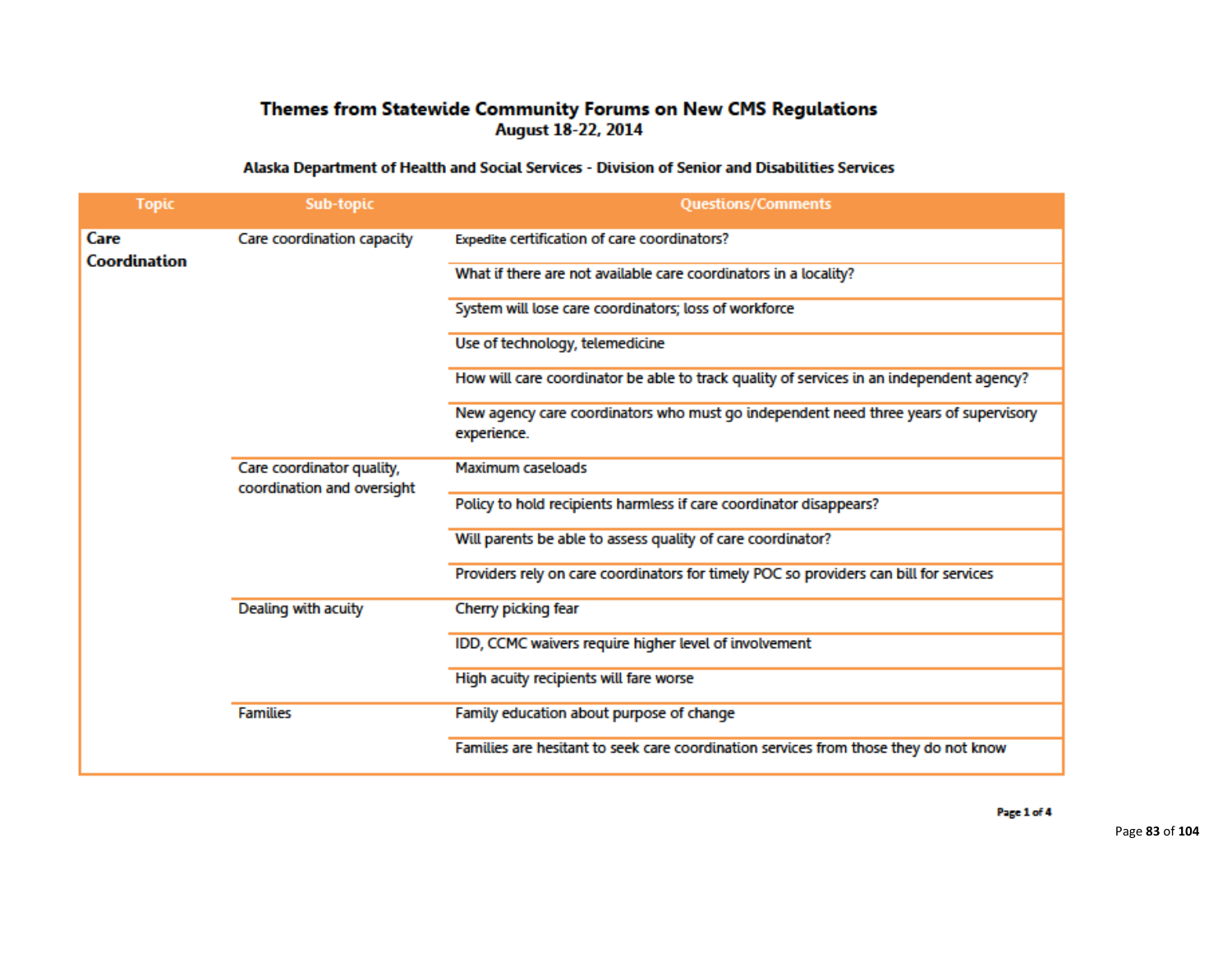# Themes from Statewide Community Forums on New CMS Regulations

**August 18-22, 2014**

**Alaska Department of Health and Social Services - Division of Senior and Disabilities Services**

| Topic | Sub-topic | Questions/Comments |
|---|---|---|
| **Care Coordination** | Care coordination capacity | Expedite certification of care coordinators? |
| | | What if there are not available care coordinators in a locality? |
| | | System will lose care coordinators; loss of workforce |
| | | Use of technology, telemedicine |
| | | How will care coordinator be able to track quality of services in an independent agency? |
| | | New agency care coordinators who must go independent need three years of supervisory experience. |
| | Care coordinator quality, coordination and oversight | Maximum caseloads |
| | | Policy to hold recipients harmless if care coordinator disappears? |
| | | Will parents be able to assess quality of care coordinator? |
| | | Providers rely on care coordinators for timely POC so providers can bill for services |
| | Dealing with acuity | Cherry picking fear |
| | | IDD, CCMC waivers require higher level of involvement |
| | | High acuity recipients will fare worse |
| | Families | Family education about purpose of change |
| | | Families are hesitant to seek care coordination services from those they do not know |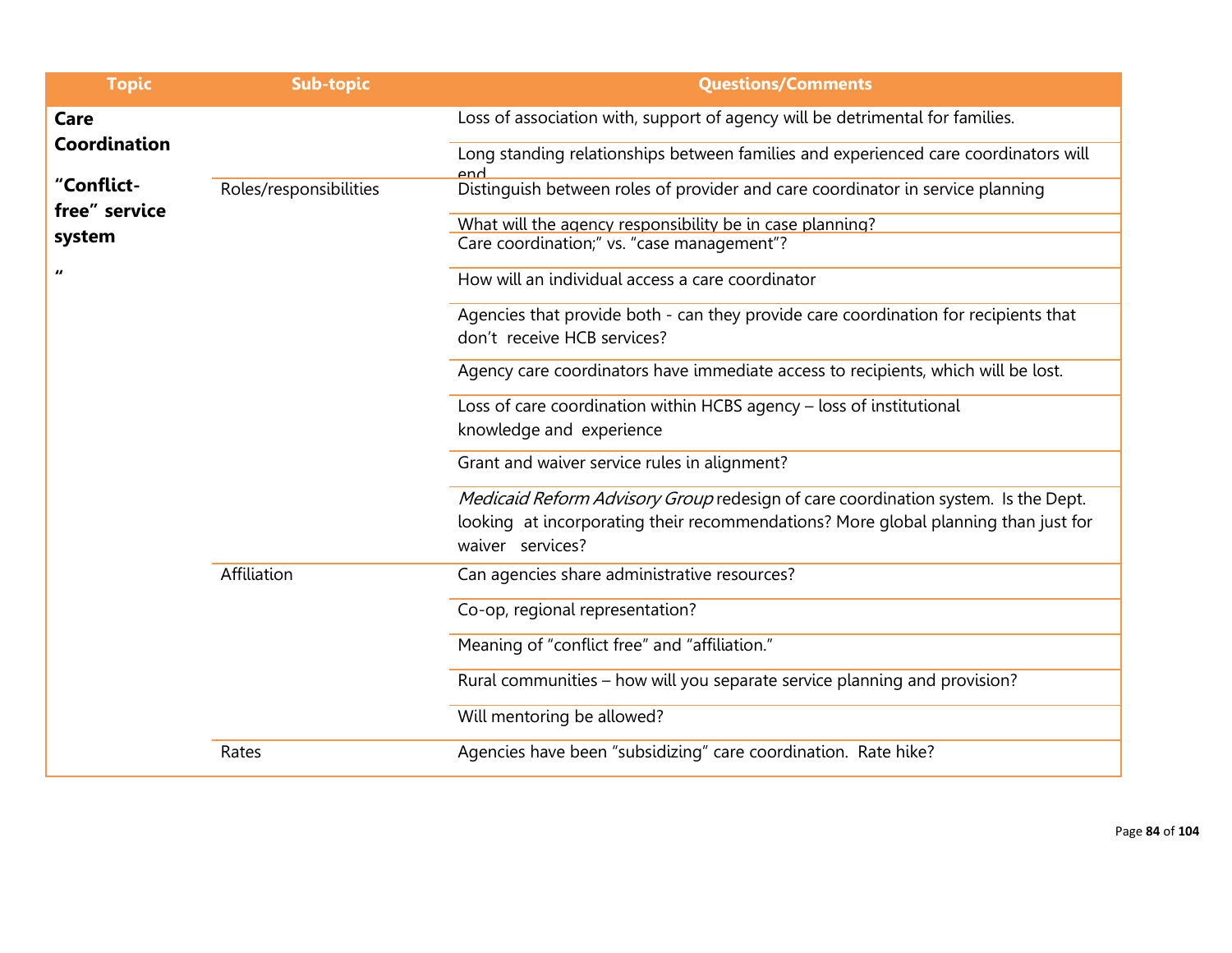| Topic | Sub-topic | Questions/Comments |
|---|---|---|
| **Care Coordination** **"Conflict-free" service system** **"** | | Loss of association with, support of agency will be detrimental for families. |
| | | Long standing relationships between families and experienced care coordinators will end |
| | Roles/responsibilities | Distinguish between roles of provider and care coordinator in service planning |
| | | What will the agency responsibility be in case planning? |
| | | Care coordination;" vs. "case management"? |
| | | How will an individual access a care coordinator |
| | | Agencies that provide both - can they provide care coordination for recipients that don't receive HCB services? |
| | | Agency care coordinators have immediate access to recipients, which will be lost. |
| | | Loss of care coordination within HCBS agency – loss of institutional knowledge and experience |
| | | Grant and waiver service rules in alignment? |
| | | *Medicaid Reform Advisory Group* redesign of care coordination system. Is the Dept. looking at incorporating their recommendations? More global planning than just for waiver services? |
| | Affiliation | Can agencies share administrative resources? |
| | | Co-op, regional representation? |
| | | Meaning of "conflict free" and "affiliation." |
| | | Rural communities – how will you separate service planning and provision? |
| | | Will mentoring be allowed? |
| | Rates | Agencies have been "subsidizing" care coordination. Rate hike? |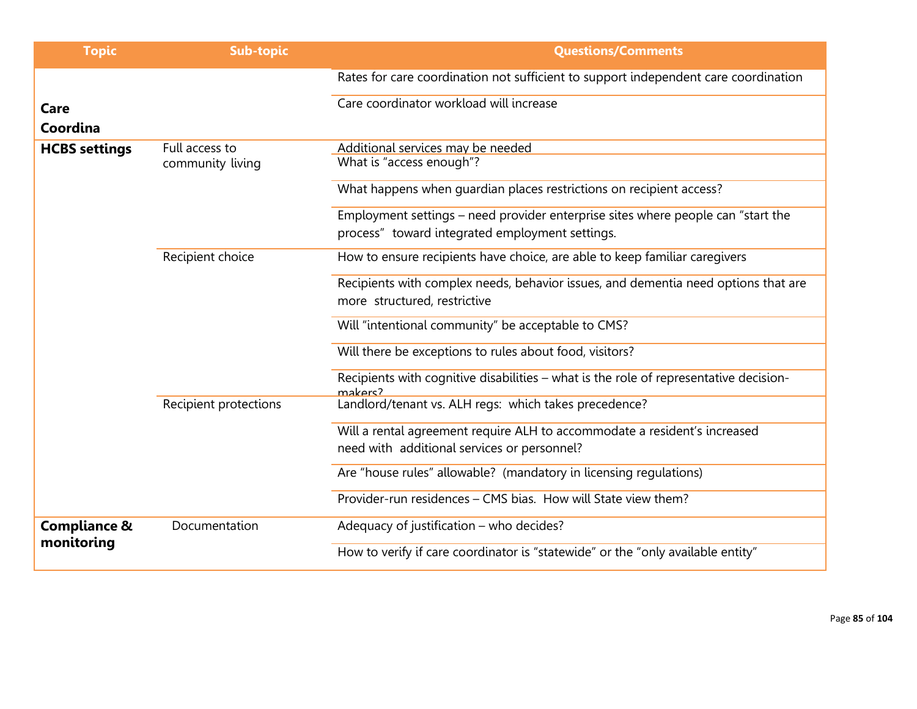| Topic | Sub-topic | Questions/Comments |
| --- | --- | --- |
| **Care Coordina** | | Rates for care coordination not sufficient to support independent care coordination |
| | | Care coordinator workload will increase |
| **HCBS settings** | Full access to community living | Additional services may be needed |
| | | What is "access enough"? |
| | | What happens when guardian places restrictions on recipient access? |
| | | Employment settings – need provider enterprise sites where people can "start the process" toward integrated employment settings. |
| | Recipient choice | How to ensure recipients have choice, are able to keep familiar caregivers |
| | | Recipients with complex needs, behavior issues, and dementia need options that are more structured, restrictive |
| | | Will "intentional community" be acceptable to CMS? |
| | | Will there be exceptions to rules about food, visitors? |
| | | Recipients with cognitive disabilities – what is the role of representative decision-makers? |
| | Recipient protections | Landlord/tenant vs. ALH regs: which takes precedence? |
| | | Will a rental agreement require ALH to accommodate a resident's increased need with additional services or personnel? |
| | | Are "house rules" allowable? (mandatory in licensing regulations) |
| | | Provider-run residences – CMS bias. How will State view them? |
| **Compliance & monitoring** | Documentation | Adequacy of justification – who decides? |
| | | How to verify if care coordinator is "statewide" or the "only available entity" |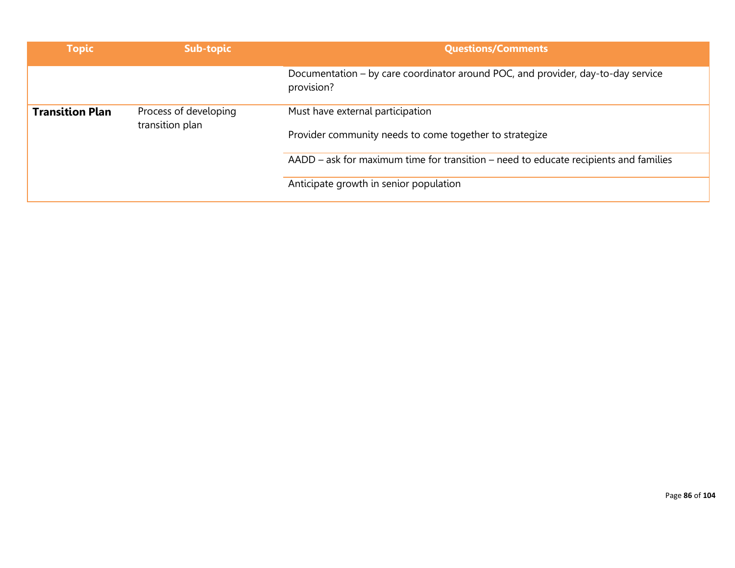| Topic | Sub-topic | Questions/Comments |
|---|---|---|
| | | Documentation – by care coordinator around POC, and provider, day-to-day service provision? |
| **Transition Plan** | Process of developing transition plan | Must have external participation<br><br>Provider community needs to come together to strategize |
| | | AADD – ask for maximum time for transition – need to educate recipients and families |
| | | Anticipate growth in senior population |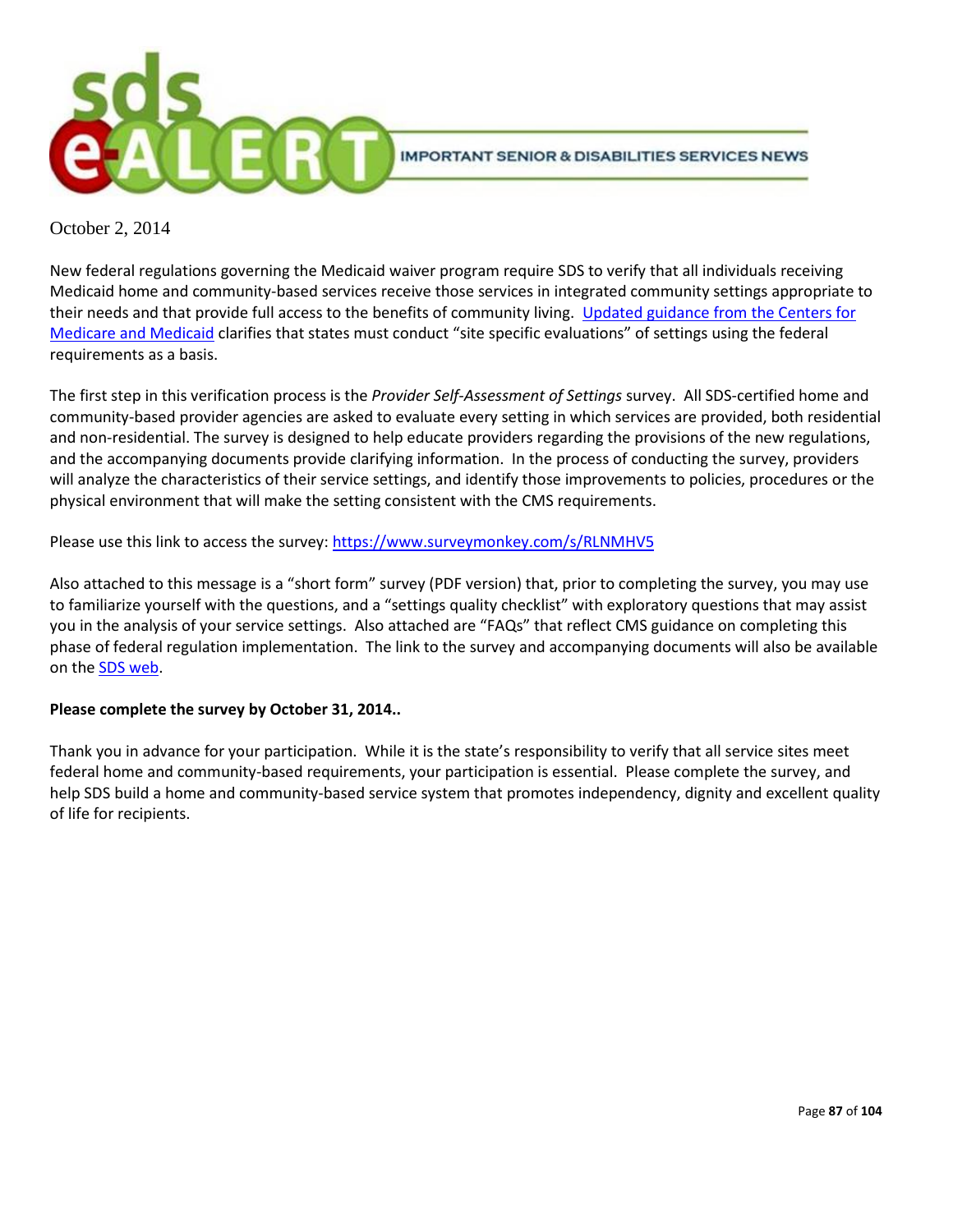# sds e-ALERT

IMPORTANT SENIOR & DISABILITIES SERVICES NEWS

October 2, 2014

New federal regulations governing the Medicaid waiver program require SDS to verify that all individuals receiving Medicaid home and community-based services receive those services in integrated community settings appropriate to their needs and that provide full access to the benefits of community living. Updated guidance from the Centers for Medicare and Medicaid clarifies that states must conduct "site specific evaluations" of settings using the federal requirements as a basis.

The first step in this verification process is the *Provider Self-Assessment of Settings* survey. All SDS-certified home and community-based provider agencies are asked to evaluate every setting in which services are provided, both residential and non-residential. The survey is designed to help educate providers regarding the provisions of the new regulations, and the accompanying documents provide clarifying information. In the process of conducting the survey, providers will analyze the characteristics of their service settings, and identify those improvements to policies, procedures or the physical environment that will make the setting consistent with the CMS requirements.

Please use this link to access the survey: https://www.surveymonkey.com/s/RLNMHV5

Also attached to this message is a "short form" survey (PDF version) that, prior to completing the survey, you may use to familiarize yourself with the questions, and a "settings quality checklist" with exploratory questions that may assist you in the analysis of your service settings. Also attached are "FAQs" that reflect CMS guidance on completing this phase of federal regulation implementation. The link to the survey and accompanying documents will also be available on the SDS web.

**Please complete the survey by October 31, 2014..**

Thank you in advance for your participation. While it is the state's responsibility to verify that all service sites meet federal home and community-based requirements, your participation is essential. Please complete the survey, and help SDS build a home and community-based service system that promotes independency, dignity and excellent quality of life for recipients.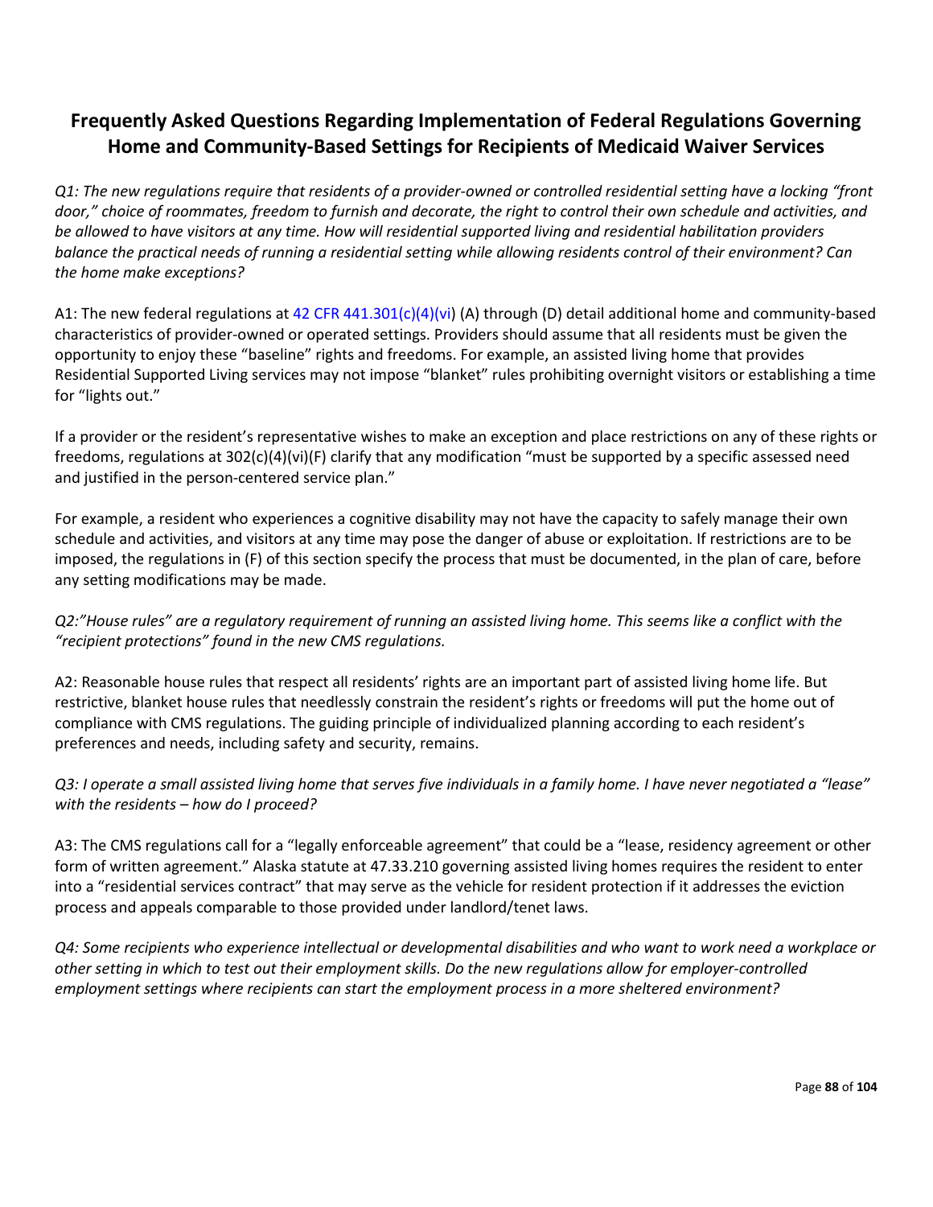## Frequently Asked Questions Regarding Implementation of Federal Regulations Governing Home and Community-Based Settings for Recipients of Medicaid Waiver Services

*Q1: The new regulations require that residents of a provider-owned or controlled residential setting have a locking "front door," choice of roommates, freedom to furnish and decorate, the right to control their own schedule and activities, and be allowed to have visitors at any time. How will residential supported living and residential habilitation providers balance the practical needs of running a residential setting while allowing residents control of their environment? Can the home make exceptions?*

A1: The new federal regulations at 42 CFR 441.301(c)(4)(vi) (A) through (D) detail additional home and community-based characteristics of provider-owned or operated settings. Providers should assume that all residents must be given the opportunity to enjoy these "baseline" rights and freedoms. For example, an assisted living home that provides Residential Supported Living services may not impose "blanket" rules prohibiting overnight visitors or establishing a time for "lights out."

If a provider or the resident's representative wishes to make an exception and place restrictions on any of these rights or freedoms, regulations at 302(c)(4)(vi)(F) clarify that any modification "must be supported by a specific assessed need and justified in the person-centered service plan."

For example, a resident who experiences a cognitive disability may not have the capacity to safely manage their own schedule and activities, and visitors at any time may pose the danger of abuse or exploitation. If restrictions are to be imposed, the regulations in (F) of this section specify the process that must be documented, in the plan of care, before any setting modifications may be made.

*Q2:"House rules" are a regulatory requirement of running an assisted living home. This seems like a conflict with the "recipient protections" found in the new CMS regulations.*

A2: Reasonable house rules that respect all residents' rights are an important part of assisted living home life. But restrictive, blanket house rules that needlessly constrain the resident's rights or freedoms will put the home out of compliance with CMS regulations. The guiding principle of individualized planning according to each resident's preferences and needs, including safety and security, remains.

*Q3: I operate a small assisted living home that serves five individuals in a family home. I have never negotiated a "lease" with the residents – how do I proceed?*

A3: The CMS regulations call for a "legally enforceable agreement" that could be a "lease, residency agreement or other form of written agreement." Alaska statute at 47.33.210 governing assisted living homes requires the resident to enter into a "residential services contract" that may serve as the vehicle for resident protection if it addresses the eviction process and appeals comparable to those provided under landlord/tenet laws.

*Q4: Some recipients who experience intellectual or developmental disabilities and who want to work need a workplace or other setting in which to test out their employment skills. Do the new regulations allow for employer-controlled employment settings where recipients can start the employment process in a more sheltered environment?*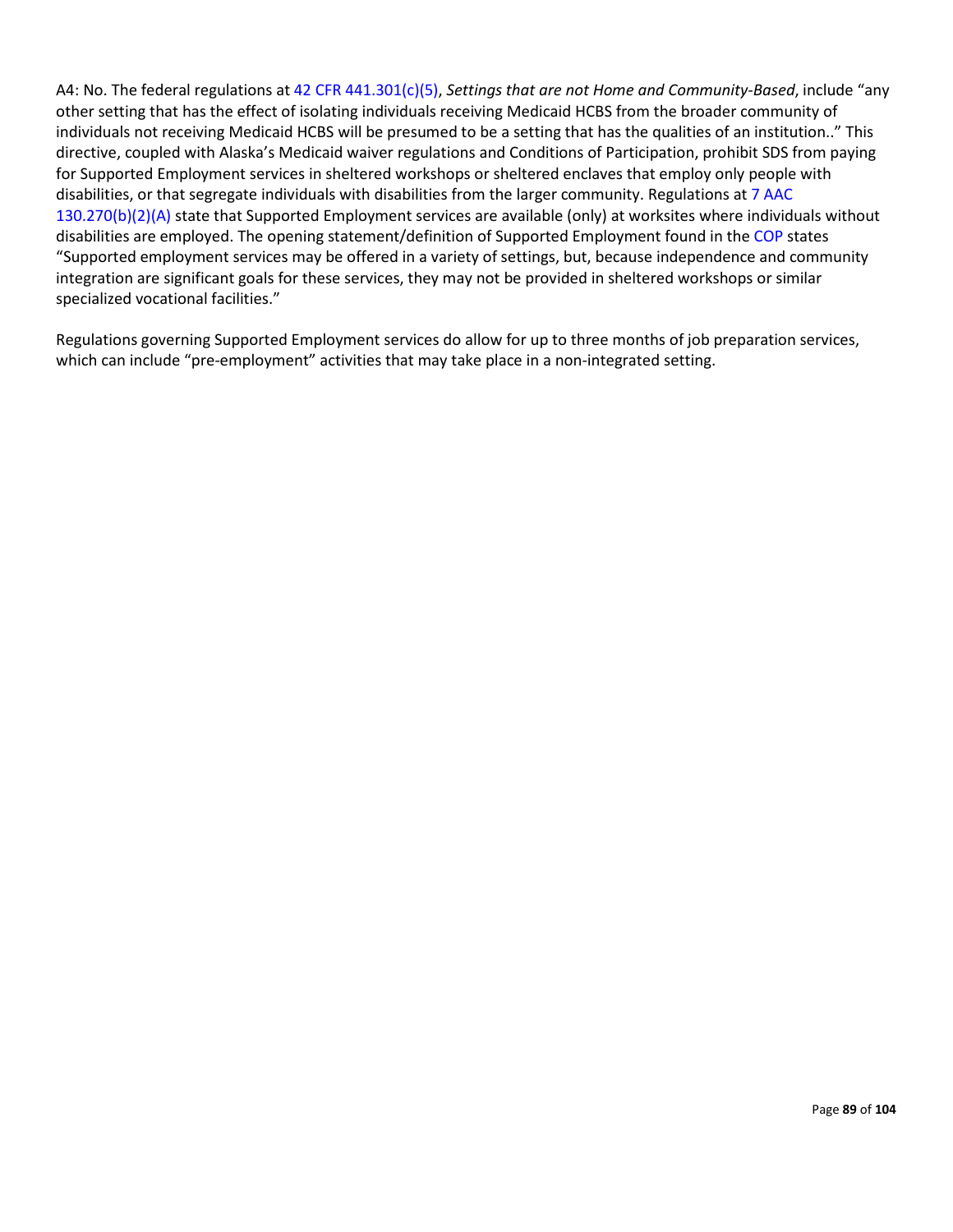A4: No. The federal regulations at 42 CFR 441.301(c)(5), *Settings that are not Home and Community-Based*, include "any other setting that has the effect of isolating individuals receiving Medicaid HCBS from the broader community of individuals not receiving Medicaid HCBS will be presumed to be a setting that has the qualities of an institution.." This directive, coupled with Alaska's Medicaid waiver regulations and Conditions of Participation, prohibit SDS from paying for Supported Employment services in sheltered workshops or sheltered enclaves that employ only people with disabilities, or that segregate individuals with disabilities from the larger community. Regulations at 7 AAC 130.270(b)(2)(A) state that Supported Employment services are available (only) at worksites where individuals without disabilities are employed. The opening statement/definition of Supported Employment found in the COP states "Supported employment services may be offered in a variety of settings, but, because independence and community integration are significant goals for these services, they may not be provided in sheltered workshops or similar specialized vocational facilities."

Regulations governing Supported Employment services do allow for up to three months of job preparation services, which can include "pre-employment" activities that may take place in a non-integrated setting.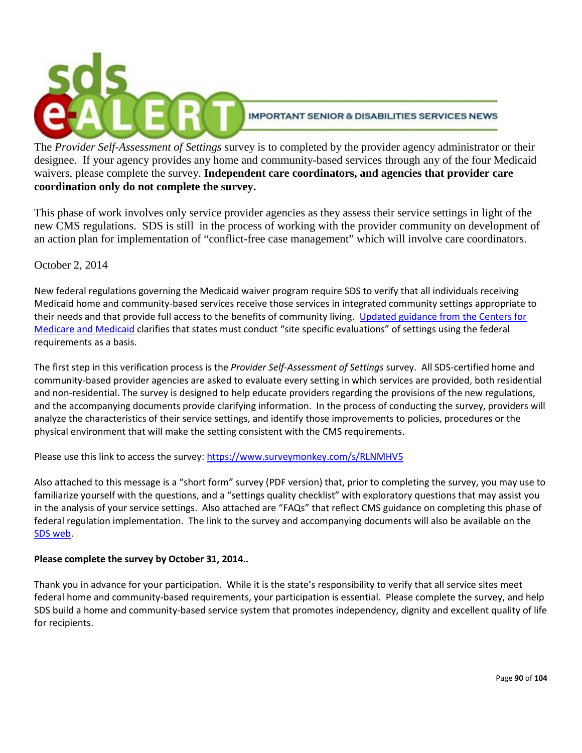# sds e-ALERT

IMPORTANT SENIOR & DISABILITIES SERVICES NEWS

The *Provider Self-Assessment of Settings* survey is to completed by the provider agency administrator or their designee. If your agency provides any home and community-based services through any of the four Medicaid waivers, please complete the survey. **Independent care coordinators, and agencies that provider care coordination only do not complete the survey.**

This phase of work involves only service provider agencies as they assess their service settings in light of the new CMS regulations. SDS is still in the process of working with the provider community on development of an action plan for implementation of "conflict-free case management" which will involve care coordinators.

October 2, 2014

New federal regulations governing the Medicaid waiver program require SDS to verify that all individuals receiving Medicaid home and community-based services receive those services in integrated community settings appropriate to their needs and that provide full access to the benefits of community living. Updated guidance from the Centers for Medicare and Medicaid clarifies that states must conduct "site specific evaluations" of settings using the federal requirements as a basis.

The first step in this verification process is the *Provider Self-Assessment of Settings* survey. All SDS-certified home and community-based provider agencies are asked to evaluate every setting in which services are provided, both residential and non-residential. The survey is designed to help educate providers regarding the provisions of the new regulations, and the accompanying documents provide clarifying information. In the process of conducting the survey, providers will analyze the characteristics of their service settings, and identify those improvements to policies, procedures or the physical environment that will make the setting consistent with the CMS requirements.

Please use this link to access the survey: https://www.surveymonkey.com/s/RLNMHV5

Also attached to this message is a "short form" survey (PDF version) that, prior to completing the survey, you may use to familiarize yourself with the questions, and a "settings quality checklist" with exploratory questions that may assist you in the analysis of your service settings. Also attached are "FAQs" that reflect CMS guidance on completing this phase of federal regulation implementation. The link to the survey and accompanying documents will also be available on the SDS web.

**Please complete the survey by October 31, 2014..**

Thank you in advance for your participation. While it is the state's responsibility to verify that all service sites meet federal home and community-based requirements, your participation is essential. Please complete the survey, and help SDS build a home and community-based service system that promotes independency, dignity and excellent quality of life for recipients.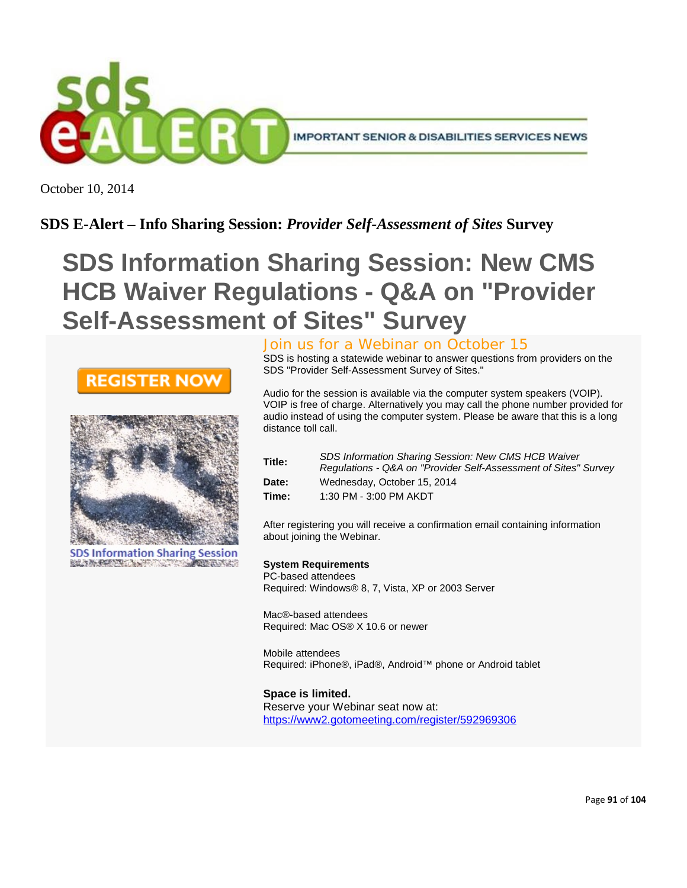October 10, 2014

**SDS E-Alert – Info Sharing Session:** ***Provider Self-Assessment of Sites*** **Survey**

# SDS Information Sharing Session: New CMS HCB Waiver Regulations - Q&A on "Provider Self-Assessment of Sites" Survey

REGISTER NOW

SDS Information Sharing Session

## Join us for a Webinar on October 15

SDS is hosting a statewide webinar to answer questions from providers on the SDS "Provider Self-Assessment Survey of Sites."

Audio for the session is available via the computer system speakers (VOIP). VOIP is free of charge. Alternatively you may call the phone number provided for audio instead of using the computer system. Please be aware that this is a long distance toll call.

| | |
|---|---|
| **Title:** | *SDS Information Sharing Session: New CMS HCB Waiver Regulations - Q&A on "Provider Self-Assessment of Sites" Survey* |
| **Date:** | Wednesday, October 15, 2014 |
| **Time:** | 1:30 PM - 3:00 PM AKDT |

After registering you will receive a confirmation email containing information about joining the Webinar.

**System Requirements**
PC-based attendees
Required: Windows® 8, 7, Vista, XP or 2003 Server

Mac®-based attendees
Required: Mac OS® X 10.6 or newer

Mobile attendees
Required: iPhone®, iPad®, Android™ phone or Android tablet

**Space is limited.**
Reserve your Webinar seat now at:
https://www2.gotomeeting.com/register/592969306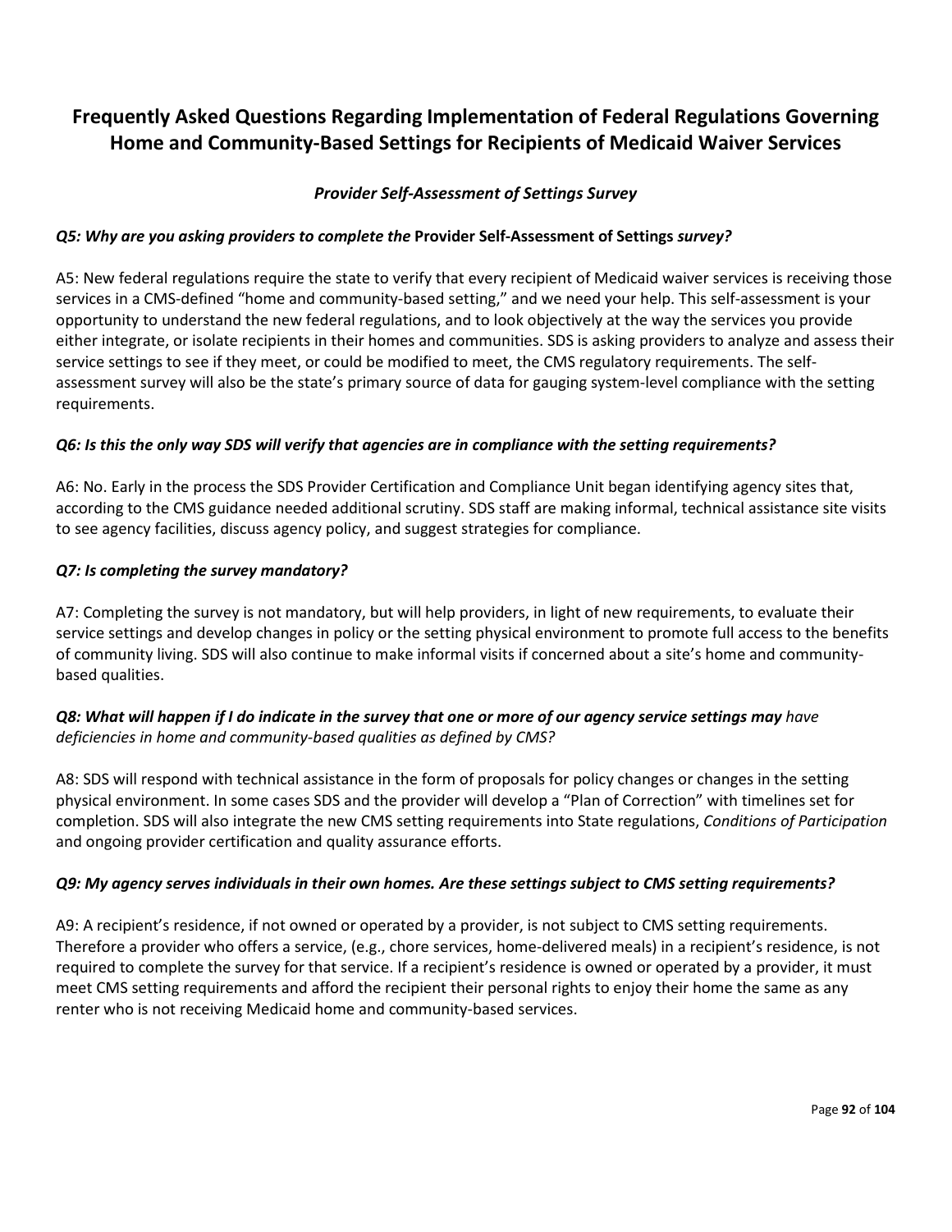## Frequently Asked Questions Regarding Implementation of Federal Regulations Governing Home and Community-Based Settings for Recipients of Medicaid Waiver Services

### *Provider Self-Assessment of Settings Survey*

***Q5: Why are you asking providers to complete the* Provider Self-Assessment of Settings *survey?***

A5: New federal regulations require the state to verify that every recipient of Medicaid waiver services is receiving those services in a CMS-defined "home and community-based setting," and we need your help. This self-assessment is your opportunity to understand the new federal regulations, and to look objectively at the way the services you provide either integrate, or isolate recipients in their homes and communities. SDS is asking providers to analyze and assess their service settings to see if they meet, or could be modified to meet, the CMS regulatory requirements. The self-assessment survey will also be the state's primary source of data for gauging system-level compliance with the setting requirements.

***Q6: Is this the only way SDS will verify that agencies are in compliance with the setting requirements?***

A6: No. Early in the process the SDS Provider Certification and Compliance Unit began identifying agency sites that, according to the CMS guidance needed additional scrutiny. SDS staff are making informal, technical assistance site visits to see agency facilities, discuss agency policy, and suggest strategies for compliance.

***Q7: Is completing the survey mandatory?***

A7: Completing the survey is not mandatory, but will help providers, in light of new requirements, to evaluate their service settings and develop changes in policy or the setting physical environment to promote full access to the benefits of community living. SDS will also continue to make informal visits if concerned about a site's home and community-based qualities.

***Q8: What will happen if I do indicate in the survey that one or more of our agency service settings may** have deficiencies in home and community-based qualities as defined by CMS?*

A8: SDS will respond with technical assistance in the form of proposals for policy changes or changes in the setting physical environment. In some cases SDS and the provider will develop a "Plan of Correction" with timelines set for completion. SDS will also integrate the new CMS setting requirements into State regulations, *Conditions of Participation* and ongoing provider certification and quality assurance efforts.

***Q9: My agency serves individuals in their own homes. Are these settings subject to CMS setting requirements?***

A9: A recipient's residence, if not owned or operated by a provider, is not subject to CMS setting requirements. Therefore a provider who offers a service, (e.g., chore services, home-delivered meals) in a recipient's residence, is not required to complete the survey for that service. If a recipient's residence is owned or operated by a provider, it must meet CMS setting requirements and afford the recipient their personal rights to enjoy their home the same as any renter who is not receiving Medicaid home and community-based services.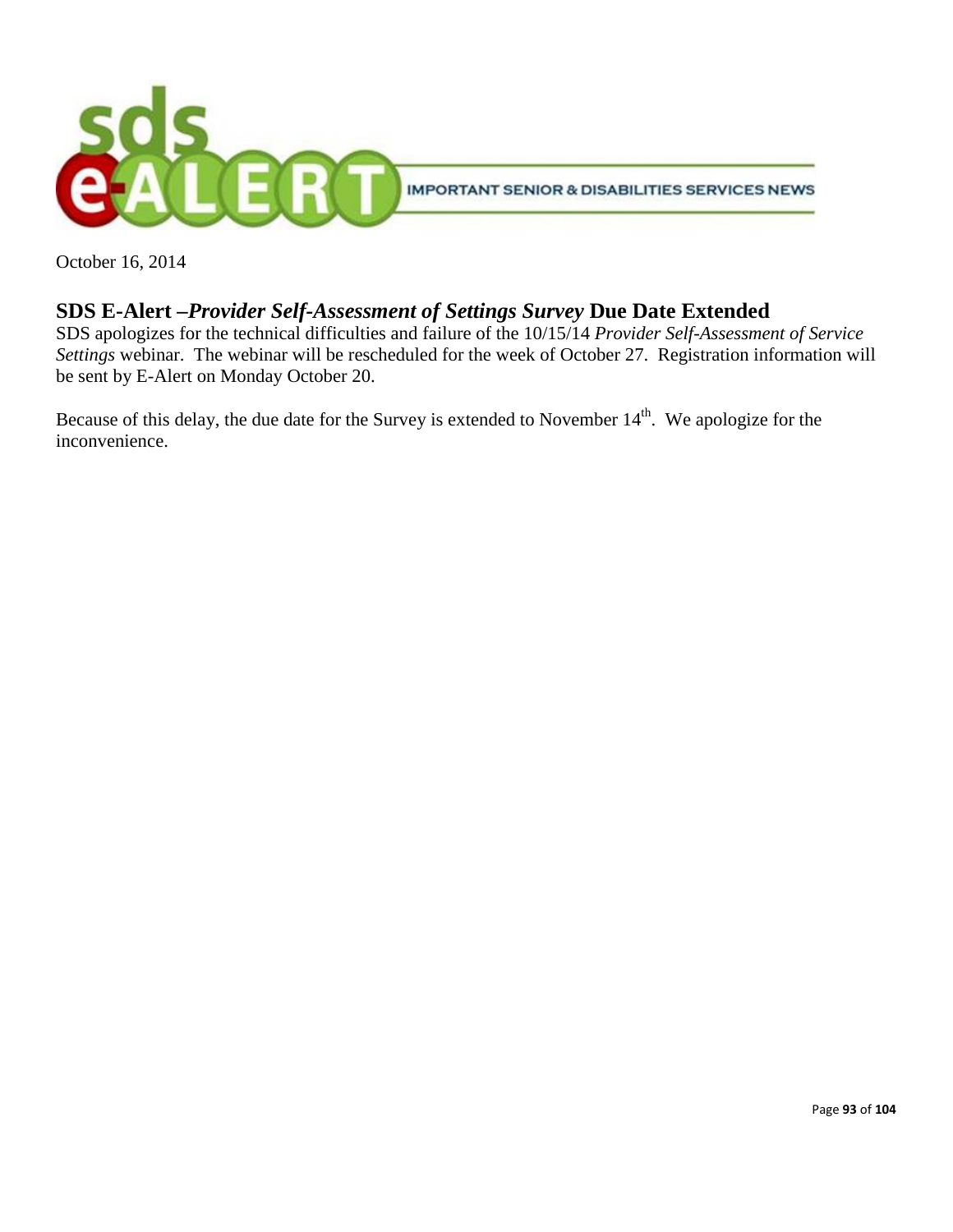**IMPORTANT SENIOR & DISABILITIES SERVICES NEWS**

October 16, 2014

## SDS E-Alert –*Provider Self-Assessment of Settings Survey* Due Date Extended

SDS apologizes for the technical difficulties and failure of the 10/15/14 *Provider Self-Assessment of Service Settings* webinar. The webinar will be rescheduled for the week of October 27. Registration information will be sent by E-Alert on Monday October 20.

Because of this delay, the due date for the Survey is extended to November 14th. We apologize for the inconvenience.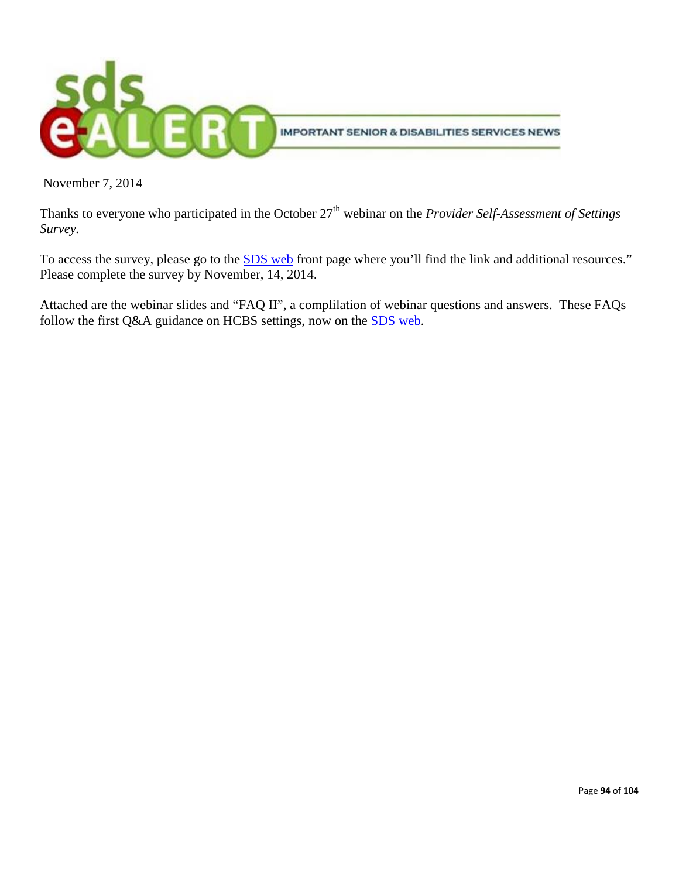sds e-ALERT IMPORTANT SENIOR & DISABILITIES SERVICES NEWS

November 7, 2014

Thanks to everyone who participated in the October 27th webinar on the *Provider Self-Assessment of Settings Survey.*

To access the survey, please go to the [SDS web]() front page where you'll find the link and additional resources." Please complete the survey by November, 14, 2014.

Attached are the webinar slides and "FAQ II", a complilation of webinar questions and answers. These FAQs follow the first Q&A guidance on HCBS settings, now on the [SDS web]().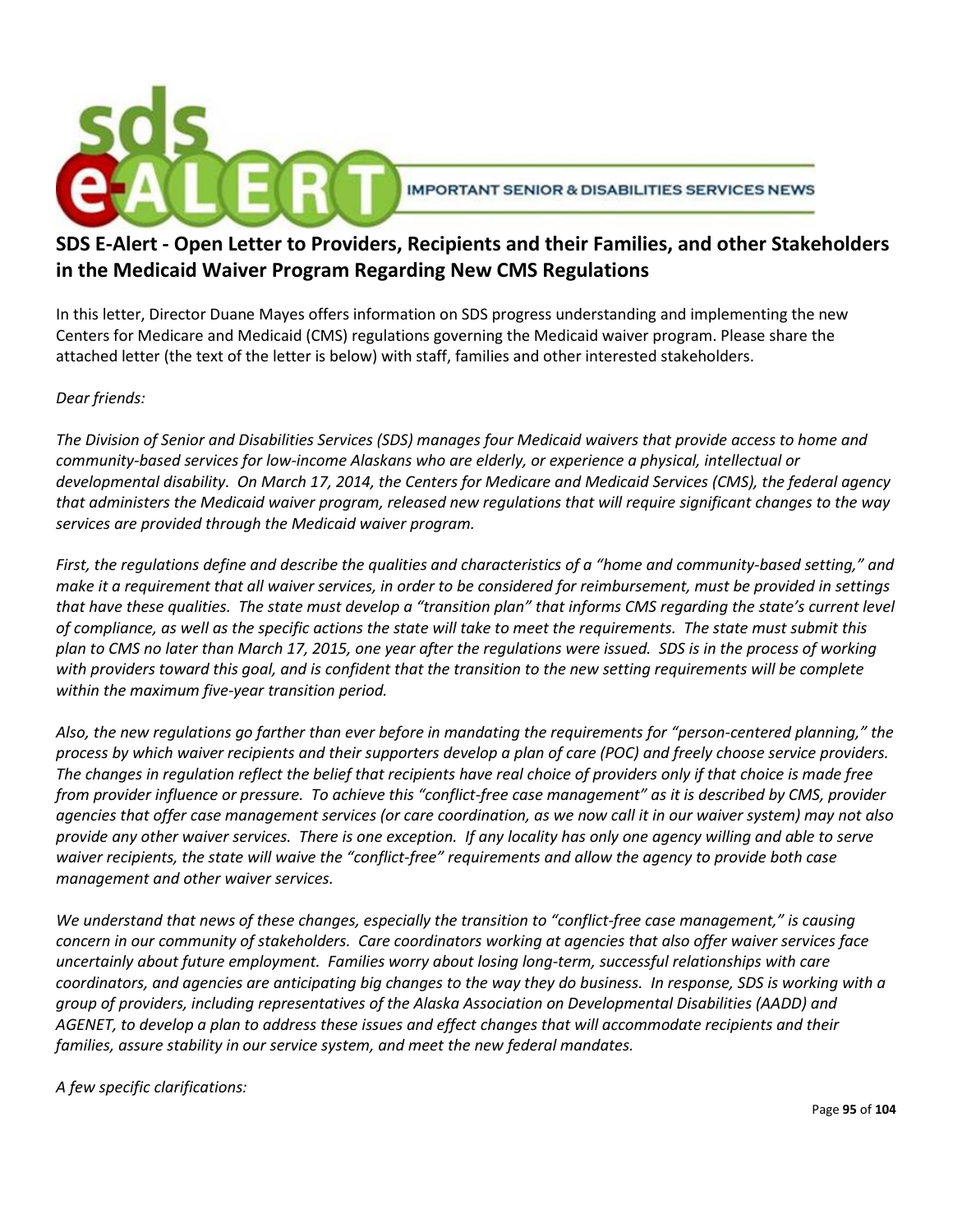## SDS E-Alert - Open Letter to Providers, Recipients and their Families, and other Stakeholders in the Medicaid Waiver Program Regarding New CMS Regulations

In this letter, Director Duane Mayes offers information on SDS progress understanding and implementing the new Centers for Medicare and Medicaid (CMS) regulations governing the Medicaid waiver program. Please share the attached letter (the text of the letter is below) with staff, families and other interested stakeholders.

*Dear friends:*

*The Division of Senior and Disabilities Services (SDS) manages four Medicaid waivers that provide access to home and community-based services for low-income Alaskans who are elderly, or experience a physical, intellectual or developmental disability. On March 17, 2014, the Centers for Medicare and Medicaid Services (CMS), the federal agency that administers the Medicaid waiver program, released new regulations that will require significant changes to the way services are provided through the Medicaid waiver program.*

*First, the regulations define and describe the qualities and characteristics of a "home and community-based setting," and make it a requirement that all waiver services, in order to be considered for reimbursement, must be provided in settings that have these qualities. The state must develop a "transition plan" that informs CMS regarding the state's current level of compliance, as well as the specific actions the state will take to meet the requirements. The state must submit this plan to CMS no later than March 17, 2015, one year after the regulations were issued. SDS is in the process of working with providers toward this goal, and is confident that the transition to the new setting requirements will be complete within the maximum five-year transition period.*

*Also, the new regulations go farther than ever before in mandating the requirements for "person-centered planning," the process by which waiver recipients and their supporters develop a plan of care (POC) and freely choose service providers. The changes in regulation reflect the belief that recipients have real choice of providers only if that choice is made free from provider influence or pressure. To achieve this "conflict-free case management" as it is described by CMS, provider agencies that offer case management services (or care coordination, as we now call it in our waiver system) may not also provide any other waiver services. There is one exception. If any locality has only one agency willing and able to serve waiver recipients, the state will waive the "conflict-free" requirements and allow the agency to provide both case management and other waiver services.*

*We understand that news of these changes, especially the transition to "conflict-free case management," is causing concern in our community of stakeholders. Care coordinators working at agencies that also offer waiver services face uncertainly about future employment. Families worry about losing long-term, successful relationships with care coordinators, and agencies are anticipating big changes to the way they do business. In response, SDS is working with a group of providers, including representatives of the Alaska Association on Developmental Disabilities (AADD) and AGENET, to develop a plan to address these issues and effect changes that will accommodate recipients and their families, assure stability in our service system, and meet the new federal mandates.*

*A few specific clarifications:*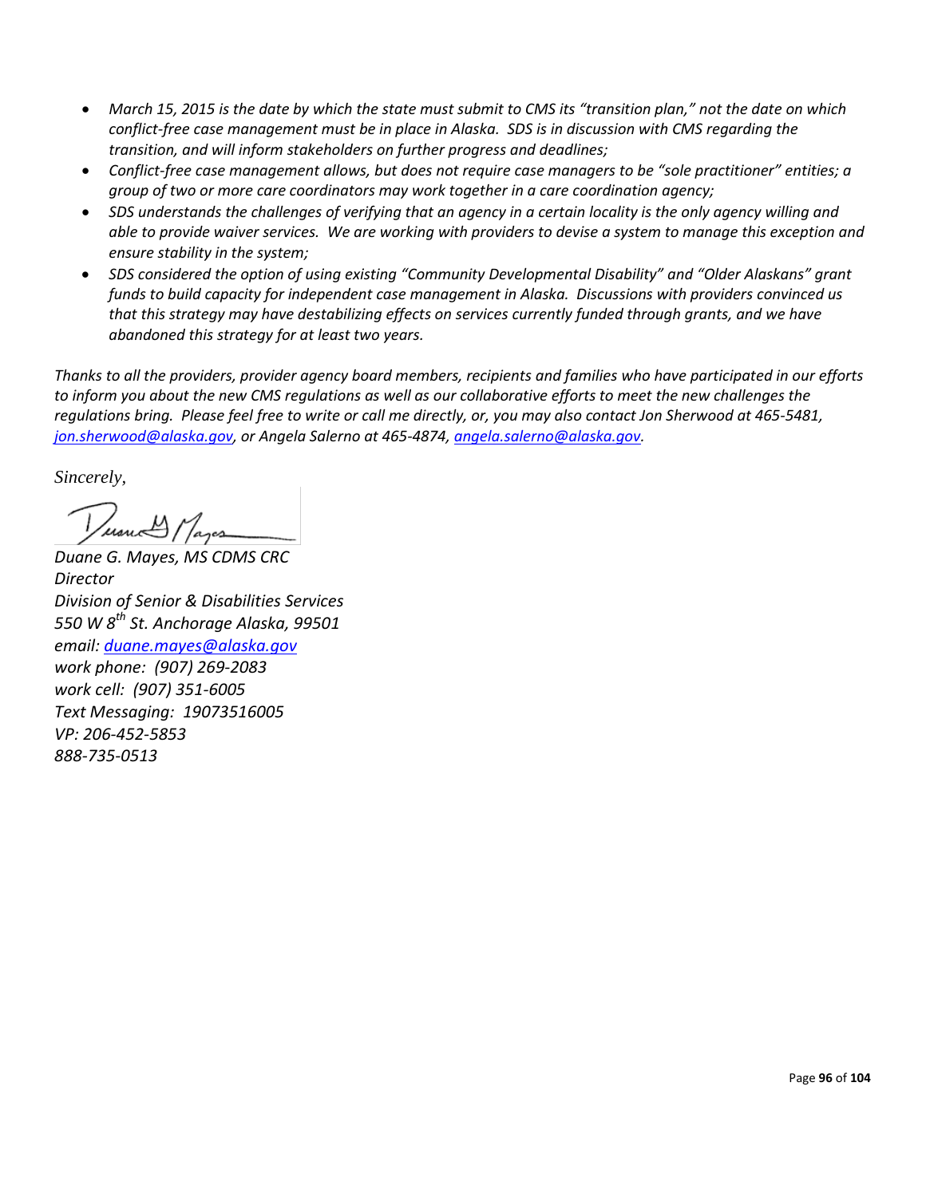- *March 15, 2015 is the date by which the state must submit to CMS its "transition plan," not the date on which conflict-free case management must be in place in Alaska. SDS is in discussion with CMS regarding the transition, and will inform stakeholders on further progress and deadlines;*
- *Conflict-free case management allows, but does not require case managers to be "sole practitioner" entities; a group of two or more care coordinators may work together in a care coordination agency;*
- *SDS understands the challenges of verifying that an agency in a certain locality is the only agency willing and able to provide waiver services. We are working with providers to devise a system to manage this exception and ensure stability in the system;*
- *SDS considered the option of using existing "Community Developmental Disability" and "Older Alaskans" grant funds to build capacity for independent case management in Alaska. Discussions with providers convinced us that this strategy may have destabilizing effects on services currently funded through grants, and we have abandoned this strategy for at least two years.*

*Thanks to all the providers, provider agency board members, recipients and families who have participated in our efforts to inform you about the new CMS regulations as well as our collaborative efforts to meet the new challenges the regulations bring. Please feel free to write or call me directly, or, you may also contact Jon Sherwood at 465-5481, jon.sherwood@alaska.gov, or Angela Salerno at 465-4874, angela.salerno@alaska.gov.*

*Sincerely,*

*Duane G. Mayes, MS CDMS CRC*
*Director*
*Division of Senior & Disabilities Services*
*550 W 8th St. Anchorage Alaska, 99501*
*email: duane.mayes@alaska.gov*
*work phone: (907) 269-2083*
*work cell: (907) 351-6005*
*Text Messaging: 19073516005*
*VP: 206-452-5853*
*888-735-0513*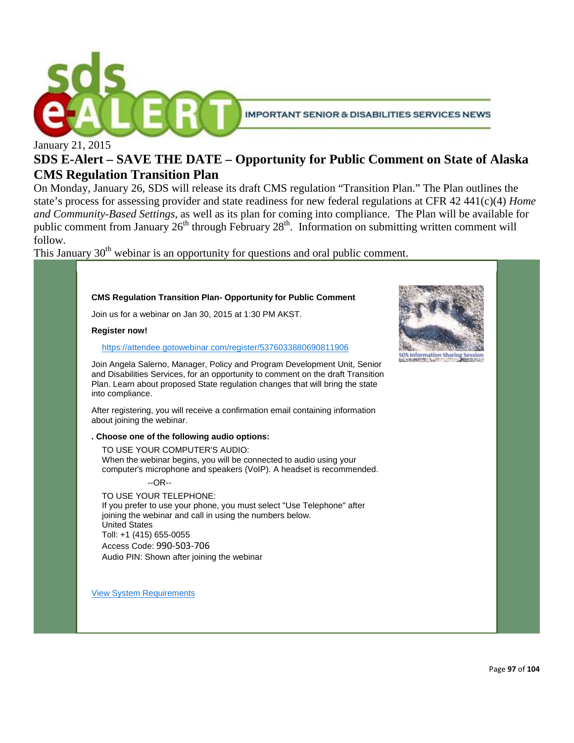IMPORTANT SENIOR & DISABILITIES SERVICES NEWS

January 21, 2015

# SDS E-Alert – SAVE THE DATE – Opportunity for Public Comment on State of Alaska CMS Regulation Transition Plan

On Monday, January 26, SDS will release its draft CMS regulation "Transition Plan." The Plan outlines the state's process for assessing provider and state readiness for new federal regulations at CFR 42 441(c)(4) *Home and Community-Based Settings*, as well as its plan for coming into compliance. The Plan will be available for public comment from January 26th through February 28th. Information on submitting written comment will follow.

This January 30th webinar is an opportunity for questions and oral public comment.

**CMS Regulation Transition Plan- Opportunity for Public Comment**

Join us for a webinar on Jan 30, 2015 at 1:30 PM AKST.

**Register now!**

https://attendee.gotowebinar.com/register/5376033880690811906

Join Angela Salerno, Manager, Policy and Program Development Unit, Senior and Disabilities Services, for an opportunity to comment on the draft Transition Plan. Learn about proposed State regulation changes that will bring the state into compliance.

After registering, you will receive a confirmation email containing information about joining the webinar.

**. Choose one of the following audio options:**

TO USE YOUR COMPUTER'S AUDIO:
When the webinar begins, you will be connected to audio using your computer's microphone and speakers (VoIP). A headset is recommended.

--OR--

TO USE YOUR TELEPHONE:
If you prefer to use your phone, you must select "Use Telephone" after joining the webinar and call in using the numbers below.
United States
Toll: +1 (415) 655-0055
Access Code: 990-503-706
Audio PIN: Shown after joining the webinar

SDS Information Sharing Session

View System Requirements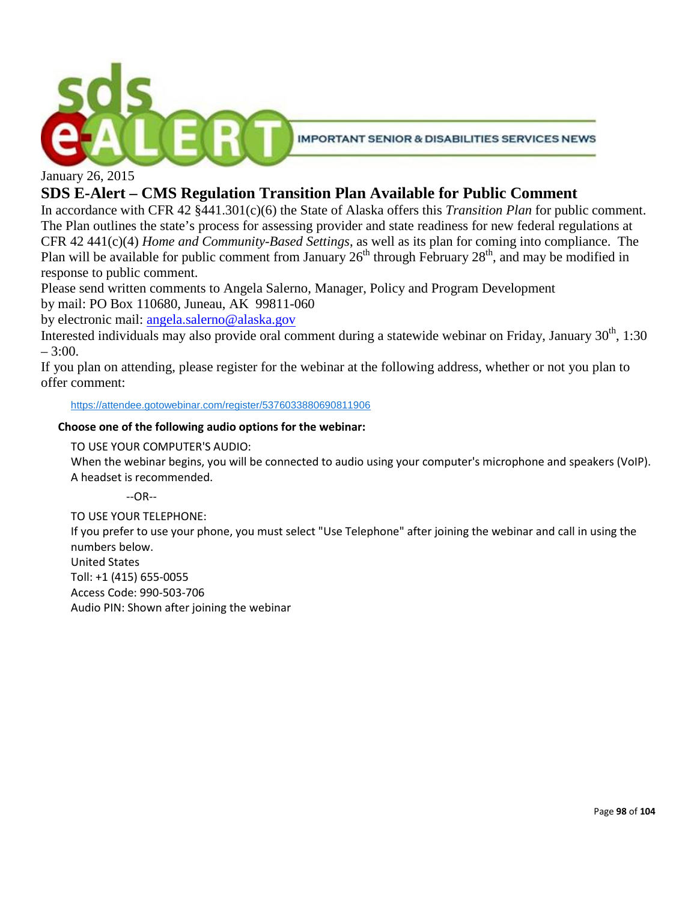sds e-ALERT IMPORTANT SENIOR & DISABILITIES SERVICES NEWS

January 26, 2015

## SDS E-Alert – CMS Regulation Transition Plan Available for Public Comment

In accordance with CFR 42 §441.301(c)(6) the State of Alaska offers this *Transition Plan* for public comment. The Plan outlines the state's process for assessing provider and state readiness for new federal regulations at CFR 42 441(c)(4) *Home and Community-Based Settings*, as well as its plan for coming into compliance. The Plan will be available for public comment from January 26th through February 28th, and may be modified in response to public comment.

Please send written comments to Angela Salerno, Manager, Policy and Program Development
by mail: PO Box 110680, Juneau, AK 99811-060
by electronic mail: angela.salerno@alaska.gov

Interested individuals may also provide oral comment during a statewide webinar on Friday, January 30th, 1:30 – 3:00.

If you plan on attending, please register for the webinar at the following address, whether or not you plan to offer comment:

https://attendee.gotowebinar.com/register/5376033880690811906

**Choose one of the following audio options for the webinar:**

TO USE YOUR COMPUTER'S AUDIO:
When the webinar begins, you will be connected to audio using your computer's microphone and speakers (VoIP). A headset is recommended.

--OR--

TO USE YOUR TELEPHONE:
If you prefer to use your phone, you must select "Use Telephone" after joining the webinar and call in using the numbers below.
United States
Toll: +1 (415) 655-0055
Access Code: 990-503-706
Audio PIN: Shown after joining the webinar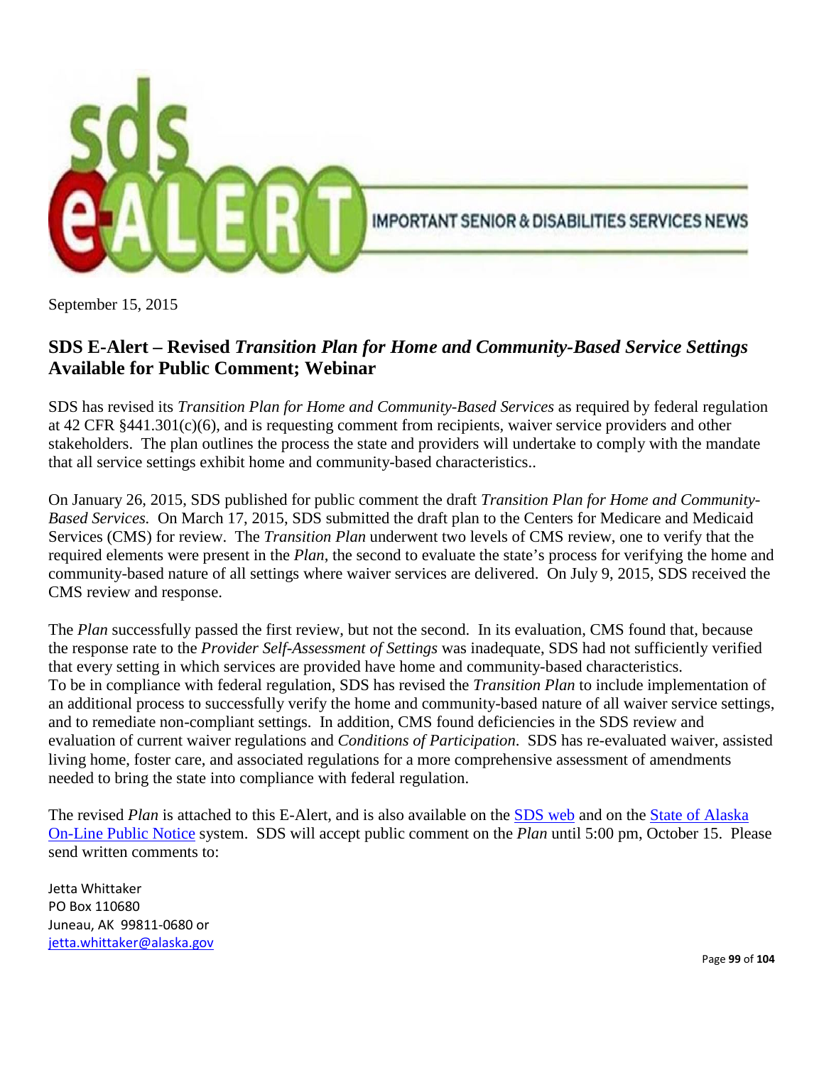IMPORTANT SENIOR & DISABILITIES SERVICES NEWS

September 15, 2015

## SDS E-Alert – Revised *Transition Plan for Home and Community-Based Service Settings* Available for Public Comment; Webinar

SDS has revised its *Transition Plan for Home and Community-Based Services* as required by federal regulation at 42 CFR §441.301(c)(6), and is requesting comment from recipients, waiver service providers and other stakeholders. The plan outlines the process the state and providers will undertake to comply with the mandate that all service settings exhibit home and community-based characteristics..

On January 26, 2015, SDS published for public comment the draft *Transition Plan for Home and Community-Based Services.* On March 17, 2015, SDS submitted the draft plan to the Centers for Medicare and Medicaid Services (CMS) for review. The *Transition Plan* underwent two levels of CMS review, one to verify that the required elements were present in the *Plan*, the second to evaluate the state's process for verifying the home and community-based nature of all settings where waiver services are delivered. On July 9, 2015, SDS received the CMS review and response.

The *Plan* successfully passed the first review, but not the second. In its evaluation, CMS found that, because the response rate to the *Provider Self-Assessment of Settings* was inadequate, SDS had not sufficiently verified that every setting in which services are provided have home and community-based characteristics. To be in compliance with federal regulation, SDS has revised the *Transition Plan* to include implementation of an additional process to successfully verify the home and community-based nature of all waiver service settings, and to remediate non-compliant settings. In addition, CMS found deficiencies in the SDS review and evaluation of current waiver regulations and *Conditions of Participation*. SDS has re-evaluated waiver, assisted living home, foster care, and associated regulations for a more comprehensive assessment of amendments needed to bring the state into compliance with federal regulation.

The revised *Plan* is attached to this E-Alert, and is also available on the SDS web and on the State of Alaska On-Line Public Notice system. SDS will accept public comment on the *Plan* until 5:00 pm, October 15. Please send written comments to:

Jetta Whittaker
PO Box 110680
Juneau, AK 99811-0680 or
jetta.whittaker@alaska.gov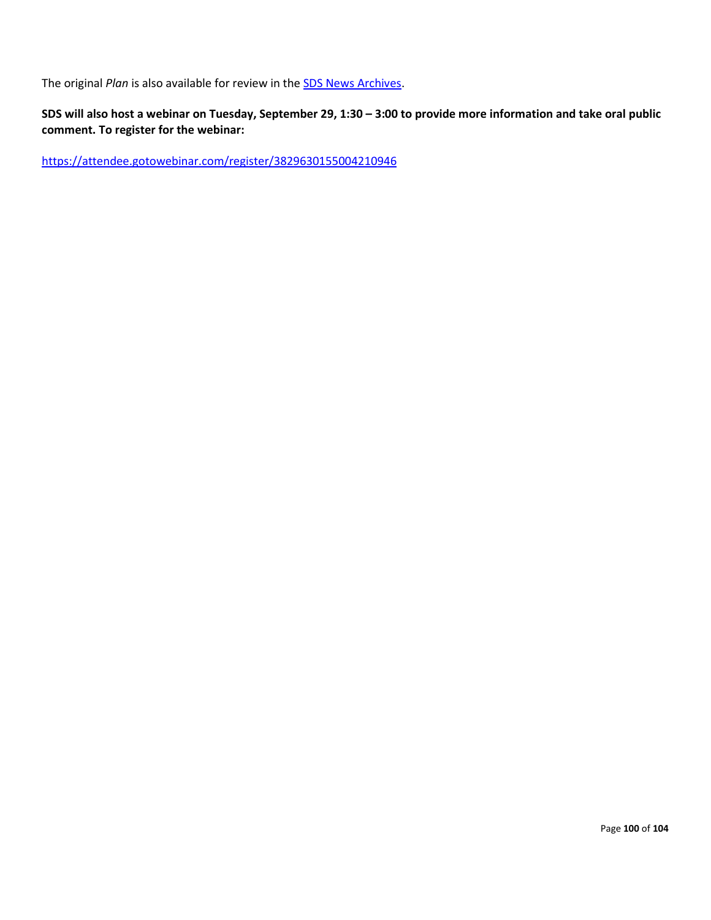The original *Plan* is also available for review in the [SDS News Archives].

**SDS will also host a webinar on Tuesday, September 29, 1:30 – 3:00 to provide more information and take oral public comment. To register for the webinar:**

https://attendee.gotowebinar.com/register/3829630155004210946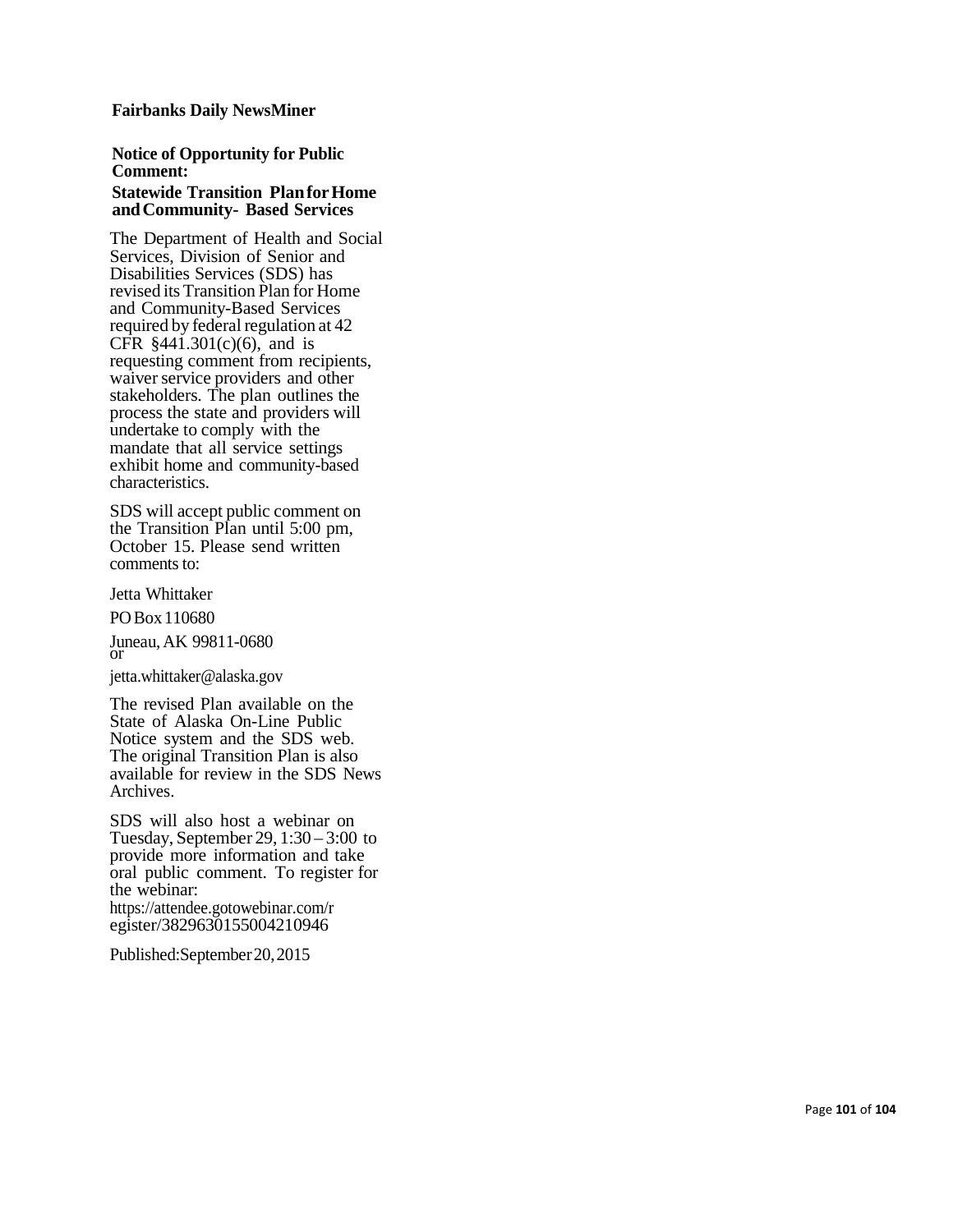**Fairbanks Daily NewsMiner**

**Notice of Opportunity for Public Comment:**

**Statewide Transition Plan for Home and Community- Based Services**

The Department of Health and Social Services, Division of Senior and Disabilities Services (SDS) has revised its Transition Plan for Home and Community-Based Services required by federal regulation at 42 CFR §441.301(c)(6), and is requesting comment from recipients, waiver service providers and other stakeholders. The plan outlines the process the state and providers will undertake to comply with the mandate that all service settings exhibit home and community-based characteristics.

SDS will accept public comment on the Transition Plan until 5:00 pm, October 15. Please send written comments to:

Jetta Whittaker

PO Box 110680

Juneau, AK 99811-0680
or

jetta.whittaker@alaska.gov

The revised Plan available on the State of Alaska On-Line Public Notice system and the SDS web. The original Transition Plan is also available for review in the SDS News Archives.

SDS will also host a webinar on Tuesday, September 29, 1:30 – 3:00 to provide more information and take oral public comment. To register for the webinar:
https://attendee.gotowebinar.com/register/3829630155004210946

Published: September 20, 2015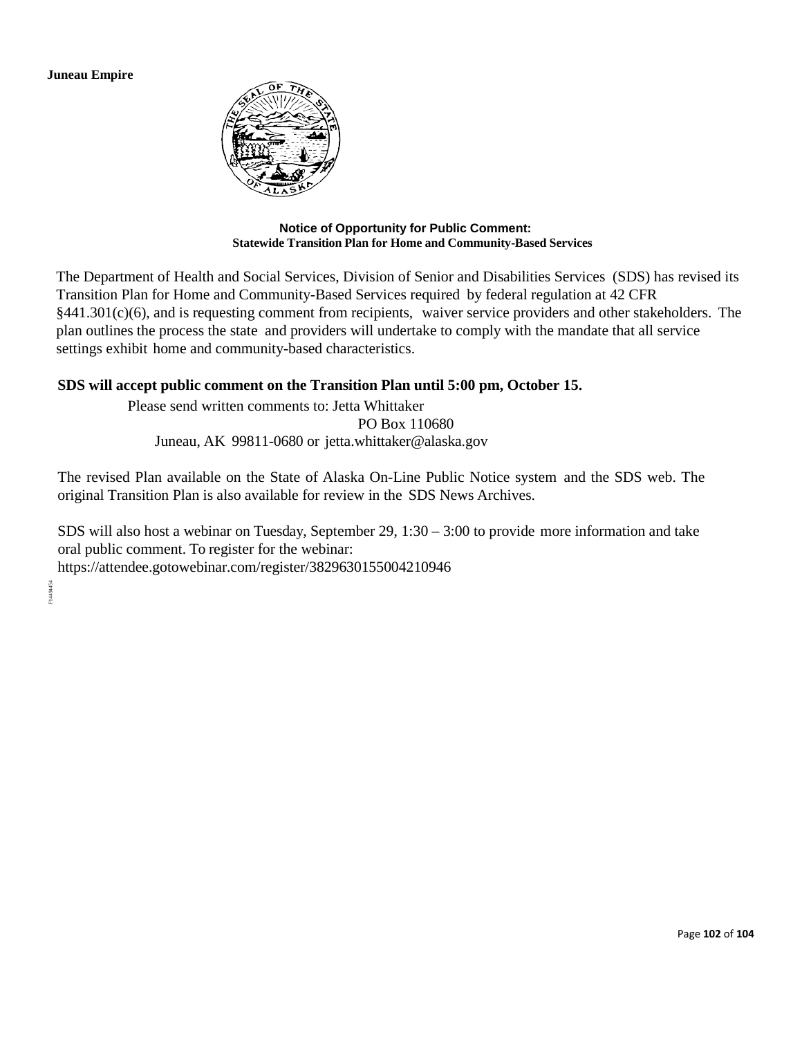**Juneau Empire**

**Notice of Opportunity for Public Comment:**
**Statewide Transition Plan for Home and Community-Based Services**

The Department of Health and Social Services, Division of Senior and Disabilities Services (SDS) has revised its Transition Plan for Home and Community-Based Services required by federal regulation at 42 CFR §441.301(c)(6), and is requesting comment from recipients, waiver service providers and other stakeholders. The plan outlines the process the state and providers will undertake to comply with the mandate that all service settings exhibit home and community-based characteristics.

**SDS will accept public comment on the Transition Plan until 5:00 pm, October 15.**

Please send written comments to: Jetta Whittaker
PO Box 110680
Juneau, AK 99811-0680 or jetta.whittaker@alaska.gov

The revised Plan available on the State of Alaska On-Line Public Notice system and the SDS web. The original Transition Plan is also available for review in the SDS News Archives.

SDS will also host a webinar on Tuesday, September 29, 1:30 – 3:00 to provide more information and take oral public comment. To register for the webinar:
https://attendee.gotowebinar.com/register/3829630155004210946

F1449454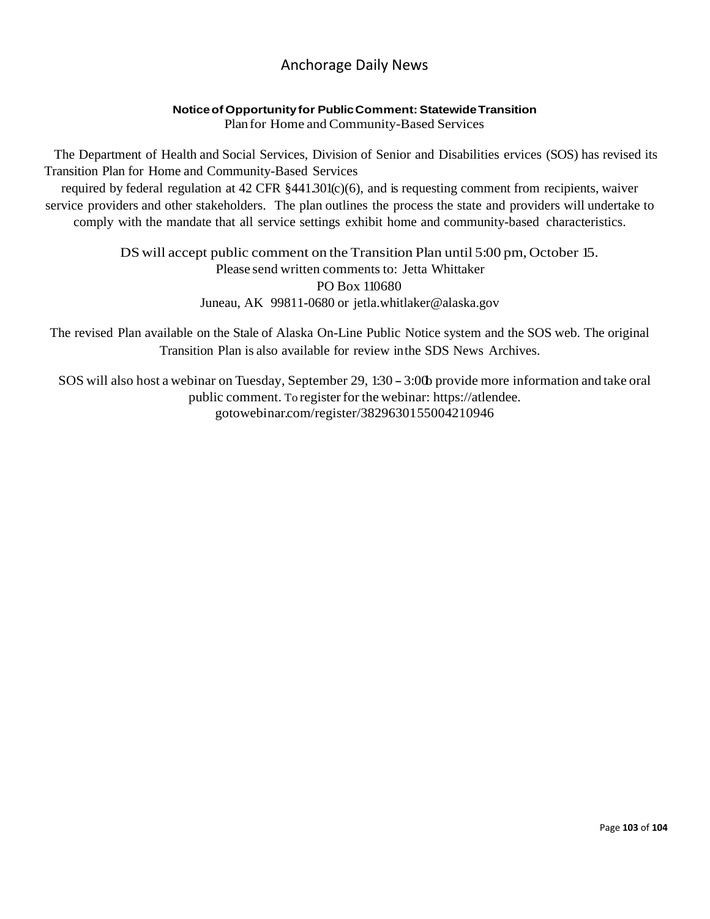Anchorage Daily News

**Notice of Opportunity for Public Comment: Statewide Transition**
Plan for Home and Community-Based Services

The Department of Health and Social Services, Division of Senior and Disabilities ervices (SOS) has revised its Transition Plan for Home and Community-Based Services required by federal regulation at 42 CFR §441.301(c)(6), and is requesting comment from recipients, waiver service providers and other stakeholders. The plan outlines the process the state and providers will undertake to comply with the mandate that all service settings exhibit home and community-based characteristics.

DS will accept public comment on the Transition Plan until 5:00 pm, October 15.
Please send written comments to: Jetta Whittaker
PO Box 110680
Juneau, AK 99811-0680 or jetla.whitlaker@alaska.gov

The revised Plan available on the Stale of Alaska On-Line Public Notice system and the SOS web. The original Transition Plan is also available for review inthe SDS News Archives.

SOS will also host a webinar on Tuesday, September 29, 1:30 – 3:00o provide more information and take oral public comment. To register for the webinar: https://atlendee.gotowebinar.com/register/3829630155004210946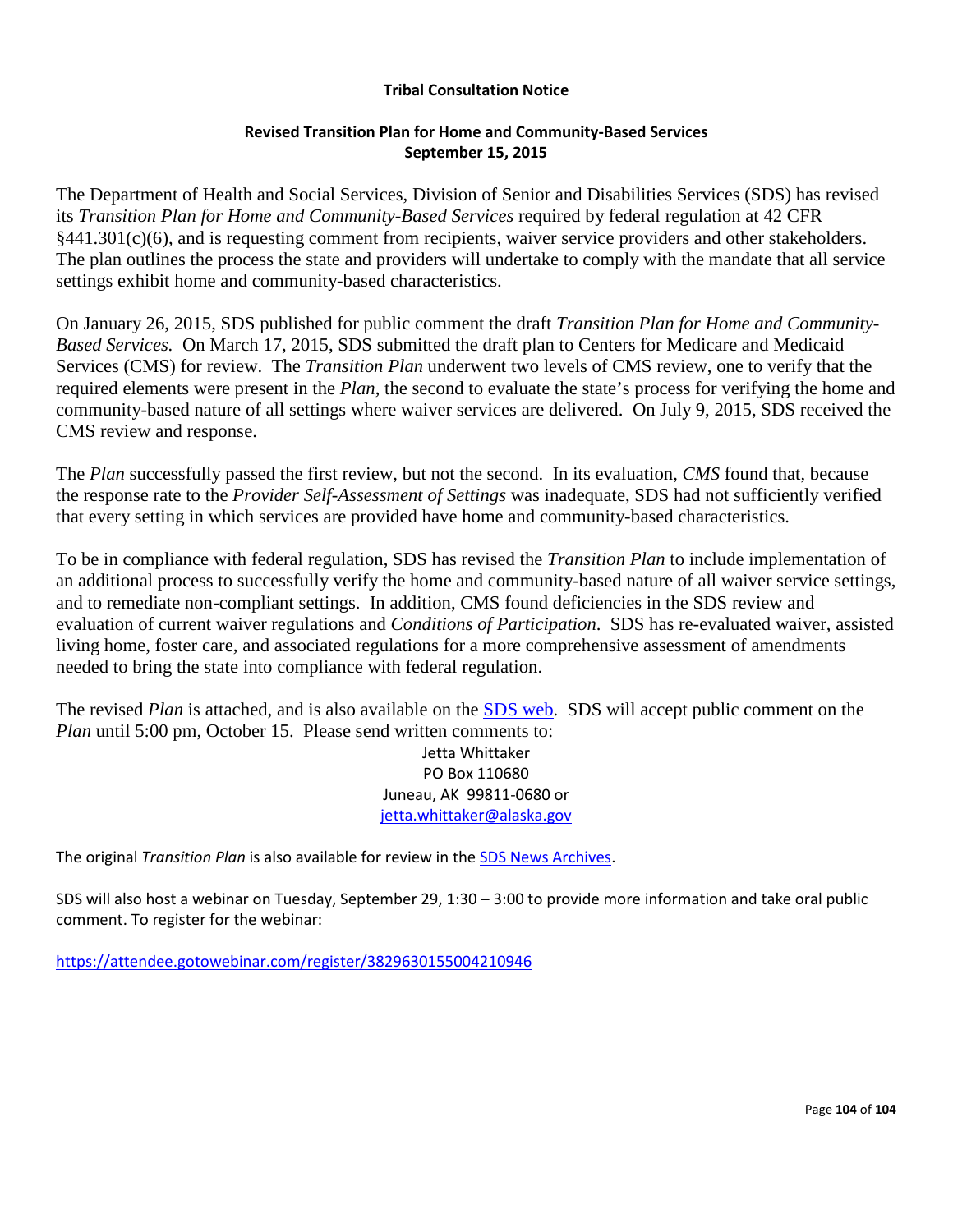**Tribal Consultation Notice**

**Revised Transition Plan for Home and Community-Based Services**
**September 15, 2015**

The Department of Health and Social Services, Division of Senior and Disabilities Services (SDS) has revised its *Transition Plan for Home and Community-Based Services* required by federal regulation at 42 CFR §441.301(c)(6), and is requesting comment from recipients, waiver service providers and other stakeholders. The plan outlines the process the state and providers will undertake to comply with the mandate that all service settings exhibit home and community-based characteristics.

On January 26, 2015, SDS published for public comment the draft *Transition Plan for Home and Community-Based Services.* On March 17, 2015, SDS submitted the draft plan to Centers for Medicare and Medicaid Services (CMS) for review. The *Transition Plan* underwent two levels of CMS review, one to verify that the required elements were present in the *Plan*, the second to evaluate the state's process for verifying the home and community-based nature of all settings where waiver services are delivered. On July 9, 2015, SDS received the CMS review and response.

The *Plan* successfully passed the first review, but not the second. In its evaluation, *CMS* found that, because the response rate to the *Provider Self-Assessment of Settings* was inadequate, SDS had not sufficiently verified that every setting in which services are provided have home and community-based characteristics.

To be in compliance with federal regulation, SDS has revised the *Transition Plan* to include implementation of an additional process to successfully verify the home and community-based nature of all waiver service settings, and to remediate non-compliant settings. In addition, CMS found deficiencies in the SDS review and evaluation of current waiver regulations and *Conditions of Participation.* SDS has re-evaluated waiver, assisted living home, foster care, and associated regulations for a more comprehensive assessment of amendments needed to bring the state into compliance with federal regulation.

The revised *Plan* is attached, and is also available on the SDS web. SDS will accept public comment on the *Plan* until 5:00 pm, October 15. Please send written comments to:

Jetta Whittaker
PO Box 110680
Juneau, AK 99811-0680 or
jetta.whittaker@alaska.gov

The original *Transition Plan* is also available for review in the SDS News Archives.

SDS will also host a webinar on Tuesday, September 29, 1:30 – 3:00 to provide more information and take oral public comment. To register for the webinar:

https://attendee.gotowebinar.com/register/3829630155004210946